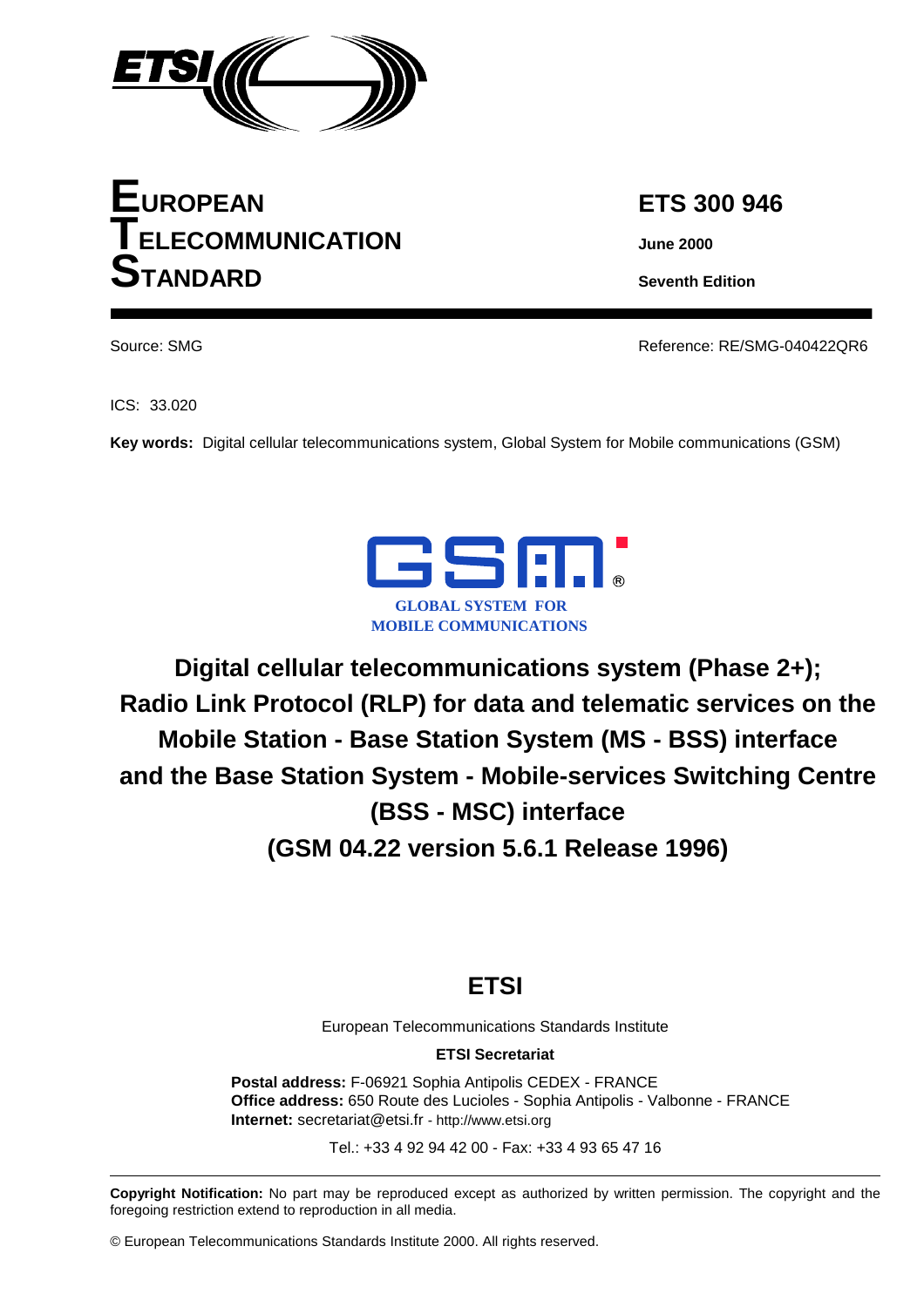# EUROPEAN TELECOMMUNICATION STANDARD

**ETS 300 946**

**June 2000**

**Seventh Edition**

Source: SMG

Reference: RE/SMG-040422QR6

ICS: 33.020

**Key words:** Digital cellular telecommunications system, Global System for Mobile communications (GSM)

GLOBAL SYSTEM FOR MOBILE COMMUNICATIONS

# Digital cellular telecommunications system (Phase 2+); Radio Link Protocol (RLP) for data and telematic services on the Mobile Station - Base Station System (MS - BSS) interface and the Base Station System - Mobile-services Switching Centre (BSS - MSC) interface (GSM 04.22 version 5.6.1 Release 1996)

## ETSI

European Telecommunications Standards Institute

**ETSI Secretariat**

**Postal address:** F-06921 Sophia Antipolis CEDEX - FRANCE
**Office address:** 650 Route des Lucioles - Sophia Antipolis - Valbonne - FRANCE
**Internet:** secretariat@etsi.fr - http://www.etsi.org

Tel.: +33 4 92 94 42 00 - Fax: +33 4 93 65 47 16

**Copyright Notification:** No part may be reproduced except as authorized by written permission. The copyright and the foregoing restriction extend to reproduction in all media.

© European Telecommunications Standards Institute 2000. All rights reserved.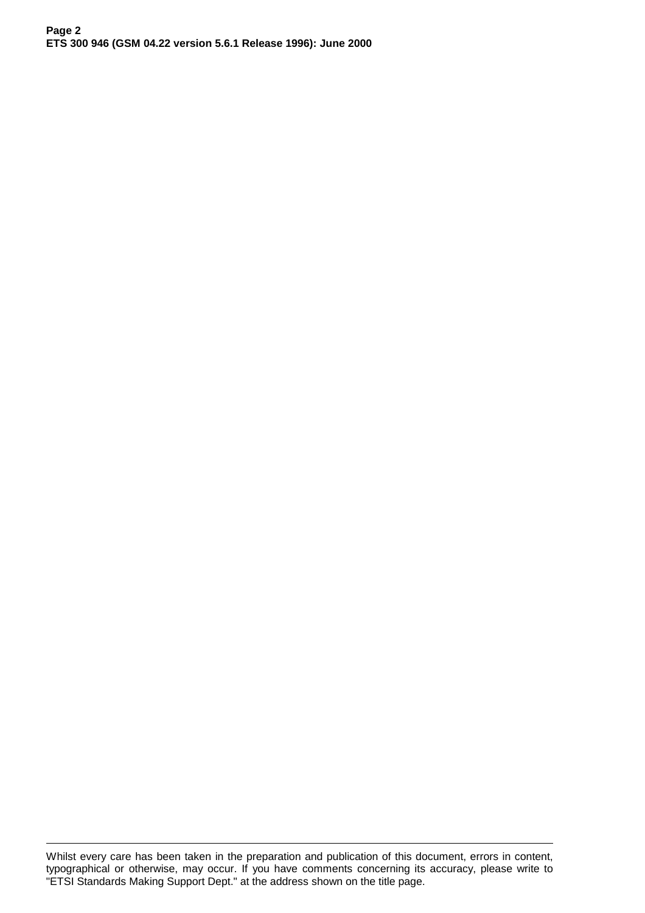Whilst every care has been taken in the preparation and publication of this document, errors in content, typographical or otherwise, may occur. If you have comments concerning its accuracy, please write to "ETSI Standards Making Support Dept." at the address shown on the title page.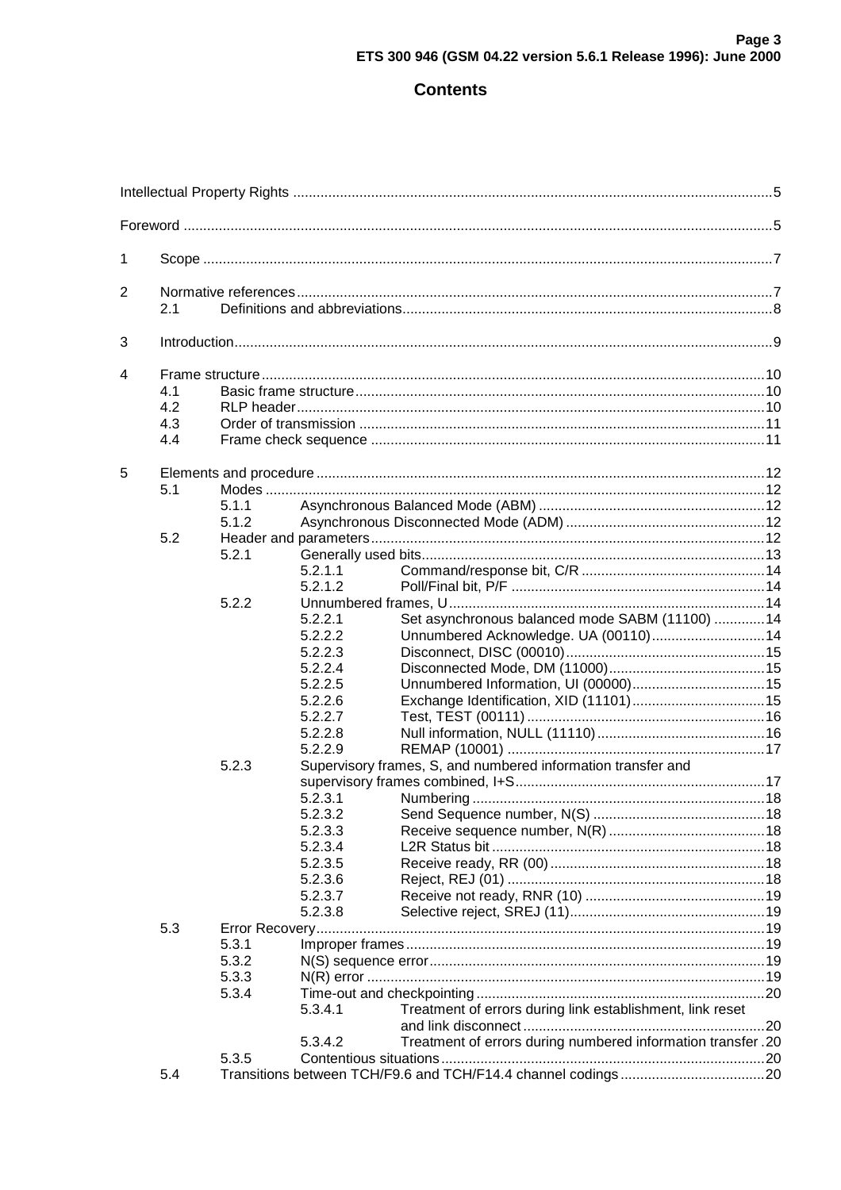# Contents

Intellectual Property Rights ....................................................................................................................5

Foreword ....................................................................................................................................................5

1 Scope ....................................................................................................................................................7

2 Normative references............................................................................................................................7
- 2.1 Definitions and abbreviations..........................................................................................................8

3 Introduction............................................................................................................................................9

4 Frame structure ....................................................................................................................................10
- 4.1 Basic frame structure ....................................................................................................................10
- 4.2 RLP header....................................................................................................................................10
- 4.3 Order of transmission ...................................................................................................................11
- 4.4 Frame check sequence .................................................................................................................11

5 Elements and procedure ......................................................................................................................12
- 5.1 Modes ...........................................................................................................................................12
  - 5.1.1 Asynchronous Balanced Mode (ABM) ......................................................................12
  - 5.1.2 Asynchronous Disconnected Mode (ADM) ...............................................................12
- 5.2 Header and parameters.................................................................................................................12
  - 5.2.1 Generally used bits...................................................................................................13
    - 5.2.1.1 Command/response bit, C/R ............................................................14
    - 5.2.1.2 Poll/Final bit, P/F ..............................................................................14
  - 5.2.2 Unnumbered frames, U.............................................................................................14
    - 5.2.2.1 Set asynchronous balanced mode SABM (11100) ............................14
    - 5.2.2.2 Unnumbered Acknowledge. UA (00110)............................................14
    - 5.2.2.3 Disconnect, DISC (00010)..................................................................15
    - 5.2.2.4 Disconnected Mode, DM (11000)........................................................15
    - 5.2.2.5 Unnumbered Information, UI (00000)..................................................15
    - 5.2.2.6 Exchange Identification, XID (11101)..................................................15
    - 5.2.2.7 Test, TEST (00111) ............................................................................16
    - 5.2.2.8 Null information, NULL (11110)...........................................................16
    - 5.2.2.9 REMAP (10001) ..................................................................................17
  - 5.2.3 Supervisory frames, S, and numbered information transfer and supervisory frames combined, I+S...............................................................17
    - 5.2.3.1 Numbering ..........................................................................................18
    - 5.2.3.2 Send Sequence number, N(S) ...........................................................18
    - 5.2.3.3 Receive sequence number, N(R) .......................................................18
    - 5.2.3.4 L2R Status bit .....................................................................................18
    - 5.2.3.5 Receive ready, RR (00) .......................................................................18
    - 5.2.3.6 Reject, REJ (01) .................................................................................18
    - 5.2.3.7 Receive not ready, RNR (10) ..............................................................19
    - 5.2.3.8 Selective reject, SREJ (11)..................................................................19
- 5.3 Error Recovery...............................................................................................................................19
  - 5.3.1 Improper frames .......................................................................................................19
  - 5.3.2 N(S) sequence error..................................................................................................19
  - 5.3.3 N(R) error .................................................................................................................19
  - 5.3.4 Time-out and checkpointing .......................................................................................20
    - 5.3.4.1 Treatment of errors during link establishment, link reset and link disconnect .............................................................20
    - 5.3.4.2 Treatment of errors during numbered information transfer .20
  - 5.3.5 Contentious situations...............................................................................................20
- 5.4 Transitions between TCH/F9.6 and TCH/F14.4 channel codings....................................20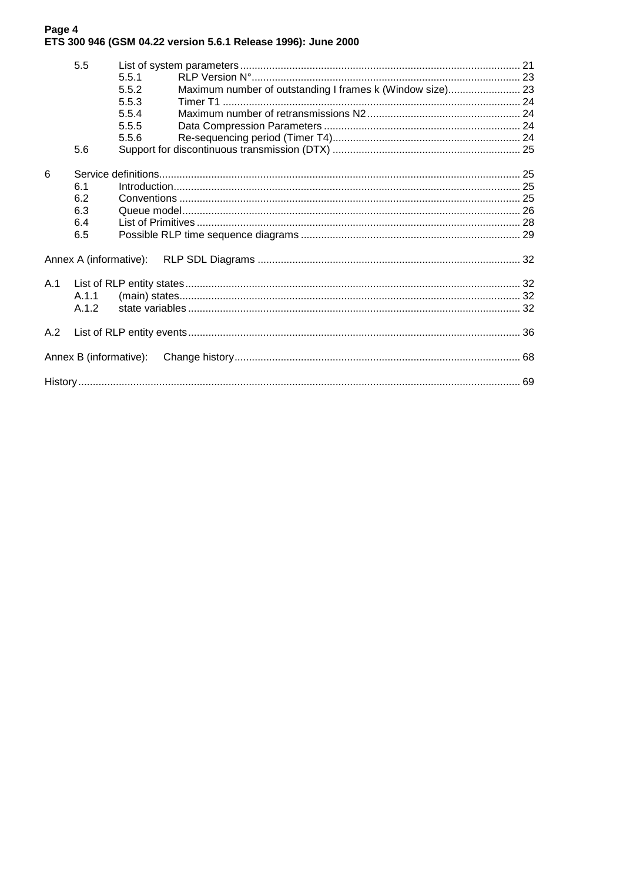5.5 List of system parameters ........................................................................................... 21
5.5.1 RLP Version N° ........................................................................................... 23
5.5.2 Maximum number of outstanding I frames k (Window size) ......................... 23
5.5.3 Timer T1 ..................................................................................................... 24
5.5.4 Maximum number of retransmissions N2 .................................................... 24
5.5.5 Data Compression Parameters ................................................................... 24
5.5.6 Re-sequencing period (Timer T4) ................................................................ 24
5.6 Support for discontinuous transmission (DTX) ................................................................ 25

6 Service definitions ........................................................................................................................ 25
6.1 Introduction ...................................................................................................................... 25
6.2 Conventions ..................................................................................................................... 25
6.3 Queue model .................................................................................................................... 26
6.4 List of Primitives ............................................................................................................... 28
6.5 Possible RLP time sequence diagrams ........................................................................... 29

Annex A (informative): RLP SDL Diagrams .......................................................................................... 32

A.1 List of RLP entity states .................................................................................................................. 32
A.1.1 (main) states .................................................................................................................... 32
A.1.2 state variables .................................................................................................................. 32

A.2 List of RLP entity events ................................................................................................................. 36

Annex B (informative): Change history .................................................................................................. 68

History ....................................................................................................................................................... 69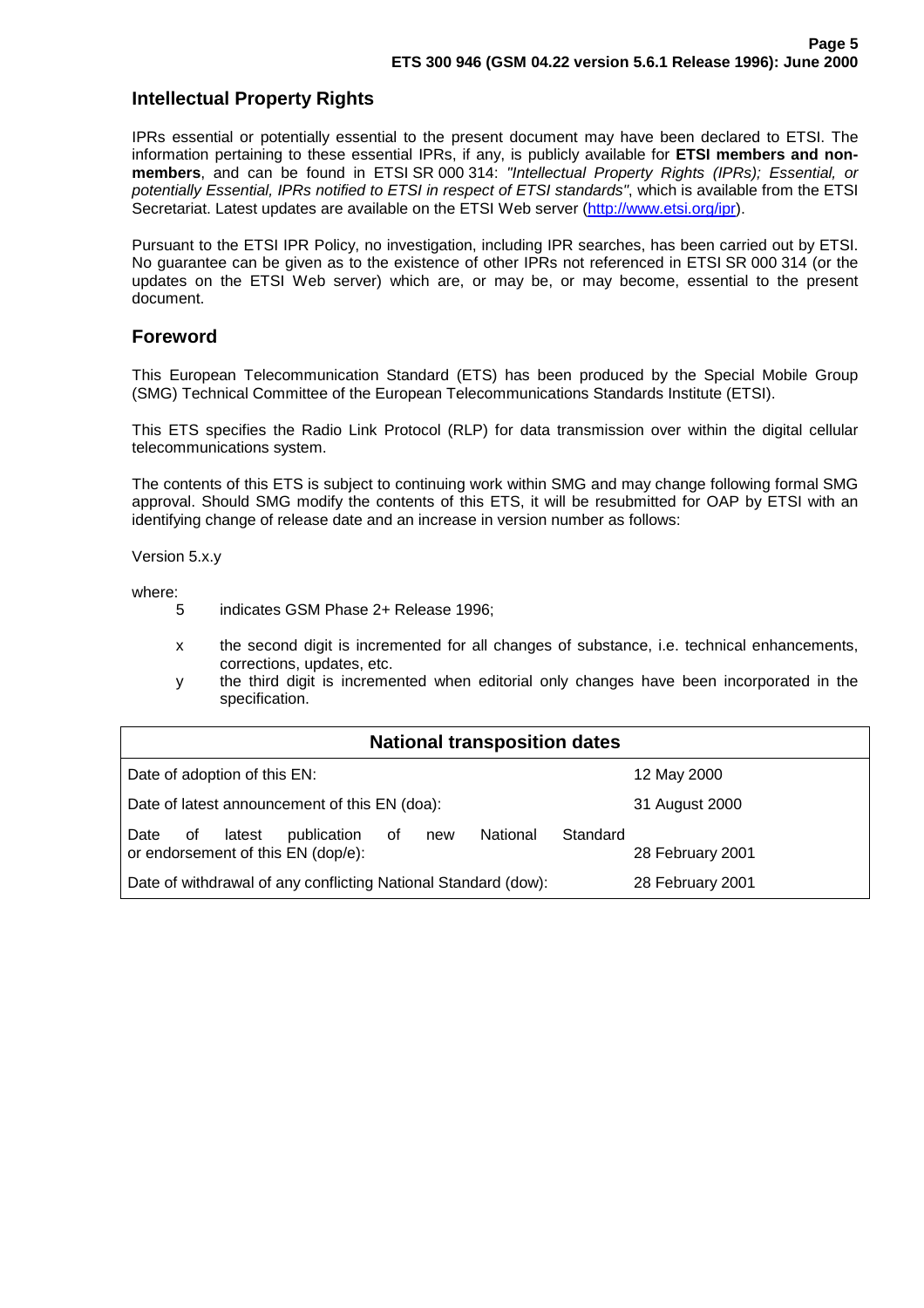## Intellectual Property Rights

IPRs essential or potentially essential to the present document may have been declared to ETSI. The information pertaining to these essential IPRs, if any, is publicly available for **ETSI members and non-members**, and can be found in ETSI SR 000 314: *"Intellectual Property Rights (IPRs); Essential, or potentially Essential, IPRs notified to ETSI in respect of ETSI standards"*, which is available from the ETSI Secretariat. Latest updates are available on the ETSI Web server (http://www.etsi.org/ipr).

Pursuant to the ETSI IPR Policy, no investigation, including IPR searches, has been carried out by ETSI. No guarantee can be given as to the existence of other IPRs not referenced in ETSI SR 000 314 (or the updates on the ETSI Web server) which are, or may be, or may become, essential to the present document.

## Foreword

This European Telecommunication Standard (ETS) has been produced by the Special Mobile Group (SMG) Technical Committee of the European Telecommunications Standards Institute (ETSI).

This ETS specifies the Radio Link Protocol (RLP) for data transmission over within the digital cellular telecommunications system.

The contents of this ETS is subject to continuing work within SMG and may change following formal SMG approval. Should SMG modify the contents of this ETS, it will be resubmitted for OAP by ETSI with an identifying change of release date and an increase in version number as follows:

Version 5.x.y

where:

- 5 indicates GSM Phase 2+ Release 1996;
- x the second digit is incremented for all changes of substance, i.e. technical enhancements, corrections, updates, etc.
- y the third digit is incremented when editorial only changes have been incorporated in the specification.

| National transposition dates | |
|---|---|
| Date of adoption of this EN: | 12 May 2000 |
| Date of latest announcement of this EN (doa): | 31 August 2000 |
| Date of latest publication of new National Standard or endorsement of this EN (dop/e): | 28 February 2001 |
| Date of withdrawal of any conflicting National Standard (dow): | 28 February 2001 |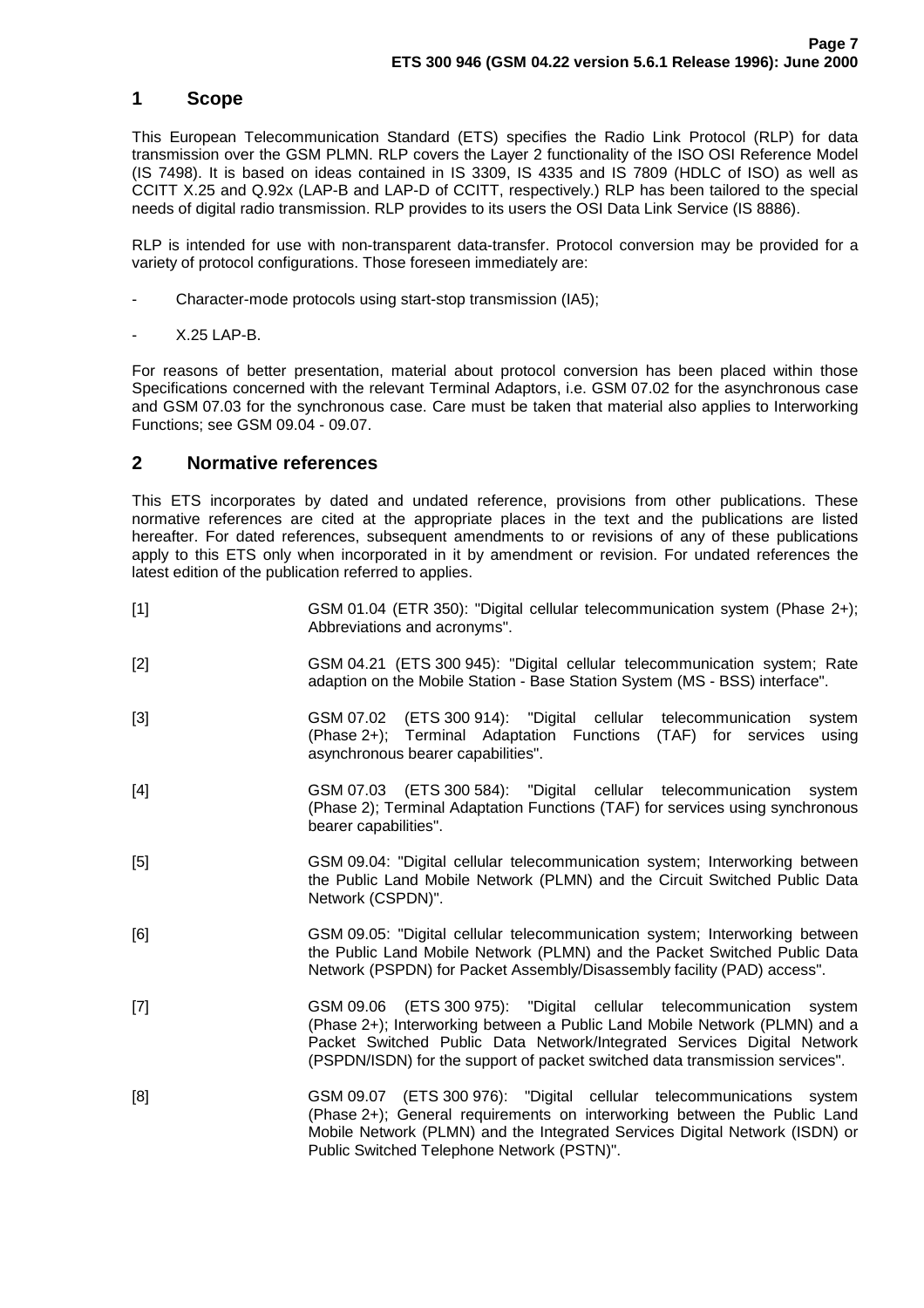## 1 Scope

This European Telecommunication Standard (ETS) specifies the Radio Link Protocol (RLP) for data transmission over the GSM PLMN. RLP covers the Layer 2 functionality of the ISO OSI Reference Model (IS 7498). It is based on ideas contained in IS 3309, IS 4335 and IS 7809 (HDLC of ISO) as well as CCITT X.25 and Q.92x (LAP-B and LAP-D of CCITT, respectively.) RLP has been tailored to the special needs of digital radio transmission. RLP provides to its users the OSI Data Link Service (IS 8886).

RLP is intended for use with non-transparent data-transfer. Protocol conversion may be provided for a variety of protocol configurations. Those foreseen immediately are:

- Character-mode protocols using start-stop transmission (IA5);
- X.25 LAP-B.

For reasons of better presentation, material about protocol conversion has been placed within those Specifications concerned with the relevant Terminal Adaptors, i.e. GSM 07.02 for the asynchronous case and GSM 07.03 for the synchronous case. Care must be taken that material also applies to Interworking Functions; see GSM 09.04 - 09.07.

## 2 Normative references

This ETS incorporates by dated and undated reference, provisions from other publications. These normative references are cited at the appropriate places in the text and the publications are listed hereafter. For dated references, subsequent amendments to or revisions of any of these publications apply to this ETS only when incorporated in it by amendment or revision. For undated references the latest edition of the publication referred to applies.

[1] GSM 01.04 (ETR 350): "Digital cellular telecommunication system (Phase 2+); Abbreviations and acronyms".

[2] GSM 04.21 (ETS 300 945): "Digital cellular telecommunication system; Rate adaption on the Mobile Station - Base Station System (MS - BSS) interface".

[3] GSM 07.02 (ETS 300 914): "Digital cellular telecommunication system (Phase 2+); Terminal Adaptation Functions (TAF) for services using asynchronous bearer capabilities".

[4] GSM 07.03 (ETS 300 584): "Digital cellular telecommunication system (Phase 2); Terminal Adaptation Functions (TAF) for services using synchronous bearer capabilities".

[5] GSM 09.04: "Digital cellular telecommunication system; Interworking between the Public Land Mobile Network (PLMN) and the Circuit Switched Public Data Network (CSPDN)".

[6] GSM 09.05: "Digital cellular telecommunication system; Interworking between the Public Land Mobile Network (PLMN) and the Packet Switched Public Data Network (PSPDN) for Packet Assembly/Disassembly facility (PAD) access".

[7] GSM 09.06 (ETS 300 975): "Digital cellular telecommunication system (Phase 2+); Interworking between a Public Land Mobile Network (PLMN) and a Packet Switched Public Data Network/Integrated Services Digital Network (PSPDN/ISDN) for the support of packet switched data transmission services".

[8] GSM 09.07 (ETS 300 976): "Digital cellular telecommunications system (Phase 2+); General requirements on interworking between the Public Land Mobile Network (PLMN) and the Integrated Services Digital Network (ISDN) or Public Switched Telephone Network (PSTN)".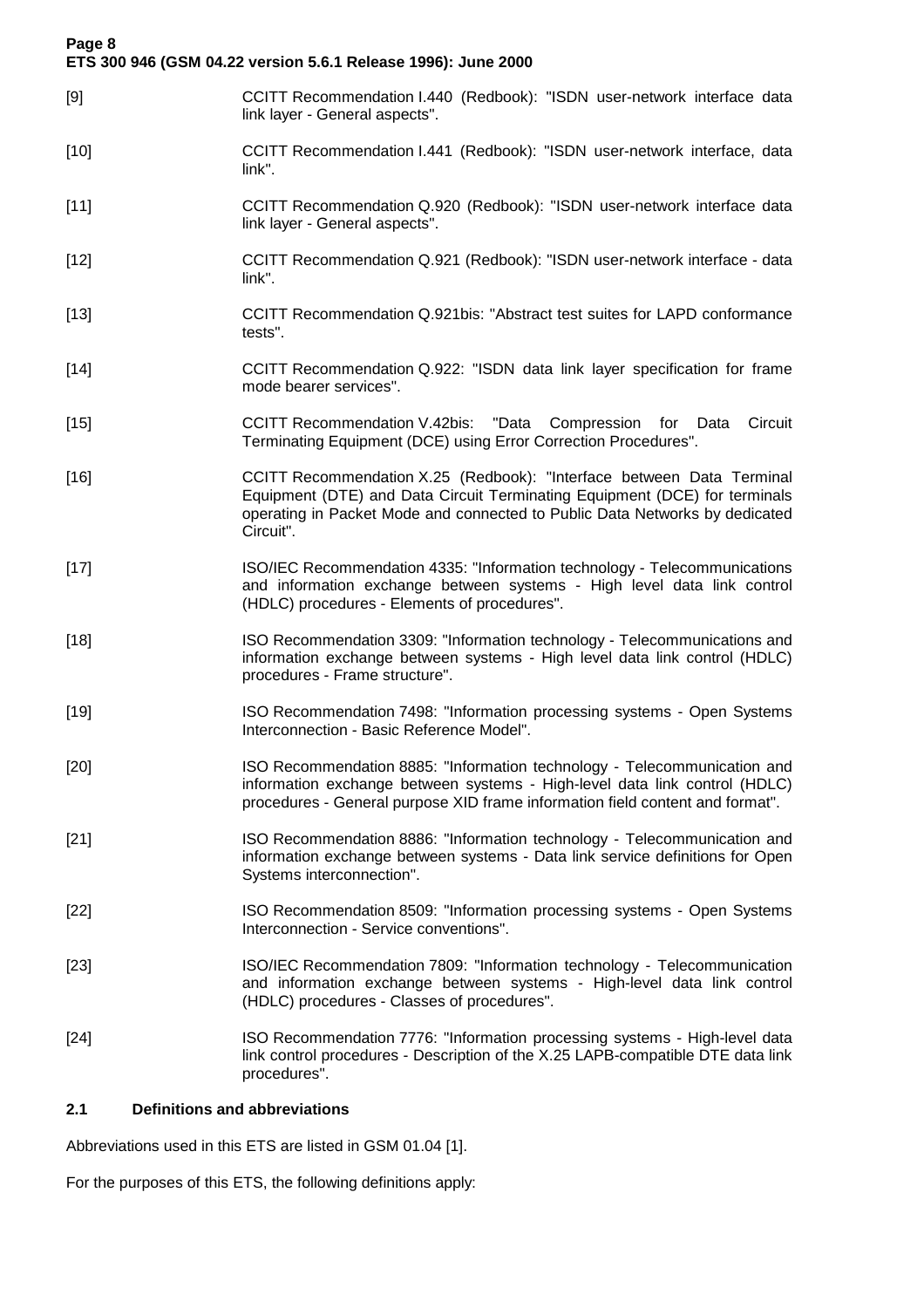[9] CCITT Recommendation I.440 (Redbook): "ISDN user-network interface data link layer - General aspects".

[10] CCITT Recommendation I.441 (Redbook): "ISDN user-network interface, data link".

[11] CCITT Recommendation Q.920 (Redbook): "ISDN user-network interface data link layer - General aspects".

[12] CCITT Recommendation Q.921 (Redbook): "ISDN user-network interface - data link".

[13] CCITT Recommendation Q.921bis: "Abstract test suites for LAPD conformance tests".

[14] CCITT Recommendation Q.922: "ISDN data link layer specification for frame mode bearer services".

[15] CCITT Recommendation V.42bis: "Data Compression for Data Circuit Terminating Equipment (DCE) using Error Correction Procedures".

[16] CCITT Recommendation X.25 (Redbook): "Interface between Data Terminal Equipment (DTE) and Data Circuit Terminating Equipment (DCE) for terminals operating in Packet Mode and connected to Public Data Networks by dedicated Circuit".

[17] ISO/IEC Recommendation 4335: "Information technology - Telecommunications and information exchange between systems - High level data link control (HDLC) procedures - Elements of procedures".

[18] ISO Recommendation 3309: "Information technology - Telecommunications and information exchange between systems - High level data link control (HDLC) procedures - Frame structure".

[19] ISO Recommendation 7498: "Information processing systems - Open Systems Interconnection - Basic Reference Model".

[20] ISO Recommendation 8885: "Information technology - Telecommunication and information exchange between systems - High-level data link control (HDLC) procedures - General purpose XID frame information field content and format".

[21] ISO Recommendation 8886: "Information technology - Telecommunication and information exchange between systems - Data link service definitions for Open Systems interconnection".

[22] ISO Recommendation 8509: "Information processing systems - Open Systems Interconnection - Service conventions".

[23] ISO/IEC Recommendation 7809: "Information technology - Telecommunication and information exchange between systems - High-level data link control (HDLC) procedures - Classes of procedures".

[24] ISO Recommendation 7776: "Information processing systems - High-level data link control procedures - Description of the X.25 LAPB-compatible DTE data link procedures".

## 2.1 Definitions and abbreviations

Abbreviations used in this ETS are listed in GSM 01.04 [1].

For the purposes of this ETS, the following definitions apply: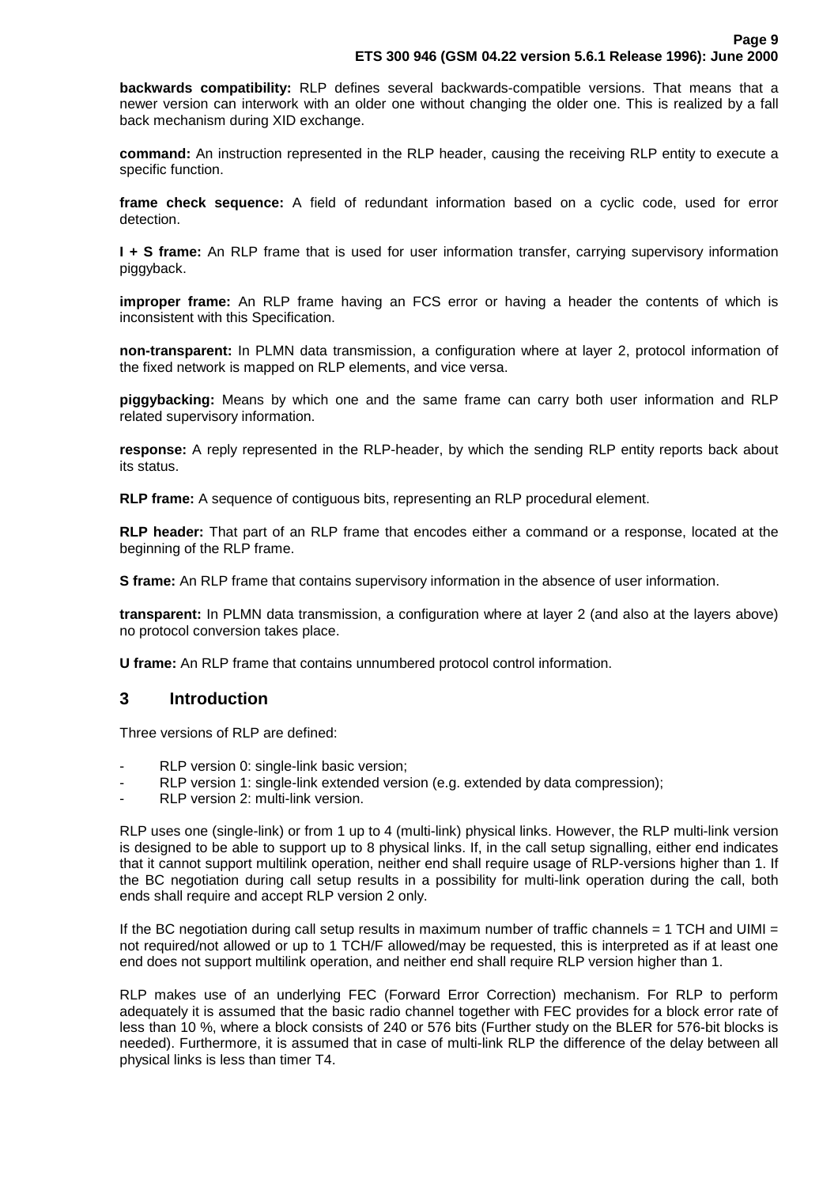**backwards compatibility:** RLP defines several backwards-compatible versions. That means that a newer version can interwork with an older one without changing the older one. This is realized by a fall back mechanism during XID exchange.

**command:** An instruction represented in the RLP header, causing the receiving RLP entity to execute a specific function.

**frame check sequence:** A field of redundant information based on a cyclic code, used for error detection.

**I + S frame:** An RLP frame that is used for user information transfer, carrying supervisory information piggyback.

**improper frame:** An RLP frame having an FCS error or having a header the contents of which is inconsistent with this Specification.

**non-transparent:** In PLMN data transmission, a configuration where at layer 2, protocol information of the fixed network is mapped on RLP elements, and vice versa.

**piggybacking:** Means by which one and the same frame can carry both user information and RLP related supervisory information.

**response:** A reply represented in the RLP-header, by which the sending RLP entity reports back about its status.

**RLP frame:** A sequence of contiguous bits, representing an RLP procedural element.

**RLP header:** That part of an RLP frame that encodes either a command or a response, located at the beginning of the RLP frame.

**S frame:** An RLP frame that contains supervisory information in the absence of user information.

**transparent:** In PLMN data transmission, a configuration where at layer 2 (and also at the layers above) no protocol conversion takes place.

**U frame:** An RLP frame that contains unnumbered protocol control information.

# 3 Introduction

Three versions of RLP are defined:

- RLP version 0: single-link basic version;
- RLP version 1: single-link extended version (e.g. extended by data compression);
- RLP version 2: multi-link version.

RLP uses one (single-link) or from 1 up to 4 (multi-link) physical links. However, the RLP multi-link version is designed to be able to support up to 8 physical links. If, in the call setup signalling, either end indicates that it cannot support multilink operation, neither end shall require usage of RLP-versions higher than 1. If the BC negotiation during call setup results in a possibility for multi-link operation during the call, both ends shall require and accept RLP version 2 only.

If the BC negotiation during call setup results in maximum number of traffic channels = 1 TCH and UIMI = not required/not allowed or up to 1 TCH/F allowed/may be requested, this is interpreted as if at least one end does not support multilink operation, and neither end shall require RLP version higher than 1.

RLP makes use of an underlying FEC (Forward Error Correction) mechanism. For RLP to perform adequately it is assumed that the basic radio channel together with FEC provides for a block error rate of less than 10 %, where a block consists of 240 or 576 bits (Further study on the BLER for 576-bit blocks is needed). Furthermore, it is assumed that in case of multi-link RLP the difference of the delay between all physical links is less than timer T4.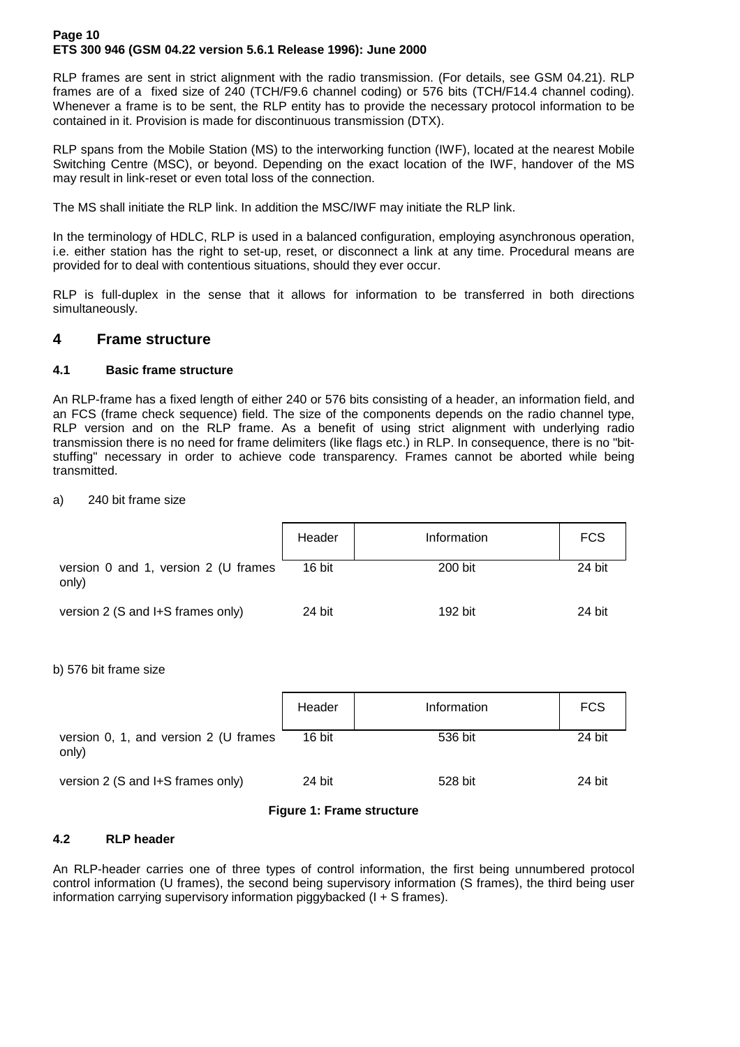RLP frames are sent in strict alignment with the radio transmission. (For details, see GSM 04.21). RLP frames are of a fixed size of 240 (TCH/F9.6 channel coding) or 576 bits (TCH/F14.4 channel coding). Whenever a frame is to be sent, the RLP entity has to provide the necessary protocol information to be contained in it. Provision is made for discontinuous transmission (DTX).

RLP spans from the Mobile Station (MS) to the interworking function (IWF), located at the nearest Mobile Switching Centre (MSC), or beyond. Depending on the exact location of the IWF, handover of the MS may result in link-reset or even total loss of the connection.

The MS shall initiate the RLP link. In addition the MSC/IWF may initiate the RLP link.

In the terminology of HDLC, RLP is used in a balanced configuration, employing asynchronous operation, i.e. either station has the right to set-up, reset, or disconnect a link at any time. Procedural means are provided for to deal with contentious situations, should they ever occur.

RLP is full-duplex in the sense that it allows for information to be transferred in both directions simultaneously.

# 4 Frame structure

## 4.1 Basic frame structure

An RLP-frame has a fixed length of either 240 or 576 bits consisting of a header, an information field, and an FCS (frame check sequence) field. The size of the components depends on the radio channel type, RLP version and on the RLP frame. As a benefit of using strict alignment with underlying radio transmission there is no need for frame delimiters (like flags etc.) in RLP. In consequence, there is no "bit-stuffing" necessary in order to achieve code transparency. Frames cannot be aborted while being transmitted.

a) 240 bit frame size

| | Header | Information | FCS |
|---|---|---|---|
| version 0 and 1, version 2 (U frames only) | 16 bit | 200 bit | 24 bit |
| version 2 (S and I+S frames only) | 24 bit | 192 bit | 24 bit |

b) 576 bit frame size

| | Header | Information | FCS |
|---|---|---|---|
| version 0, 1, and version 2 (U frames only) | 16 bit | 536 bit | 24 bit |
| version 2 (S and I+S frames only) | 24 bit | 528 bit | 24 bit |

**Figure 1: Frame structure**

## 4.2 RLP header

An RLP-header carries one of three types of control information, the first being unnumbered protocol control information (U frames), the second being supervisory information (S frames), the third being user information carrying supervisory information piggybacked (I + S frames).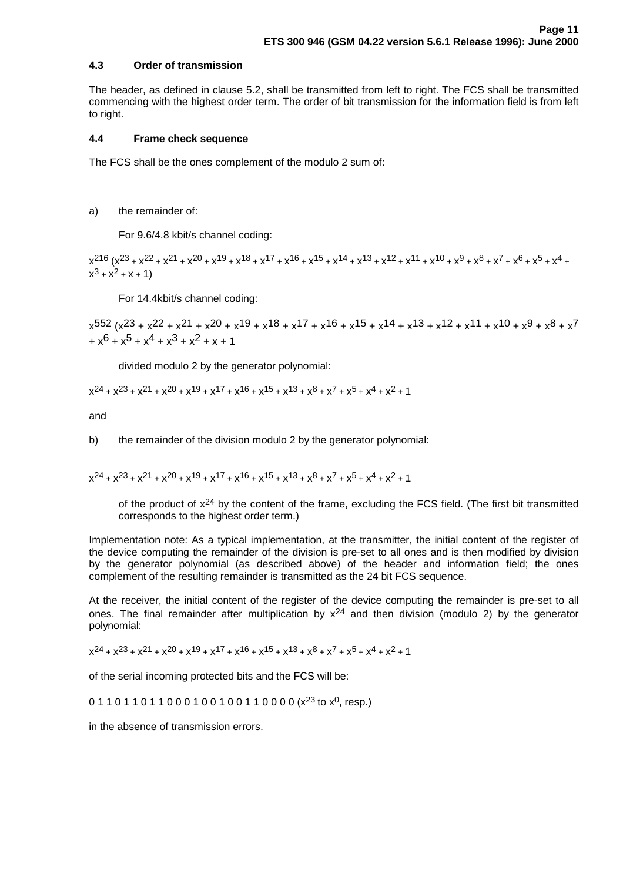### 4.3 Order of transmission

The header, as defined in clause 5.2, shall be transmitted from left to right. The FCS shall be transmitted commencing with the highest order term. The order of bit transmission for the information field is from left to right.

### 4.4 Frame check sequence

The FCS shall be the ones complement of the modulo 2 sum of:

a) the remainder of:

For 9.6/4.8 kbit/s channel coding:

$x^{216} (x^{23} + x^{22} + x^{21} + x^{20} + x^{19} + x^{18} + x^{17} + x^{16} + x^{15} + x^{14} + x^{13} + x^{12} + x^{11} + x^{10} + x^9 + x^8 + x^7 + x^6 + x^5 + x^4 + x^3 + x^2 + x + 1)$

For 14.4kbit/s channel coding:

$x^{552} (x^{23} + x^{22} + x^{21} + x^{20} + x^{19} + x^{18} + x^{17} + x^{16} + x^{15} + x^{14} + x^{13} + x^{12} + x^{11} + x^{10} + x^9 + x^8 + x^7 + x^6 + x^5 + x^4 + x^3 + x^2 + x + 1$

divided modulo 2 by the generator polynomial:

$x^{24} + x^{23} + x^{21} + x^{20} + x^{19} + x^{17} + x^{16} + x^{15} + x^{13} + x^8 + x^7 + x^5 + x^4 + x^2 + 1$

and

b) the remainder of the division modulo 2 by the generator polynomial:

$x^{24} + x^{23} + x^{21} + x^{20} + x^{19} + x^{17} + x^{16} + x^{15} + x^{13} + x^8 + x^7 + x^5 + x^4 + x^2 + 1$

of the product of $x^{24}$ by the content of the frame, excluding the FCS field. (The first bit transmitted corresponds to the highest order term.)

Implementation note: As a typical implementation, at the transmitter, the initial content of the register of the device computing the remainder of the division is pre-set to all ones and is then modified by division by the generator polynomial (as described above) of the header and information field; the ones complement of the resulting remainder is transmitted as the 24 bit FCS sequence.

At the receiver, the initial content of the register of the device computing the remainder is pre-set to all ones. The final remainder after multiplication by $x^{24}$ and then division (modulo 2) by the generator polynomial:

$x^{24} + x^{23} + x^{21} + x^{20} + x^{19} + x^{17} + x^{16} + x^{15} + x^{13} + x^8 + x^7 + x^5 + x^4 + x^2 + 1$

of the serial incoming protected bits and the FCS will be:

0 1 1 0 1 1 0 1 1 0 0 0 1 0 0 1 0 0 1 1 0 0 0 0 ($x^{23}$ to $x^0$, resp.)

in the absence of transmission errors.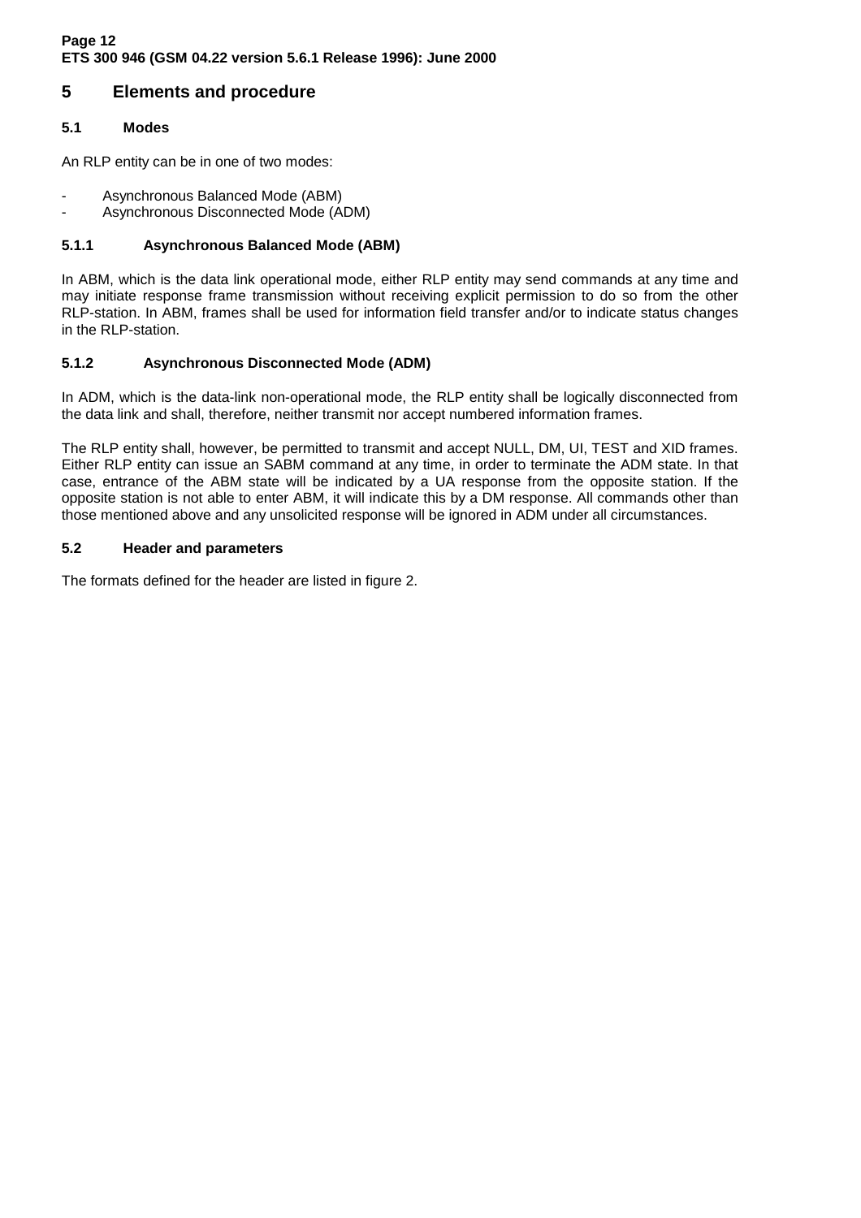# 5 Elements and procedure

## 5.1 Modes

An RLP entity can be in one of two modes:

- Asynchronous Balanced Mode (ABM)
- Asynchronous Disconnected Mode (ADM)

### 5.1.1 Asynchronous Balanced Mode (ABM)

In ABM, which is the data link operational mode, either RLP entity may send commands at any time and may initiate response frame transmission without receiving explicit permission to do so from the other RLP-station. In ABM, frames shall be used for information field transfer and/or to indicate status changes in the RLP-station.

### 5.1.2 Asynchronous Disconnected Mode (ADM)

In ADM, which is the data-link non-operational mode, the RLP entity shall be logically disconnected from the data link and shall, therefore, neither transmit nor accept numbered information frames.

The RLP entity shall, however, be permitted to transmit and accept NULL, DM, UI, TEST and XID frames. Either RLP entity can issue an SABM command at any time, in order to terminate the ADM state. In that case, entrance of the ABM state will be indicated by a UA response from the opposite station. If the opposite station is not able to enter ABM, it will indicate this by a DM response. All commands other than those mentioned above and any unsolicited response will be ignored in ADM under all circumstances.

## 5.2 Header and parameters

The formats defined for the header are listed in figure 2.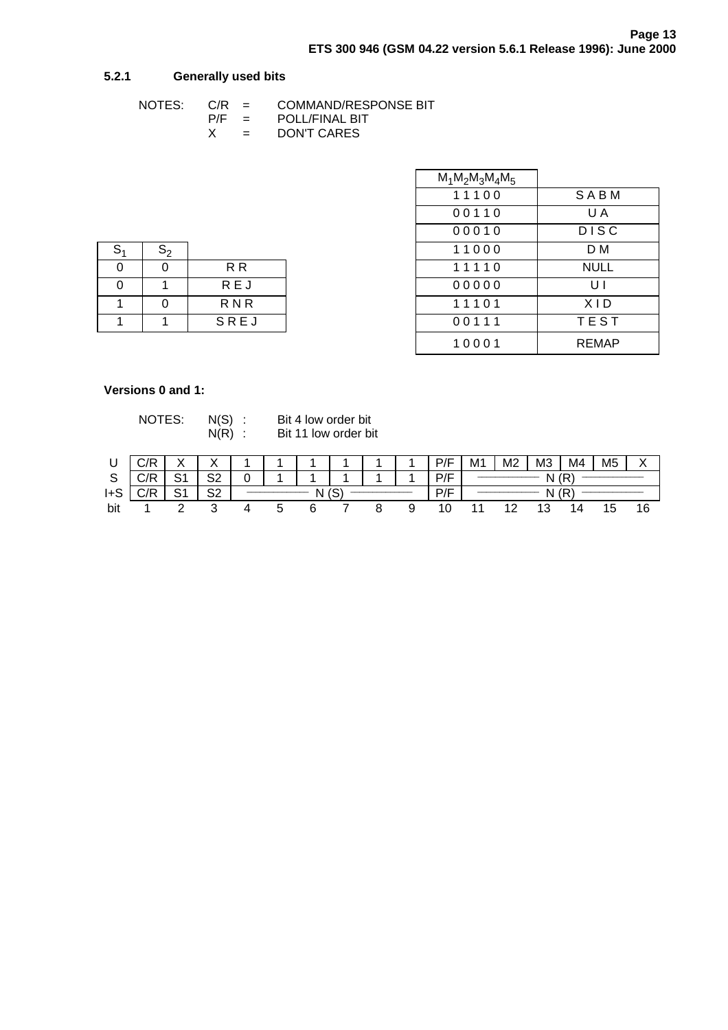### 5.2.1 Generally used bits

NOTES: C/R = COMMAND/RESPONSE BIT
P/F = POLL/FINAL BIT
X = DON'T CARES

| $S_1$ | $S_2$ | |
|---|---|---|
| 0 | 0 | R R |
| 0 | 1 | R E J |
| 1 | 0 | R N R |
| 1 | 1 | S R E J |

| $M_1M_2M_3M_4M_5$ | |
|---|---|
| 1 1 1 0 0 | S A B M |
| 0 0 1 1 0 | U A |
| 0 0 0 1 0 | D I S C |
| 1 1 0 0 0 | D M |
| 1 1 1 1 0 | NULL |
| 0 0 0 0 0 | U I |
| 1 1 1 0 1 | X I D |
| 0 0 1 1 1 | T E S T |
| 1 0 0 0 1 | REMAP |

**Versions 0 and 1:**

NOTES: N(S) : Bit 4 low order bit
N(R) : Bit 11 low order bit

| | | | | | | | | | | | | | | | | |
|---|---|---|---|---|---|---|---|---|---|---|---|---|---|---|---|---|
| U | C/R | X | X | 1 | 1 | 1 | 1 | 1 | 1 | P/F | M1 | M2 | M3 | M4 | M5 | X |
| S | C/R | S1 | S2 | 0 | 1 | 1 | 1 | 1 | 1 | P/F | N (R) | | | | | |
| I+S | C/R | S1 | S2 | N (S) | | | | | | P/F | N (R) | | | | | |
| bit | 1 | 2 | 3 | 4 | 5 | 6 | 7 | 8 | 9 | 10 | 11 | 12 | 13 | 14 | 15 | 16 |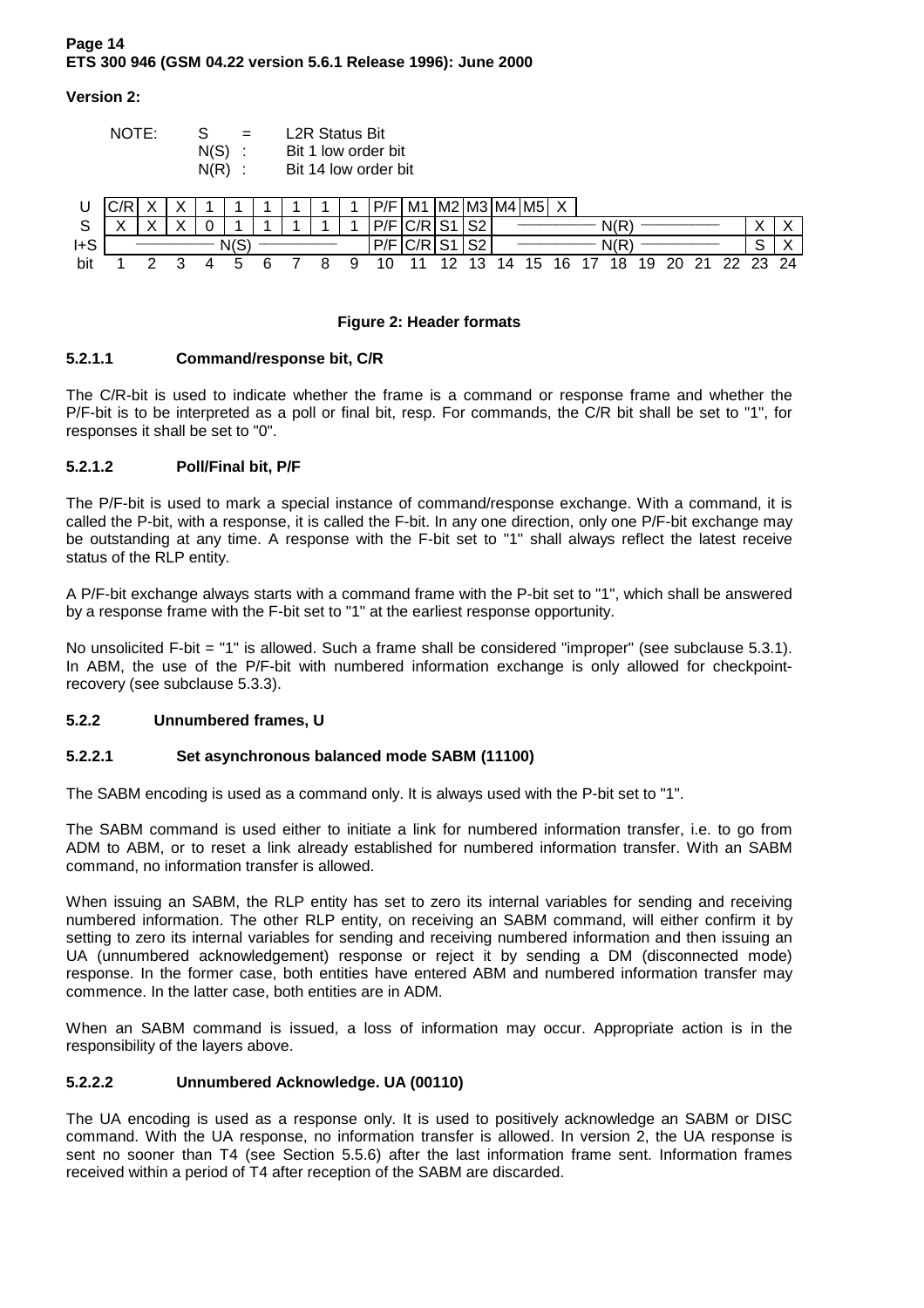**Version 2:**

NOTE: S = L2R Status Bit
N(S) : Bit 1 low order bit
N(R) : Bit 14 low order bit

| | | | | | | | | | | | | | | | | | | | | | | | | |
|---|---|---|---|---|---|---|---|---|---|---|---|---|---|---|---|---|---|---|---|---|---|---|---|---|
| U | C/R | X | X | 1 | 1 | 1 | 1 | 1 | 1 | P/F | M1 | M2 | M3 | M4 | M5 | X | | | | | | | | |
| S | X | X | X | 0 | 1 | 1 | 1 | 1 | 1 | P/F | C/R | S1 | S2 | ———— | | | | N(R) | | | ———— | | X | X |
| I+S | ———— | | | | N(S) | ———— | | | | P/F | C/R | S1 | S2 | ———— | | | | N(R) | | | ———— | | S | X |
| bit | 1 | 2 | 3 | 4 | 5 | 6 | 7 | 8 | 9 | 10 | 11 | 12 | 13 | 14 | 15 | 16 | 17 | 18 | 19 | 20 | 21 | 22 | 23 | 24 |

**Figure 2: Header formats**

#### 5.2.1.1 Command/response bit, C/R

The C/R-bit is used to indicate whether the frame is a command or response frame and whether the P/F-bit is to be interpreted as a poll or final bit, resp. For commands, the C/R bit shall be set to "1", for responses it shall be set to "0".

#### 5.2.1.2 Poll/Final bit, P/F

The P/F-bit is used to mark a special instance of command/response exchange. With a command, it is called the P-bit, with a response, it is called the F-bit. In any one direction, only one P/F-bit exchange may be outstanding at any time. A response with the F-bit set to "1" shall always reflect the latest receive status of the RLP entity.

A P/F-bit exchange always starts with a command frame with the P-bit set to "1", which shall be answered by a response frame with the F-bit set to "1" at the earliest response opportunity.

No unsolicited F-bit = "1" is allowed. Such a frame shall be considered "improper" (see subclause 5.3.1). In ABM, the use of the P/F-bit with numbered information exchange is only allowed for checkpoint-recovery (see subclause 5.3.3).

### 5.2.2 Unnumbered frames, U

#### 5.2.2.1 Set asynchronous balanced mode SABM (11100)

The SABM encoding is used as a command only. It is always used with the P-bit set to "1".

The SABM command is used either to initiate a link for numbered information transfer, i.e. to go from ADM to ABM, or to reset a link already established for numbered information transfer. With an SABM command, no information transfer is allowed.

When issuing an SABM, the RLP entity has set to zero its internal variables for sending and receiving numbered information. The other RLP entity, on receiving an SABM command, will either confirm it by setting to zero its internal variables for sending and receiving numbered information and then issuing an UA (unnumbered acknowledgement) response or reject it by sending a DM (disconnected mode) response. In the former case, both entities have entered ABM and numbered information transfer may commence. In the latter case, both entities are in ADM.

When an SABM command is issued, a loss of information may occur. Appropriate action is in the responsibility of the layers above.

#### 5.2.2.2 Unnumbered Acknowledge. UA (00110)

The UA encoding is used as a response only. It is used to positively acknowledge an SABM or DISC command. With the UA response, no information transfer is allowed. In version 2, the UA response is sent no sooner than T4 (see Section 5.5.6) after the last information frame sent. Information frames received within a period of T4 after reception of the SABM are discarded.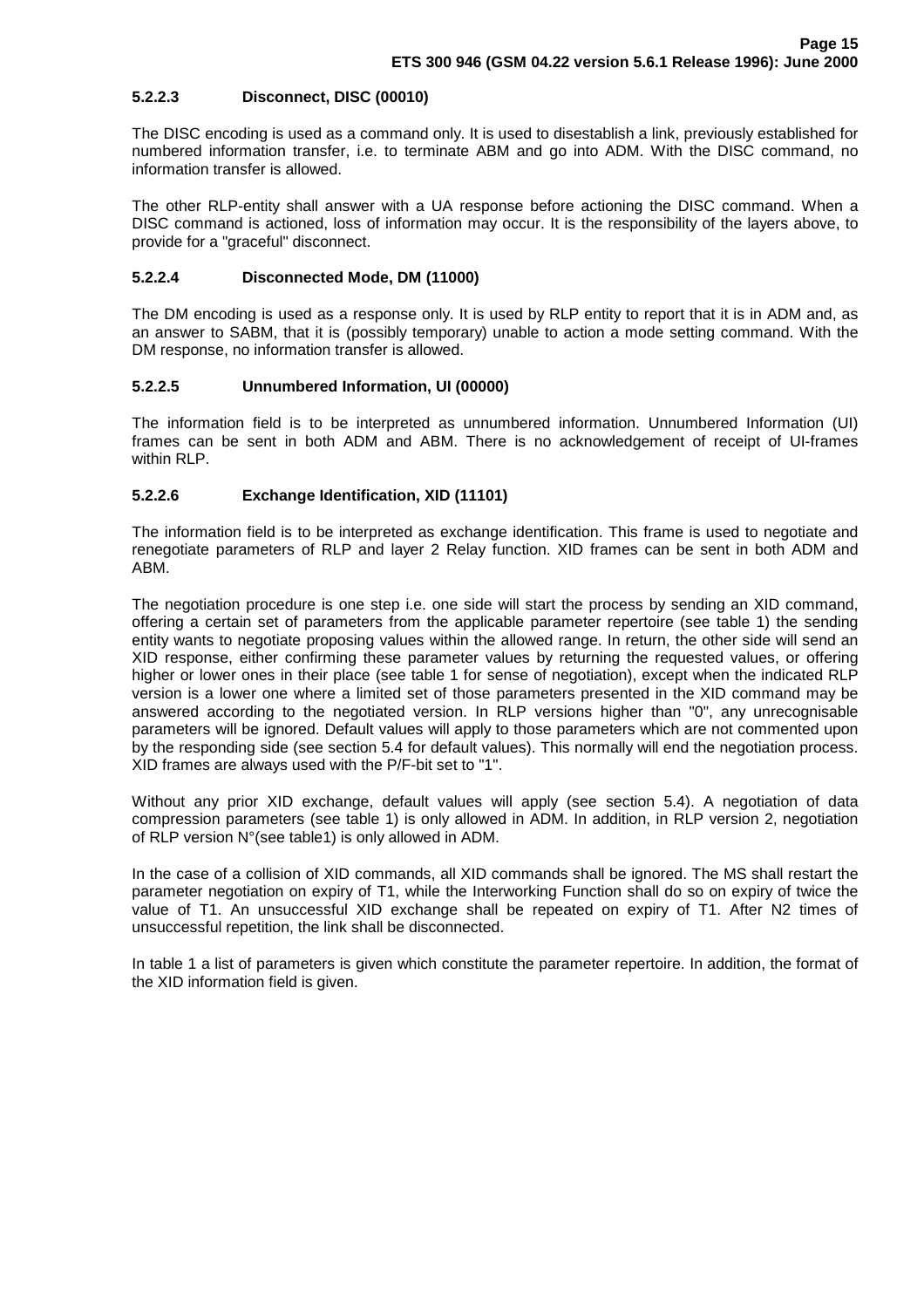#### 5.2.2.3 Disconnect, DISC (00010)

The DISC encoding is used as a command only. It is used to disestablish a link, previously established for numbered information transfer, i.e. to terminate ABM and go into ADM. With the DISC command, no information transfer is allowed.

The other RLP-entity shall answer with a UA response before actioning the DISC command. When a DISC command is actioned, loss of information may occur. It is the responsibility of the layers above, to provide for a "graceful" disconnect.

#### 5.2.2.4 Disconnected Mode, DM (11000)

The DM encoding is used as a response only. It is used by RLP entity to report that it is in ADM and, as an answer to SABM, that it is (possibly temporary) unable to action a mode setting command. With the DM response, no information transfer is allowed.

#### 5.2.2.5 Unnumbered Information, UI (00000)

The information field is to be interpreted as unnumbered information. Unnumbered Information (UI) frames can be sent in both ADM and ABM. There is no acknowledgement of receipt of UI-frames within RLP.

#### 5.2.2.6 Exchange Identification, XID (11101)

The information field is to be interpreted as exchange identification. This frame is used to negotiate and renegotiate parameters of RLP and layer 2 Relay function. XID frames can be sent in both ADM and ABM.

The negotiation procedure is one step i.e. one side will start the process by sending an XID command, offering a certain set of parameters from the applicable parameter repertoire (see table 1) the sending entity wants to negotiate proposing values within the allowed range. In return, the other side will send an XID response, either confirming these parameter values by returning the requested values, or offering higher or lower ones in their place (see table 1 for sense of negotiation), except when the indicated RLP version is a lower one where a limited set of those parameters presented in the XID command may be answered according to the negotiated version. In RLP versions higher than "0", any unrecognisable parameters will be ignored. Default values will apply to those parameters which are not commented upon by the responding side (see section 5.4 for default values). This normally will end the negotiation process. XID frames are always used with the P/F-bit set to "1".

Without any prior XID exchange, default values will apply (see section 5.4). A negotiation of data compression parameters (see table 1) is only allowed in ADM. In addition, in RLP version 2, negotiation of RLP version N°(see table1) is only allowed in ADM.

In the case of a collision of XID commands, all XID commands shall be ignored. The MS shall restart the parameter negotiation on expiry of T1, while the Interworking Function shall do so on expiry of twice the value of T1. An unsuccessful XID exchange shall be repeated on expiry of T1. After N2 times of unsuccessful repetition, the link shall be disconnected.

In table 1 a list of parameters is given which constitute the parameter repertoire. In addition, the format of the XID information field is given.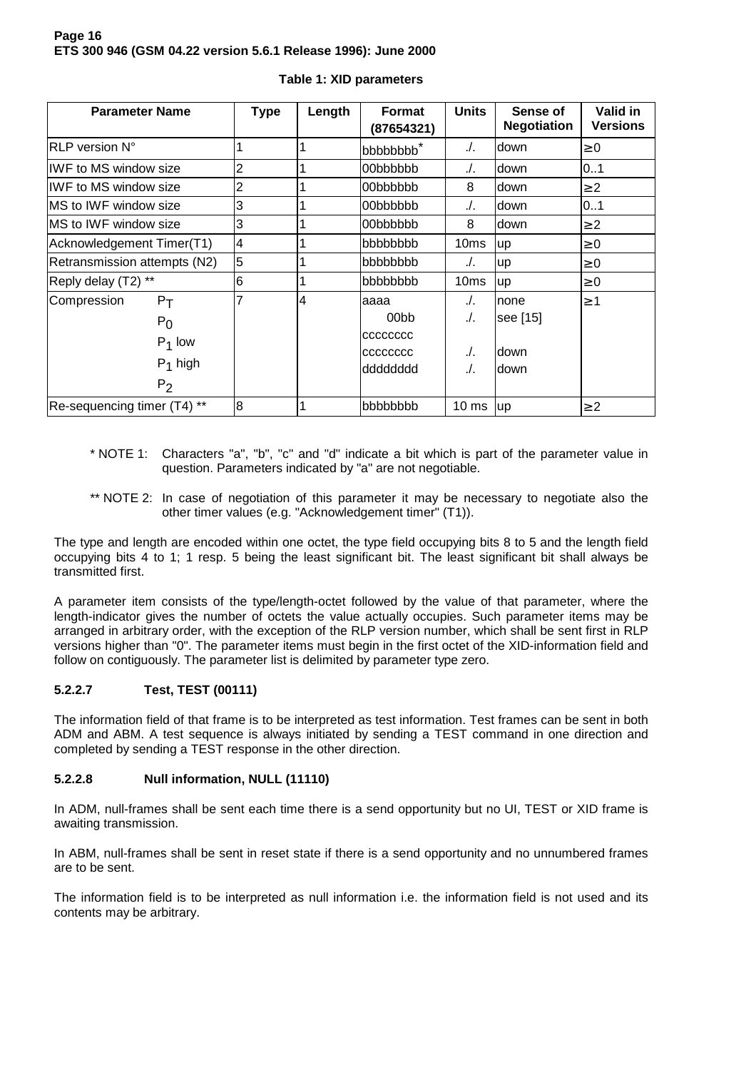**Table 1: XID parameters**

| Parameter Name | Type | Length | Format (87654321) | Units | Sense of Negotiation | Valid in Versions |
|---|---|---|---|---|---|---|
| RLP version N° | 1 | 1 | bbbbbbbb* | ./. | down | ≥0 |
| IWF to MS window size | 2 | 1 | 00bbbbbb | ./. | down | 0..1 |
| IWF to MS window size | 2 | 1 | 00bbbbbb | 8 | down | ≥2 |
| MS to IWF window size | 3 | 1 | 00bbbbbb | ./. | down | 0..1 |
| MS to IWF window size | 3 | 1 | 00bbbbbb | 8 | down | ≥2 |
| Acknowledgement Timer(T1) | 4 | 1 | bbbbbbbb | 10ms | up | ≥0 |
| Retransmission attempts (N2) | 5 | 1 | bbbbbbbb | ./. | up | ≥0 |
| Reply delay (T2) ** | 6 | 1 | bbbbbbbb | 10ms | up | ≥0 |
| Compression $P_T$ | 7 | 4 | aaaa | ./. | none | ≥1 |
| $P_0$ | | | 00bb | ./. | see [15] | |
| $P_1$ low | | | cccccccc | | | |
| $P_1$ high | | | cccccccc | ./. | down | |
| $P_2$ | | | dddddddd | ./. | down | |
| Re-sequencing timer (T4) ** | 8 | 1 | bbbbbbbb | 10 ms | up | ≥2 |

\* NOTE 1: Characters "a", "b", "c" and "d" indicate a bit which is part of the parameter value in question. Parameters indicated by "a" are not negotiable.

\*\* NOTE 2: In case of negotiation of this parameter it may be necessary to negotiate also the other timer values (e.g. "Acknowledgement timer" (T1)).

The type and length are encoded within one octet, the type field occupying bits 8 to 5 and the length field occupying bits 4 to 1; 1 resp. 5 being the least significant bit. The least significant bit shall always be transmitted first.

A parameter item consists of the type/length-octet followed by the value of that parameter, where the length-indicator gives the number of octets the value actually occupies. Such parameter items may be arranged in arbitrary order, with the exception of the RLP version number, which shall be sent first in RLP versions higher than "0". The parameter items must begin in the first octet of the XID-information field and follow on contiguously. The parameter list is delimited by parameter type zero.

#### 5.2.2.7 Test, TEST (00111)

The information field of that frame is to be interpreted as test information. Test frames can be sent in both ADM and ABM. A test sequence is always initiated by sending a TEST command in one direction and completed by sending a TEST response in the other direction.

#### 5.2.2.8 Null information, NULL (11110)

In ADM, null-frames shall be sent each time there is a send opportunity but no UI, TEST or XID frame is awaiting transmission.

In ABM, null-frames shall be sent in reset state if there is a send opportunity and no unnumbered frames are to be sent.

The information field is to be interpreted as null information i.e. the information field is not used and its contents may be arbitrary.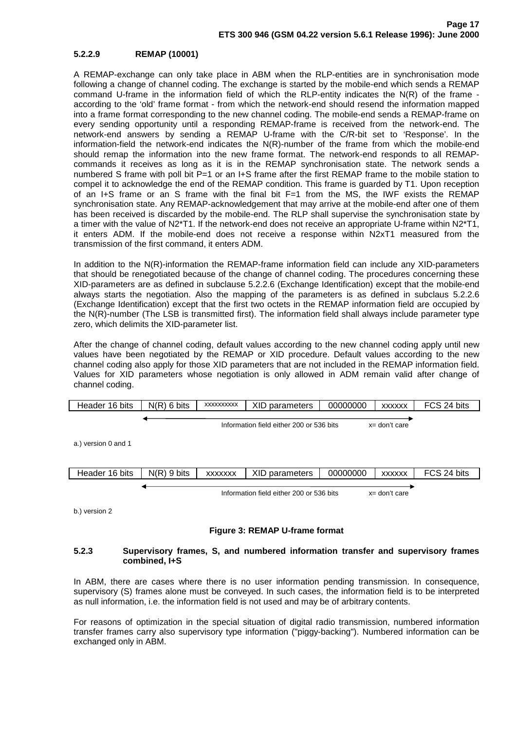#### 5.2.2.9 REMAP (10001)

A REMAP-exchange can only take place in ABM when the RLP-entities are in synchronisation mode following a change of channel coding. The exchange is started by the mobile-end which sends a REMAP command U-frame in the information field of which the RLP-entity indicates the N(R) of the frame - according to the 'old' frame format - from which the network-end should resend the information mapped into a frame format corresponding to the new channel coding. The mobile-end sends a REMAP-frame on every sending opportunity until a responding REMAP-frame is received from the network-end. The network-end answers by sending a REMAP U-frame with the C/R-bit set to 'Response'. In the information-field the network-end indicates the N(R)-number of the frame from which the mobile-end should remap the information into the new frame format. The network-end responds to all REMAP-commands it receives as long as it is in the REMAP synchronisation state. The network sends a numbered S frame with poll bit P=1 or an I+S frame after the first REMAP frame to the mobile station to compel it to acknowledge the end of the REMAP condition. This frame is guarded by T1. Upon reception of an I+S frame or an S frame with the final bit F=1 from the MS, the IWF exists the REMAP synchronisation state. Any REMAP-acknowledgement that may arrive at the mobile-end after one of them has been received is discarded by the mobile-end. The RLP shall supervise the synchronisation state by a timer with the value of N2*T1. If the network-end does not receive an appropriate U-frame within N2*T1, it enters ADM. If the mobile-end does not receive a response within N2xT1 measured from the transmission of the first command, it enters ADM.

In addition to the N(R)-information the REMAP-frame information field can include any XID-parameters that should be renegotiated because of the change of channel coding. The procedures concerning these XID-parameters are as defined in subclause 5.2.2.6 (Exchange Identification) except that the mobile-end always starts the negotiation. Also the mapping of the parameters is as defined in subclaus 5.2.2.6 (Exchange Identification) except that the first two octets in the REMAP information field are occupied by the N(R)-number (The LSB is transmitted first). The information field shall always include parameter type zero, which delimits the XID-parameter list.

After the change of channel coding, default values according to the new channel coding apply until new values have been negotiated by the REMAP or XID procedure. Default values according to the new channel coding also apply for those XID parameters that are not included in the REMAP information field. Values for XID parameters whose negotiation is only allowed in ADM remain valid after change of channel coding.

| Header 16 bits | N(R) 6 bits | xxxxxxxxxx | XID parameters | 00000000 | xxxxxx | FCS 24 bits |
|---|---|---|---|---|---|---|

Information field either 200 or 536 bits    x= don't care

a.) version 0 and 1

| Header 16 bits | N(R) 9 bits | xxxxxxx | XID parameters | 00000000 | xxxxxx | FCS 24 bits |
|---|---|---|---|---|---|---|

Information field either 200 or 536 bits    x= don't care

b.) version 2

**Figure 3: REMAP U-frame format**

### 5.2.3 Supervisory frames, S, and numbered information transfer and supervisory frames combined, I+S

In ABM, there are cases where there is no user information pending transmission. In consequence, supervisory (S) frames alone must be conveyed. In such cases, the information field is to be interpreted as null information, i.e. the information field is not used and may be of arbitrary contents.

For reasons of optimization in the special situation of digital radio transmission, numbered information transfer frames carry also supervisory type information ("piggy-backing"). Numbered information can be exchanged only in ABM.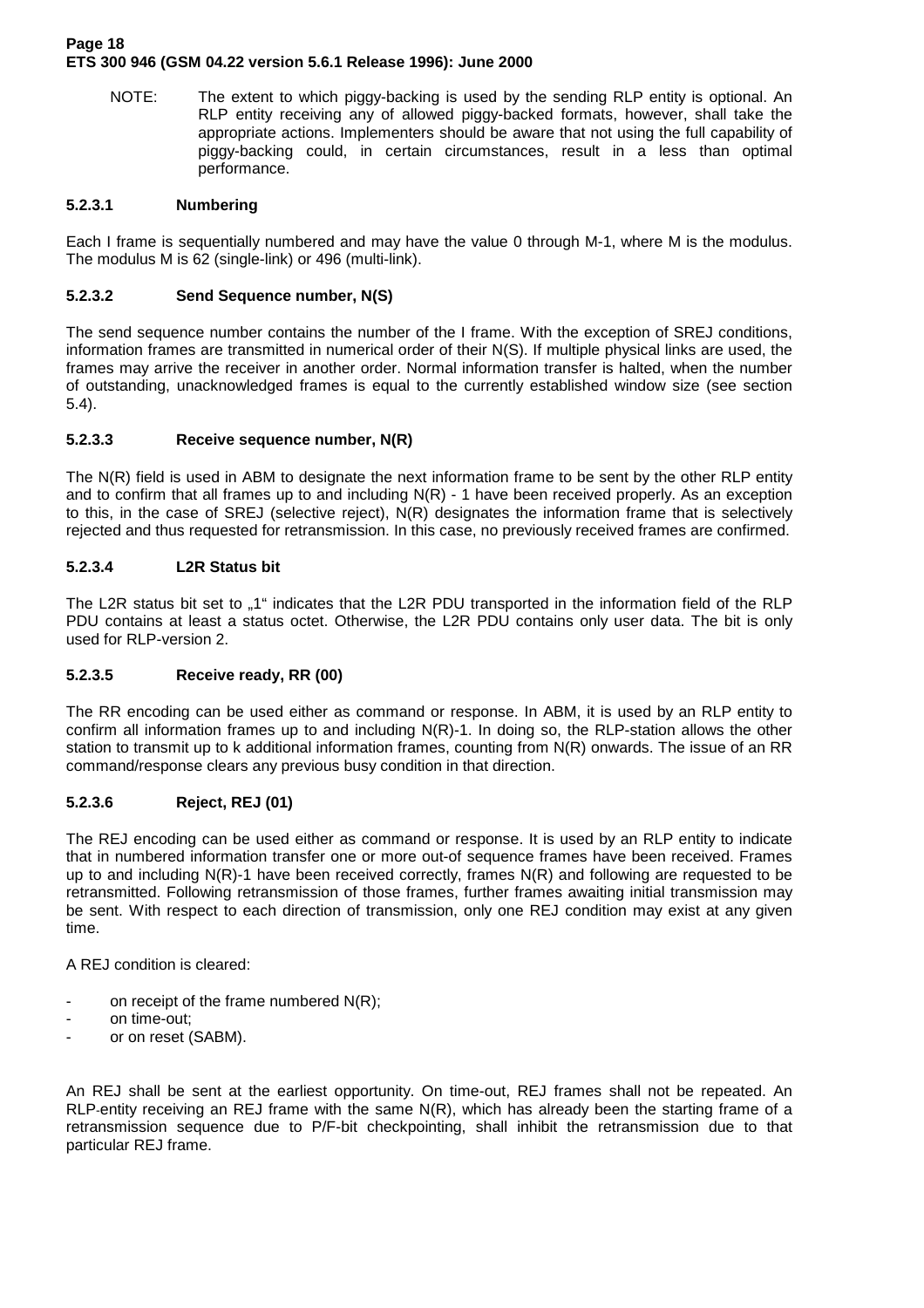NOTE: The extent to which piggy-backing is used by the sending RLP entity is optional. An RLP entity receiving any of allowed piggy-backed formats, however, shall take the appropriate actions. Implementers should be aware that not using the full capability of piggy-backing could, in certain circumstances, result in a less than optimal performance.

#### 5.2.3.1 Numbering

Each I frame is sequentially numbered and may have the value 0 through M-1, where M is the modulus. The modulus M is 62 (single-link) or 496 (multi-link).

#### 5.2.3.2 Send Sequence number, N(S)

The send sequence number contains the number of the I frame. With the exception of SREJ conditions, information frames are transmitted in numerical order of their N(S). If multiple physical links are used, the frames may arrive the receiver in another order. Normal information transfer is halted, when the number of outstanding, unacknowledged frames is equal to the currently established window size (see section 5.4).

#### 5.2.3.3 Receive sequence number, N(R)

The N(R) field is used in ABM to designate the next information frame to be sent by the other RLP entity and to confirm that all frames up to and including N(R) - 1 have been received properly. As an exception to this, in the case of SREJ (selective reject), N(R) designates the information frame that is selectively rejected and thus requested for retransmission. In this case, no previously received frames are confirmed.

#### 5.2.3.4 L2R Status bit

The L2R status bit set to „1" indicates that the L2R PDU transported in the information field of the RLP PDU contains at least a status octet. Otherwise, the L2R PDU contains only user data. The bit is only used for RLP-version 2.

#### 5.2.3.5 Receive ready, RR (00)

The RR encoding can be used either as command or response. In ABM, it is used by an RLP entity to confirm all information frames up to and including N(R)-1. In doing so, the RLP-station allows the other station to transmit up to k additional information frames, counting from N(R) onwards. The issue of an RR command/response clears any previous busy condition in that direction.

#### 5.2.3.6 Reject, REJ (01)

The REJ encoding can be used either as command or response. It is used by an RLP entity to indicate that in numbered information transfer one or more out-of sequence frames have been received. Frames up to and including N(R)-1 have been received correctly, frames N(R) and following are requested to be retransmitted. Following retransmission of those frames, further frames awaiting initial transmission may be sent. With respect to each direction of transmission, only one REJ condition may exist at any given time.

A REJ condition is cleared:

- on receipt of the frame numbered N(R);
- on time-out;
- or on reset (SABM).

An REJ shall be sent at the earliest opportunity. On time-out, REJ frames shall not be repeated. An RLP-entity receiving an REJ frame with the same N(R), which has already been the starting frame of a retransmission sequence due to P/F-bit checkpointing, shall inhibit the retransmission due to that particular REJ frame.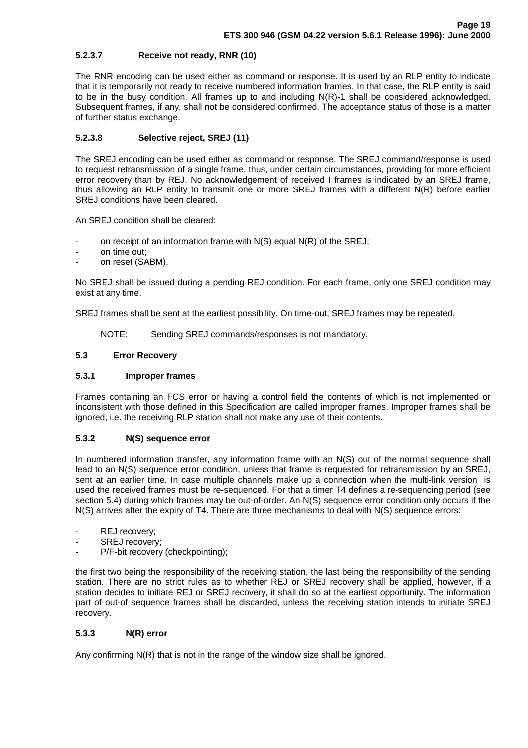#### 5.2.3.7 Receive not ready, RNR (10)

The RNR encoding can be used either as command or response. It is used by an RLP entity to indicate that it is temporarily not ready to receive numbered information frames. In that case, the RLP entity is said to be in the busy condition. All frames up to and including N(R)-1 shall be considered acknowledged. Subsequent frames, if any, shall not be considered confirmed. The acceptance status of those is a matter of further status exchange.

#### 5.2.3.8 Selective reject, SREJ (11)

The SREJ encoding can be used either as command or response. The SREJ command/response is used to request retransmission of a single frame, thus, under certain circumstances, providing for more efficient error recovery than by REJ. No acknowledgement of received I frames is indicated by an SREJ frame, thus allowing an RLP entity to transmit one or more SREJ frames with a different N(R) before earlier SREJ conditions have been cleared.

An SREJ condition shall be cleared:

- on receipt of an information frame with N(S) equal N(R) of the SREJ;
- on time out;
- on reset (SABM).

No SREJ shall be issued during a pending REJ condition. For each frame, only one SREJ condition may exist at any time.

SREJ frames shall be sent at the earliest possibility. On time-out, SREJ frames may be repeated.

NOTE: Sending SREJ commands/responses is not mandatory.

### 5.3 Error Recovery

#### 5.3.1 Improper frames

Frames containing an FCS error or having a control field the contents of which is not implemented or inconsistent with those defined in this Specification are called improper frames. Improper frames shall be ignored, i.e. the receiving RLP station shall not make any use of their contents.

#### 5.3.2 N(S) sequence error

In numbered information transfer, any information frame with an N(S) out of the normal sequence shall lead to an N(S) sequence error condition, unless that frame is requested for retransmission by an SREJ, sent at an earlier time. In case multiple channels make up a connection when the multi-link version is used the received frames must be re-sequenced. For that a timer T4 defines a re-sequencing period (see section 5.4) during which frames may be out-of-order. An N(S) sequence error condition only occurs if the N(S) arrives after the expiry of T4. There are three mechanisms to deal with N(S) sequence errors:

- REJ recovery;
- SREJ recovery;
- P/F-bit recovery (checkpointing);

the first two being the responsibility of the receiving station, the last being the responsibility of the sending station. There are no strict rules as to whether REJ or SREJ recovery shall be applied, however, if a station decides to initiate REJ or SREJ recovery, it shall do so at the earliest opportunity. The information part of out-of sequence frames shall be discarded, unless the receiving station intends to initiate SREJ recovery.

#### 5.3.3 N(R) error

Any confirming N(R) that is not in the range of the window size shall be ignored.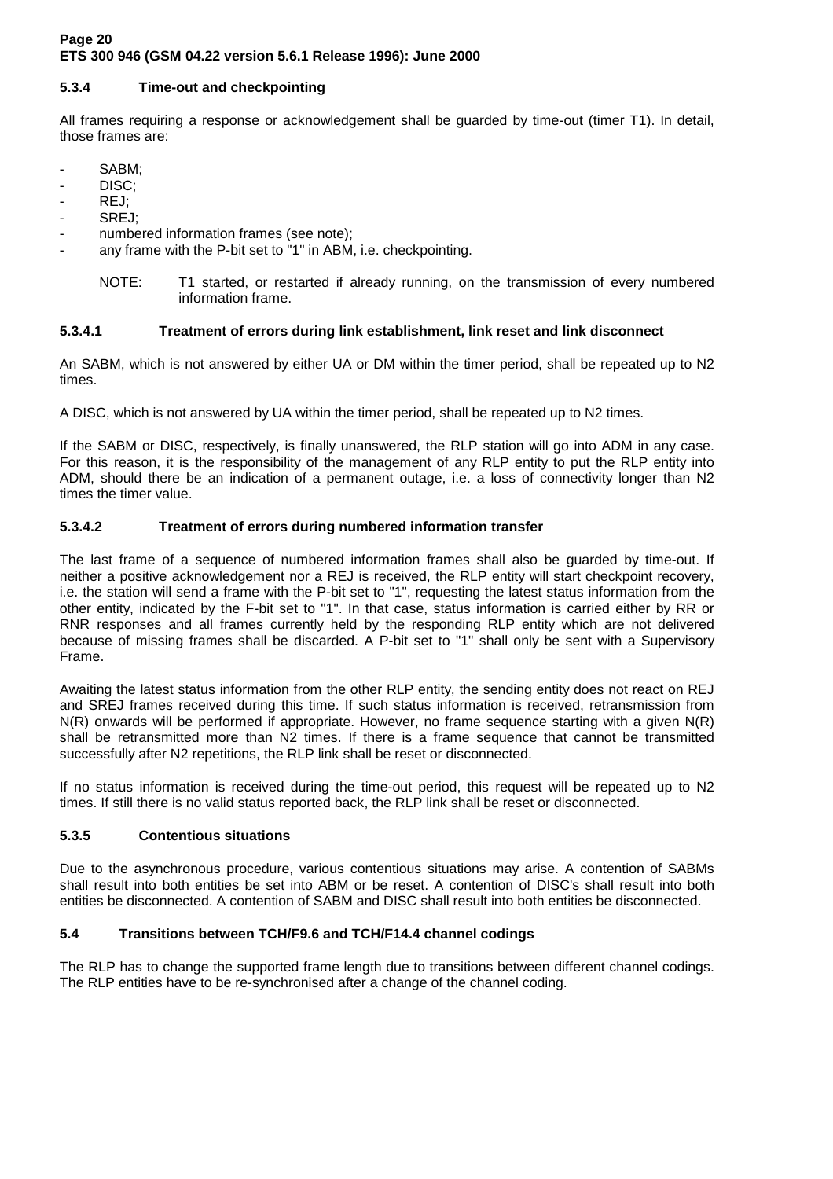### 5.3.4 Time-out and checkpointing

All frames requiring a response or acknowledgement shall be guarded by time-out (timer T1). In detail, those frames are:

- SABM;
- DISC;
- REJ;
- SREJ;
- numbered information frames (see note);
- any frame with the P-bit set to "1" in ABM, i.e. checkpointing.

NOTE: T1 started, or restarted if already running, on the transmission of every numbered information frame.

#### 5.3.4.1 Treatment of errors during link establishment, link reset and link disconnect

An SABM, which is not answered by either UA or DM within the timer period, shall be repeated up to N2 times.

A DISC, which is not answered by UA within the timer period, shall be repeated up to N2 times.

If the SABM or DISC, respectively, is finally unanswered, the RLP station will go into ADM in any case. For this reason, it is the responsibility of the management of any RLP entity to put the RLP entity into ADM, should there be an indication of a permanent outage, i.e. a loss of connectivity longer than N2 times the timer value.

#### 5.3.4.2 Treatment of errors during numbered information transfer

The last frame of a sequence of numbered information frames shall also be guarded by time-out. If neither a positive acknowledgement nor a REJ is received, the RLP entity will start checkpoint recovery, i.e. the station will send a frame with the P-bit set to "1", requesting the latest status information from the other entity, indicated by the F-bit set to "1". In that case, status information is carried either by RR or RNR responses and all frames currently held by the responding RLP entity which are not delivered because of missing frames shall be discarded. A P-bit set to "1" shall only be sent with a Supervisory Frame.

Awaiting the latest status information from the other RLP entity, the sending entity does not react on REJ and SREJ frames received during this time. If such status information is received, retransmission from N(R) onwards will be performed if appropriate. However, no frame sequence starting with a given N(R) shall be retransmitted more than N2 times. If there is a frame sequence that cannot be transmitted successfully after N2 repetitions, the RLP link shall be reset or disconnected.

If no status information is received during the time-out period, this request will be repeated up to N2 times. If still there is no valid status reported back, the RLP link shall be reset or disconnected.

### 5.3.5 Contentious situations

Due to the asynchronous procedure, various contentious situations may arise. A contention of SABMs shall result into both entities be set into ABM or be reset. A contention of DISC's shall result into both entities be disconnected. A contention of SABM and DISC shall result into both entities be disconnected.

## 5.4 Transitions between TCH/F9.6 and TCH/F14.4 channel codings

The RLP has to change the supported frame length due to transitions between different channel codings. The RLP entities have to be re-synchronised after a change of the channel coding.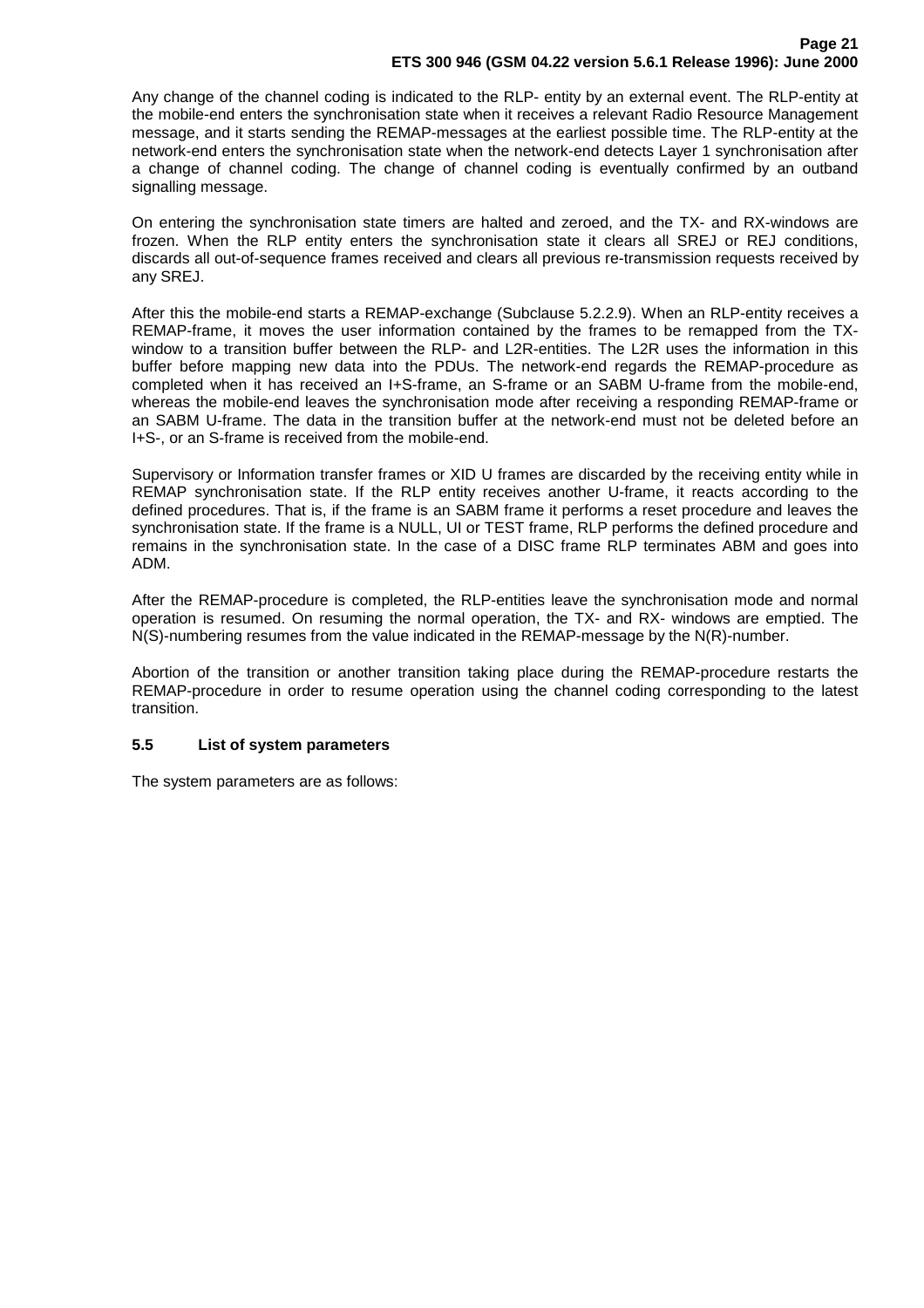Any change of the channel coding is indicated to the RLP- entity by an external event. The RLP-entity at the mobile-end enters the synchronisation state when it receives a relevant Radio Resource Management message, and it starts sending the REMAP-messages at the earliest possible time. The RLP-entity at the network-end enters the synchronisation state when the network-end detects Layer 1 synchronisation after a change of channel coding. The change of channel coding is eventually confirmed by an outband signalling message.

On entering the synchronisation state timers are halted and zeroed, and the TX- and RX-windows are frozen. When the RLP entity enters the synchronisation state it clears all SREJ or REJ conditions, discards all out-of-sequence frames received and clears all previous re-transmission requests received by any SREJ.

After this the mobile-end starts a REMAP-exchange (Subclause 5.2.2.9). When an RLP-entity receives a REMAP-frame, it moves the user information contained by the frames to be remapped from the TX-window to a transition buffer between the RLP- and L2R-entities. The L2R uses the information in this buffer before mapping new data into the PDUs. The network-end regards the REMAP-procedure as completed when it has received an I+S-frame, an S-frame or an SABM U-frame from the mobile-end, whereas the mobile-end leaves the synchronisation mode after receiving a responding REMAP-frame or an SABM U-frame. The data in the transition buffer at the network-end must not be deleted before an I+S-, or an S-frame is received from the mobile-end.

Supervisory or Information transfer frames or XID U frames are discarded by the receiving entity while in REMAP synchronisation state. If the RLP entity receives another U-frame, it reacts according to the defined procedures. That is, if the frame is an SABM frame it performs a reset procedure and leaves the synchronisation state. If the frame is a NULL, UI or TEST frame, RLP performs the defined procedure and remains in the synchronisation state. In the case of a DISC frame RLP terminates ABM and goes into ADM.

After the REMAP-procedure is completed, the RLP-entities leave the synchronisation mode and normal operation is resumed. On resuming the normal operation, the TX- and RX- windows are emptied. The N(S)-numbering resumes from the value indicated in the REMAP-message by the N(R)-number.

Abortion of the transition or another transition taking place during the REMAP-procedure restarts the REMAP-procedure in order to resume operation using the channel coding corresponding to the latest transition.

### 5.5 List of system parameters

The system parameters are as follows: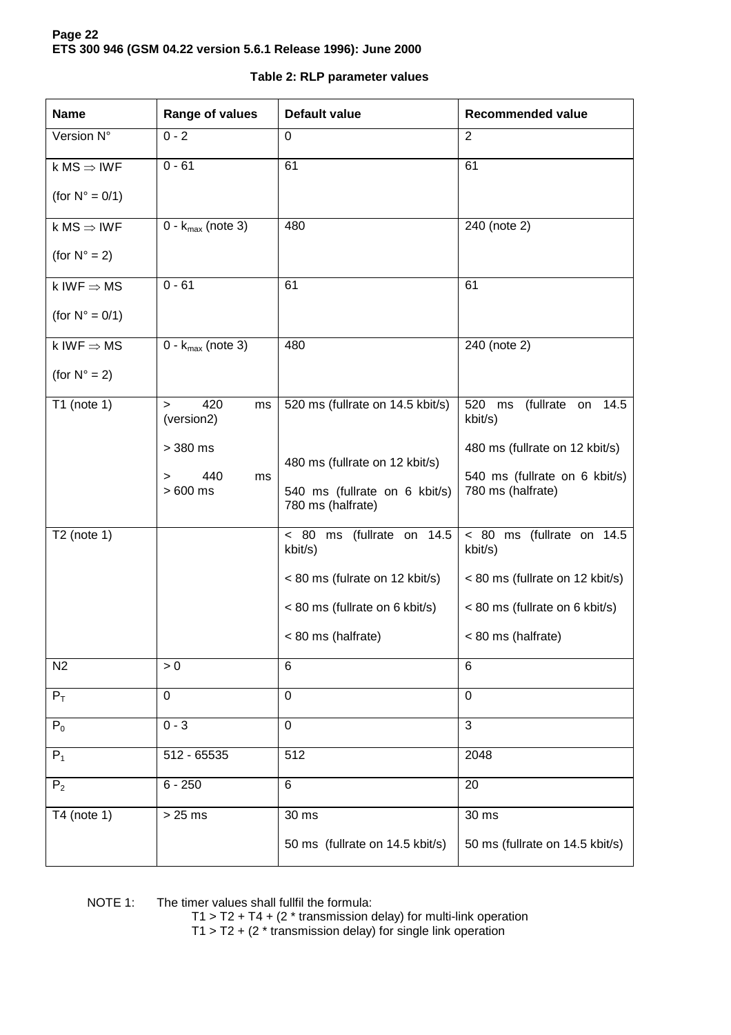**Table 2: RLP parameter values**

| Name | Range of values | Default value | Recommended value |
|---|---|---|---|
| Version N° | 0 - 2 | 0 | 2 |
| k MS ⇒ IWF (for N° = 0/1) | 0 - 61 | 61 | 61 |
| k MS ⇒ IWF (for N° = 2) | 0 - $k_{max}$ (note 3) | 480 | 240 (note 2) |
| k IWF ⇒ MS (for N° = 0/1) | 0 - 61 | 61 | 61 |
| k IWF ⇒ MS (for N° = 2) | 0 - $k_{max}$ (note 3) | 480 | 240 (note 2) |
| T1 (note 1) | > 420 ms (version2)<br><br>> 380 ms<br><br>> 440 ms<br>> 600 ms | 520 ms (fullrate on 14.5 kbit/s)<br><br>480 ms (fullrate on 12 kbit/s)<br><br>540 ms (fullrate on 6 kbit/s)<br>780 ms (halfrate) | 520 ms (fullrate on 14.5 kbit/s)<br><br>480 ms (fullrate on 12 kbit/s)<br><br>540 ms (fullrate on 6 kbit/s)<br>780 ms (halfrate) |
| T2 (note 1) | | < 80 ms (fullrate on 14.5 kbit/s)<br><br>< 80 ms (fulrate on 12 kbit/s)<br><br>< 80 ms (fullrate on 6 kbit/s)<br><br>< 80 ms (halfrate) | < 80 ms (fullrate on 14.5 kbit/s)<br><br>< 80 ms (fullrate on 12 kbit/s)<br><br>< 80 ms (fullrate on 6 kbit/s)<br><br>< 80 ms (halfrate) |
| N2 | > 0 | 6 | 6 |
| $P_T$ | 0 | 0 | 0 |
| $P_0$ | 0 - 3 | 0 | 3 |
| $P_1$ | 512 - 65535 | 512 | 2048 |
| $P_2$ | 6 - 250 | 6 | 20 |
| T4 (note 1) | > 25 ms | 30 ms<br><br>50 ms (fullrate on 14.5 kbit/s) | 30 ms<br><br>50 ms (fullrate on 14.5 kbit/s) |

NOTE 1: The timer values shall fullfil the formula:

T1 > T2 + T4 + (2 * transmission delay) for multi-link operation

T1 > T2 + (2 * transmission delay) for single link operation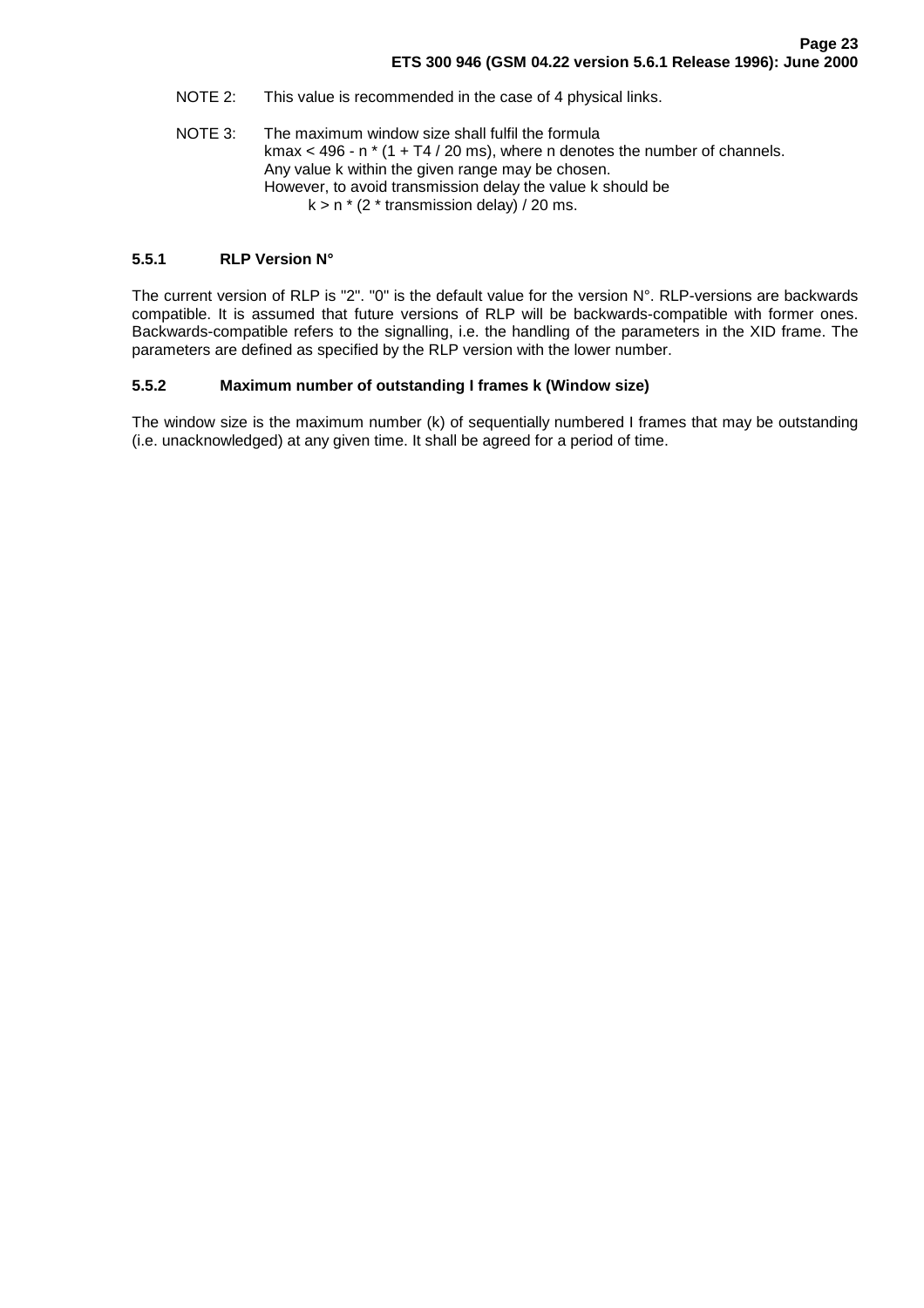NOTE 2: This value is recommended in the case of 4 physical links.

NOTE 3: The maximum window size shall fulfil the formula
$kmax < 496 - n * (1 + T4 / 20 ms)$, where n denotes the number of channels.
Any value k within the given range may be chosen.
However, to avoid transmission delay the value k should be
$k > n * (2 * \text{transmission delay}) / 20 ms$.

### 5.5.1 RLP Version N°

The current version of RLP is "2". "0" is the default value for the version N°. RLP-versions are backwards compatible. It is assumed that future versions of RLP will be backwards-compatible with former ones. Backwards-compatible refers to the signalling, i.e. the handling of the parameters in the XID frame. The parameters are defined as specified by the RLP version with the lower number.

### 5.5.2 Maximum number of outstanding I frames k (Window size)

The window size is the maximum number (k) of sequentially numbered I frames that may be outstanding (i.e. unacknowledged) at any given time. It shall be agreed for a period of time.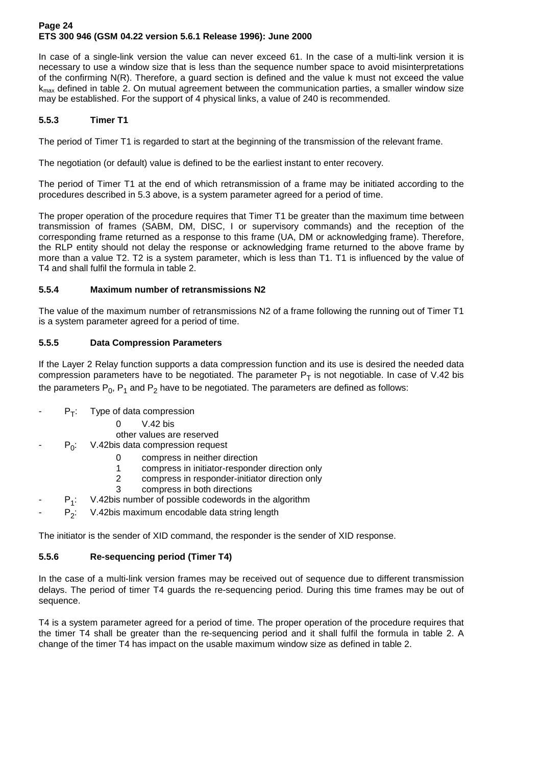In case of a single-link version the value can never exceed 61. In the case of a multi-link version it is necessary to use a window size that is less than the sequence number space to avoid misinterpretations of the confirming N(R). Therefore, a guard section is defined and the value k must not exceed the value $k_{max}$ defined in table 2. On mutual agreement between the communication parties, a smaller window size may be established. For the support of 4 physical links, a value of 240 is recommended.

### 5.5.3 Timer T1

The period of Timer T1 is regarded to start at the beginning of the transmission of the relevant frame.

The negotiation (or default) value is defined to be the earliest instant to enter recovery.

The period of Timer T1 at the end of which retransmission of a frame may be initiated according to the procedures described in 5.3 above, is a system parameter agreed for a period of time.

The proper operation of the procedure requires that Timer T1 be greater than the maximum time between transmission of frames (SABM, DM, DISC, I or supervisory commands) and the reception of the corresponding frame returned as a response to this frame (UA, DM or acknowledging frame). Therefore, the RLP entity should not delay the response or acknowledging frame returned to the above frame by more than a value T2. T2 is a system parameter, which is less than T1. T1 is influenced by the value of T4 and shall fulfil the formula in table 2.

### 5.5.4 Maximum number of retransmissions N2

The value of the maximum number of retransmissions N2 of a frame following the running out of Timer T1 is a system parameter agreed for a period of time.

### 5.5.5 Data Compression Parameters

If the Layer 2 Relay function supports a data compression function and its use is desired the needed data compression parameters have to be negotiated. The parameter $P_T$ is not negotiable. In case of V.42 bis the parameters $P_0$, $P_1$ and $P_2$ have to be negotiated. The parameters are defined as follows:

- $P_T$: Type of data compression
  - 0 V.42 bis
  - other values are reserved
- $P_0$: V.42bis data compression request
  - 0 compress in neither direction
  - 1 compress in initiator-responder direction only
  - 2 compress in responder-initiator direction only
  - 3 compress in both directions
- $P_1$: V.42bis number of possible codewords in the algorithm
- $P_2$: V.42bis maximum encodable data string length

The initiator is the sender of XID command, the responder is the sender of XID response.

### 5.5.6 Re-sequencing period (Timer T4)

In the case of a multi-link version frames may be received out of sequence due to different transmission delays. The period of timer T4 guards the re-sequencing period. During this time frames may be out of sequence.

T4 is a system parameter agreed for a period of time. The proper operation of the procedure requires that the timer T4 shall be greater than the re-sequencing period and it shall fulfil the formula in table 2. A change of the timer T4 has impact on the usable maximum window size as defined in table 2.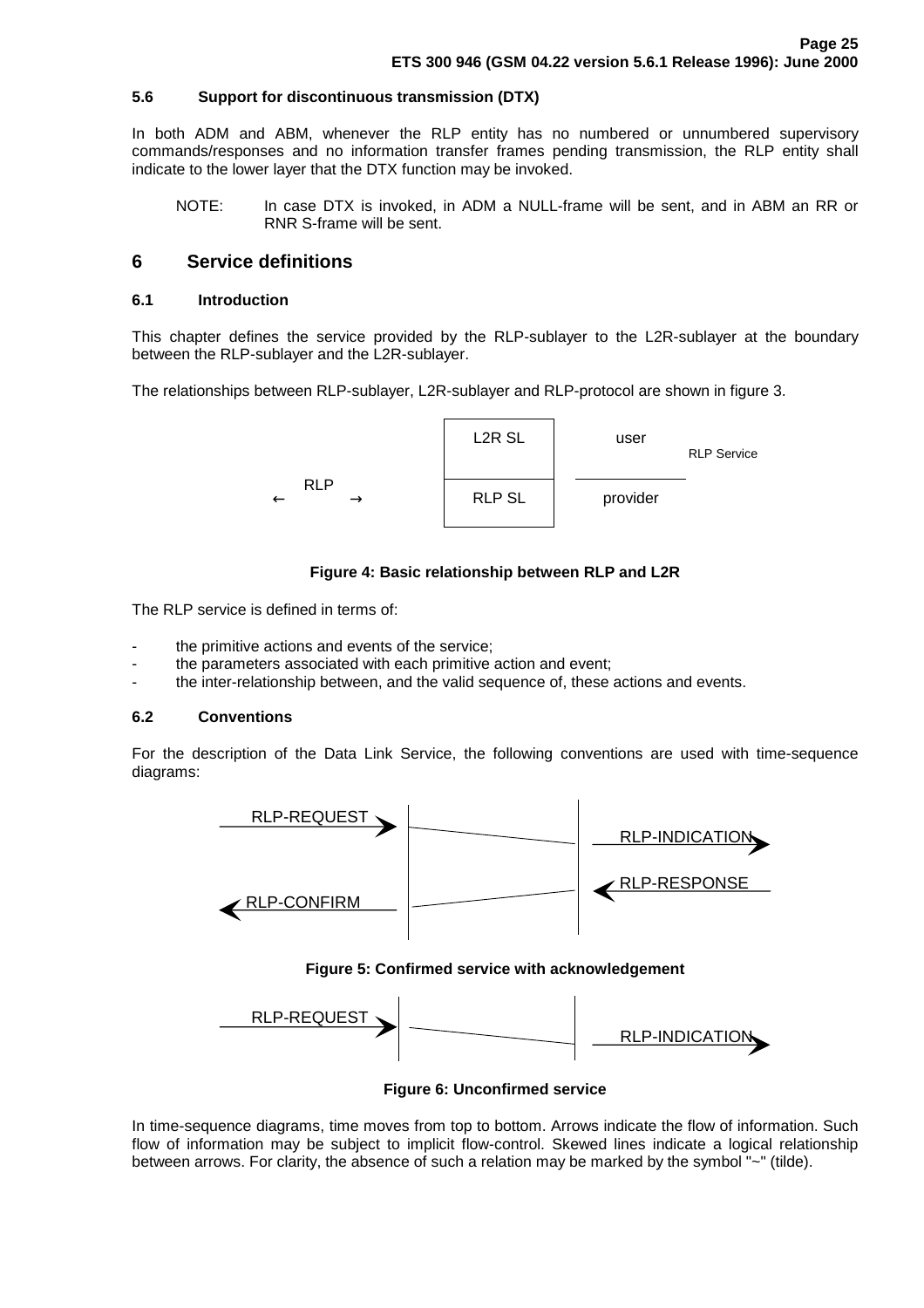### 5.6 Support for discontinuous transmission (DTX)

In both ADM and ABM, whenever the RLP entity has no numbered or unnumbered supervisory commands/responses and no information transfer frames pending transmission, the RLP entity shall indicate to the lower layer that the DTX function may be invoked.

NOTE: In case DTX is invoked, in ADM a NULL-frame will be sent, and in ABM an RR or RNR S-frame will be sent.

## 6 Service definitions

### 6.1 Introduction

This chapter defines the service provided by the RLP-sublayer to the L2R-sublayer at the boundary between the RLP-sublayer and the L2R-sublayer.

The relationships between RLP-sublayer, L2R-sublayer and RLP-protocol are shown in figure 3.

| | | | |
|---|---|---|---|
| | L2R SL | user | RLP Service |
| ← RLP → | RLP SL | provider | |

**Figure 4: Basic relationship between RLP and L2R**

The RLP service is defined in terms of:

- the primitive actions and events of the service;
- the parameters associated with each primitive action and event;
- the inter-relationship between, and the valid sequence of, these actions and events.

### 6.2 Conventions

For the description of the Data Link Service, the following conventions are used with time-sequence diagrams:

RLP-REQUEST → RLP-INDICATION

RLP-CONFIRM ← RLP-RESPONSE

**Figure 5: Confirmed service with acknowledgement**

RLP-REQUEST → RLP-INDICATION

**Figure 6: Unconfirmed service**

In time-sequence diagrams, time moves from top to bottom. Arrows indicate the flow of information. Such flow of information may be subject to implicit flow-control. Skewed lines indicate a logical relationship between arrows. For clarity, the absence of such a relation may be marked by the symbol "~" (tilde).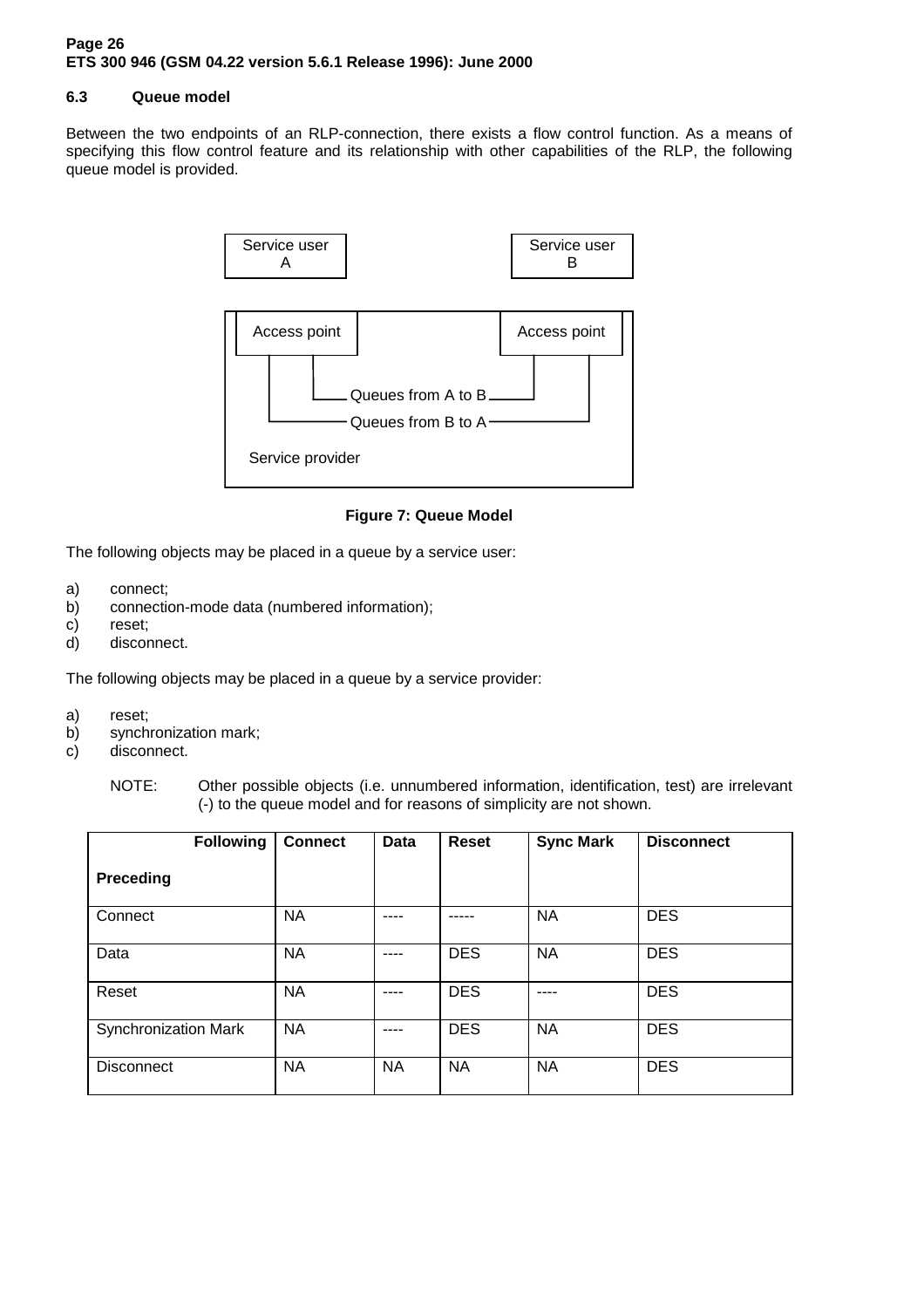### 6.3 Queue model

Between the two endpoints of an RLP-connection, there exists a flow control function. As a means of specifying this flow control feature and its relationship with other capabilities of the RLP, the following queue model is provided.

Service user A

Service user B

Access point

Access point

Queues from A to B

Queues from B to A

Service provider

**Figure 7: Queue Model**

The following objects may be placed in a queue by a service user:

a) connect;
b) connection-mode data (numbered information);
c) reset;
d) disconnect.

The following objects may be placed in a queue by a service provider:

a) reset;
b) synchronization mark;
c) disconnect.

NOTE: Other possible objects (i.e. unnumbered information, identification, test) are irrelevant (-) to the queue model and for reasons of simplicity are not shown.

| **Following**<br><br>**Preceding** | **Connect** | **Data** | **Reset** | **Sync Mark** | **Disconnect** |
|---|---|---|---|---|---|
| Connect | NA | ---- | ----- | NA | DES |
| Data | NA | ---- | DES | NA | DES |
| Reset | NA | ---- | DES | ---- | DES |
| Synchronization Mark | NA | ---- | DES | NA | DES |
| Disconnect | NA | NA | NA | NA | DES |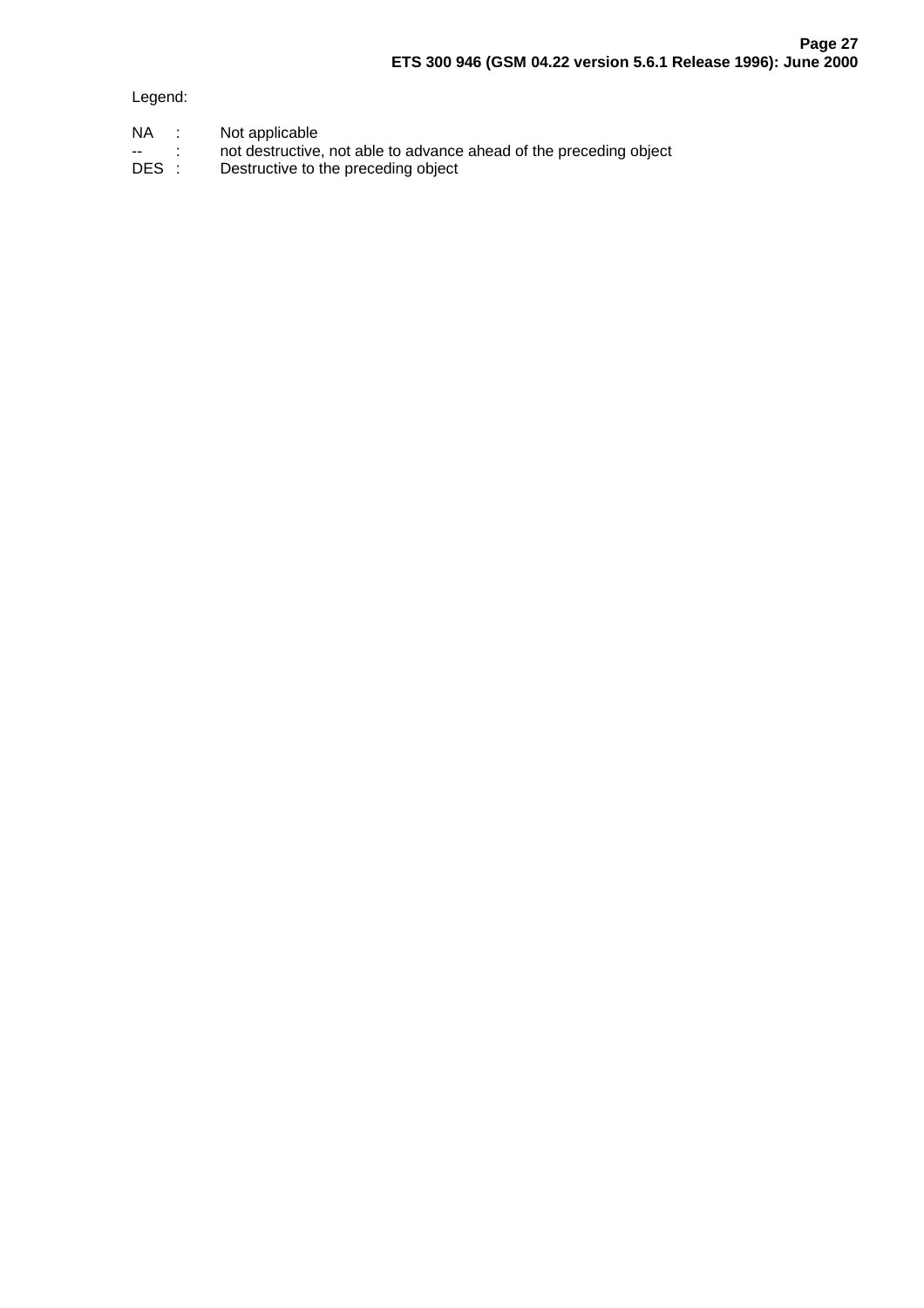Legend:

NA : Not applicable
-- : not destructive, not able to advance ahead of the preceding object
DES : Destructive to the preceding object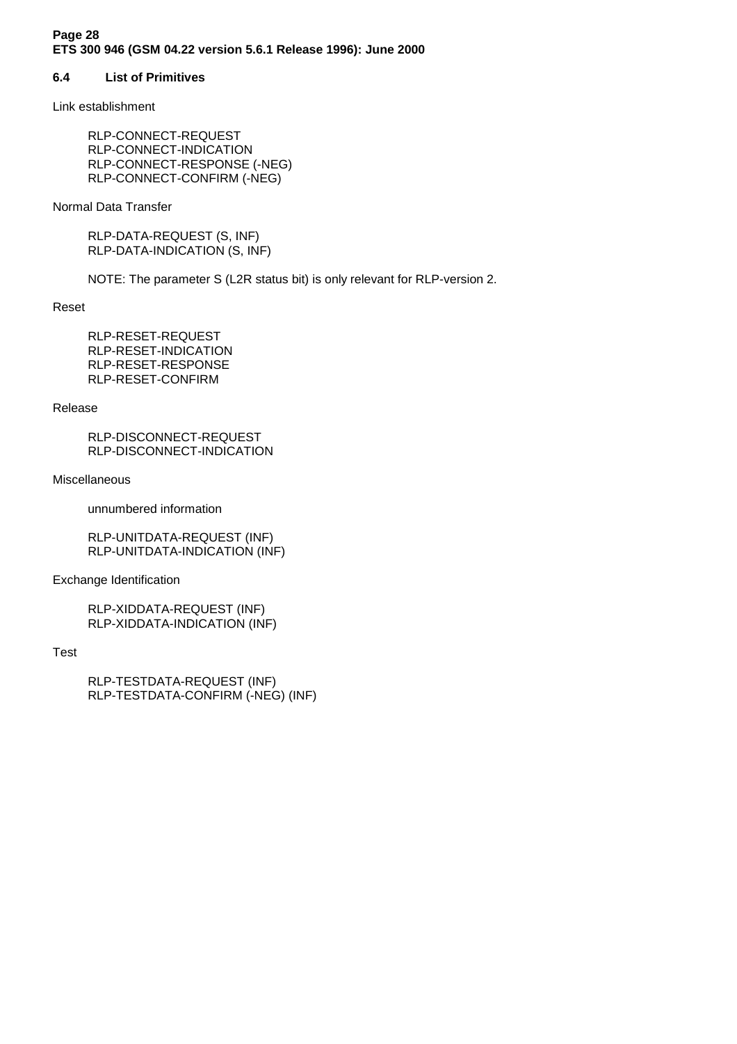### 6.4 List of Primitives

Link establishment

RLP-CONNECT-REQUEST
RLP-CONNECT-INDICATION
RLP-CONNECT-RESPONSE (-NEG)
RLP-CONNECT-CONFIRM (-NEG)

Normal Data Transfer

RLP-DATA-REQUEST (S, INF)
RLP-DATA-INDICATION (S, INF)

NOTE: The parameter S (L2R status bit) is only relevant for RLP-version 2.

Reset

RLP-RESET-REQUEST
RLP-RESET-INDICATION
RLP-RESET-RESPONSE
RLP-RESET-CONFIRM

Release

RLP-DISCONNECT-REQUEST
RLP-DISCONNECT-INDICATION

Miscellaneous

unnumbered information

RLP-UNITDATA-REQUEST (INF)
RLP-UNITDATA-INDICATION (INF)

Exchange Identification

RLP-XIDDATA-REQUEST (INF)
RLP-XIDDATA-INDICATION (INF)

Test

RLP-TESTDATA-REQUEST (INF)
RLP-TESTDATA-CONFIRM (-NEG) (INF)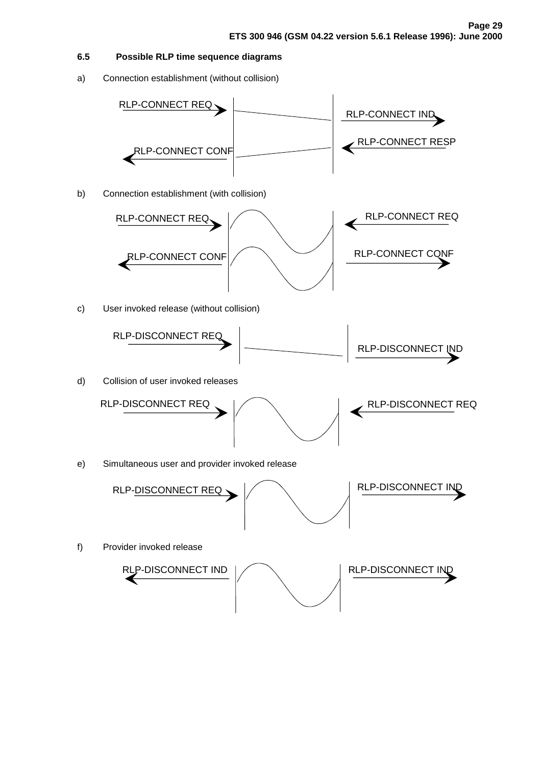### 6.5 Possible RLP time sequence diagrams

a) Connection establishment (without collision)

RLP-CONNECT REQ → | | RLP-CONNECT IND →

← RLP-CONNECT CONF | | ← RLP-CONNECT RESP

b) Connection establishment (with collision)

RLP-CONNECT REQ → | | ← RLP-CONNECT REQ

← RLP-CONNECT CONF | | RLP-CONNECT CONF →

c) User invoked release (without collision)

RLP-DISCONNECT REQ → | | RLP-DISCONNECT IND →

d) Collision of user invoked releases

RLP-DISCONNECT REQ → | | ← RLP-DISCONNECT REQ

e) Simultaneous user and provider invoked release

RLP-DISCONNECT REQ → | | RLP-DISCONNECT IND →

f) Provider invoked release

← RLP-DISCONNECT IND | | RLP-DISCONNECT IND →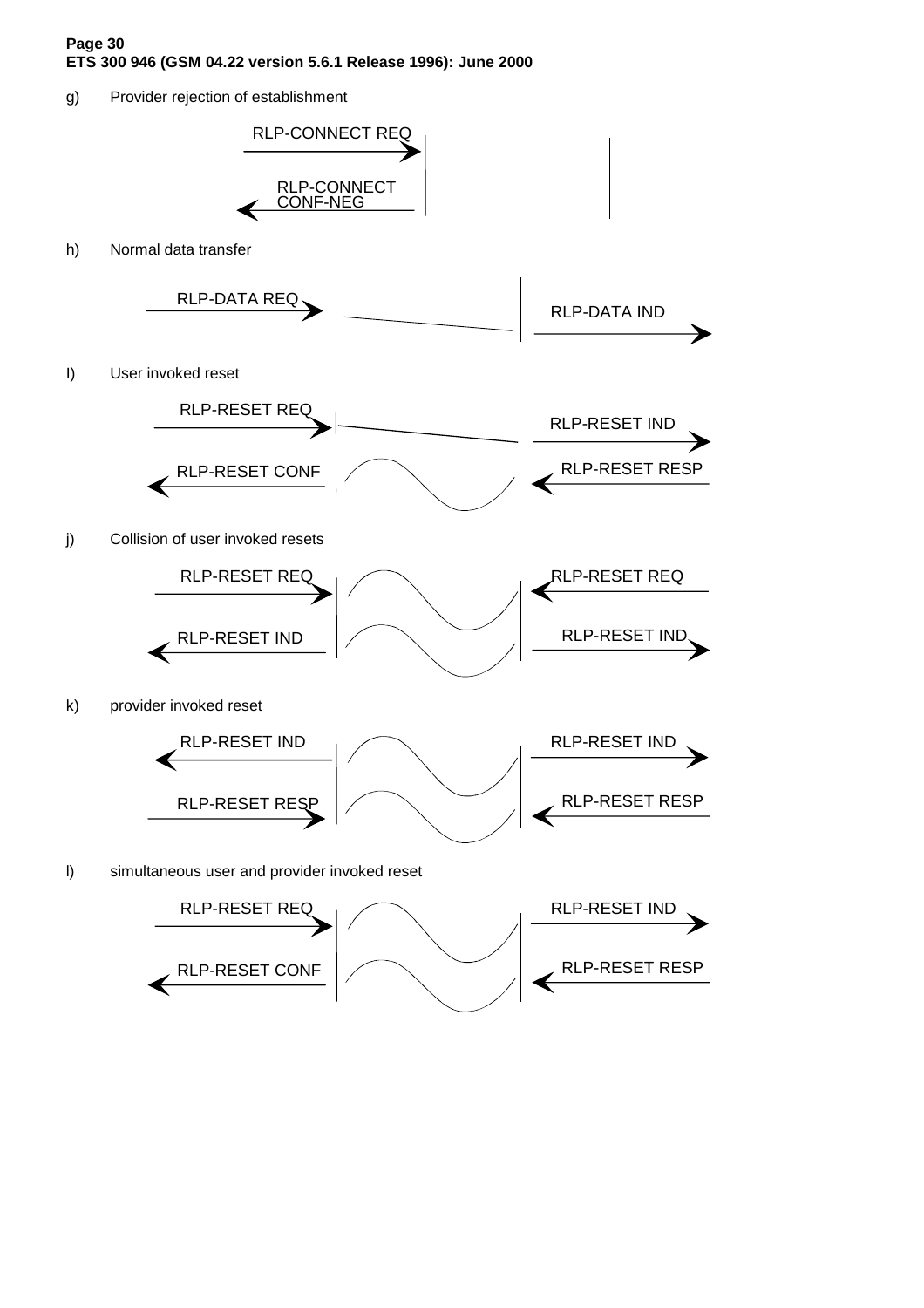g) Provider rejection of establishment

RLP-CONNECT REQ

RLP-CONNECT CONF-NEG

h) Normal data transfer

RLP-DATA REQ

RLP-DATA IND

I) User invoked reset

RLP-RESET REQ

RLP-RESET IND

RLP-RESET CONF

RLP-RESET RESP

j) Collision of user invoked resets

RLP-RESET REQ

RLP-RESET REQ

RLP-RESET IND

RLP-RESET IND

k) provider invoked reset

RLP-RESET IND

RLP-RESET IND

RLP-RESET RESP

RLP-RESET RESP

l) simultaneous user and provider invoked reset

RLP-RESET REQ

RLP-RESET IND

RLP-RESET CONF

RLP-RESET RESP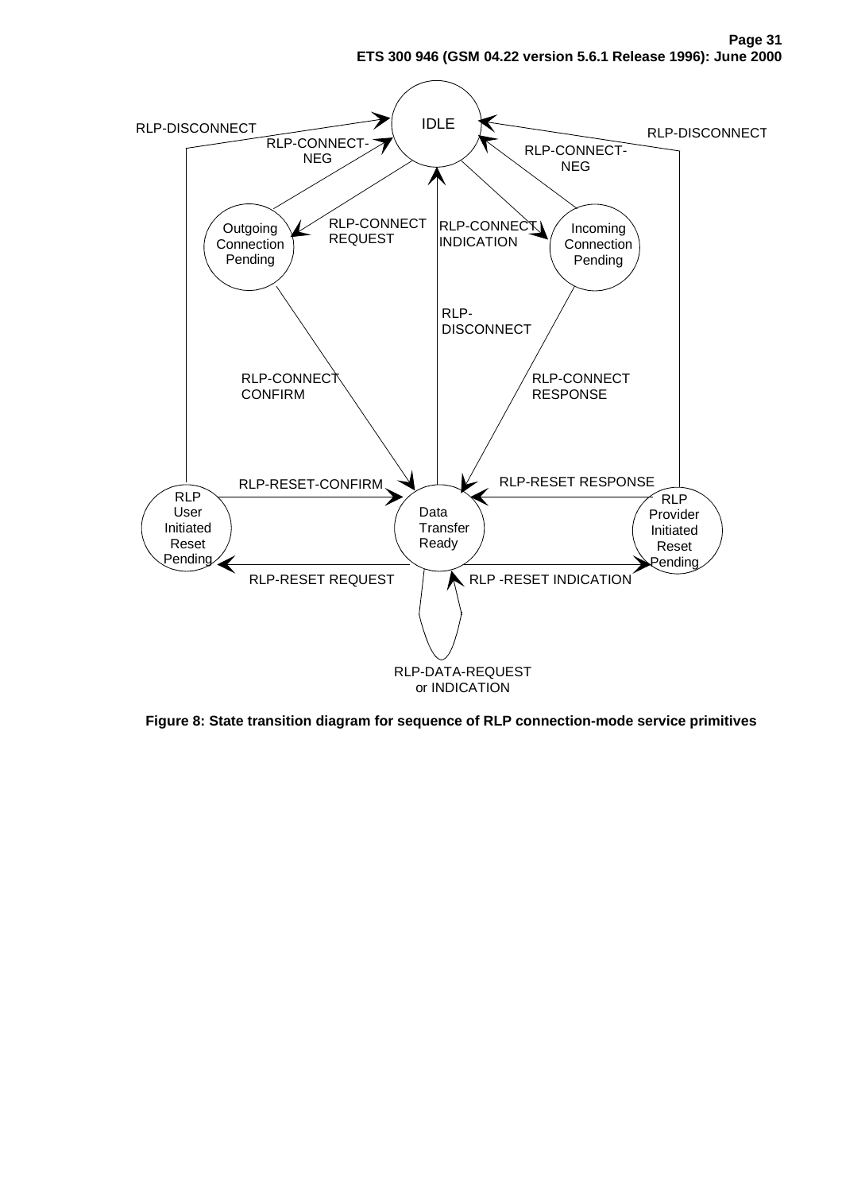Figure 8: State transition diagram for sequence of RLP connection-mode service primitives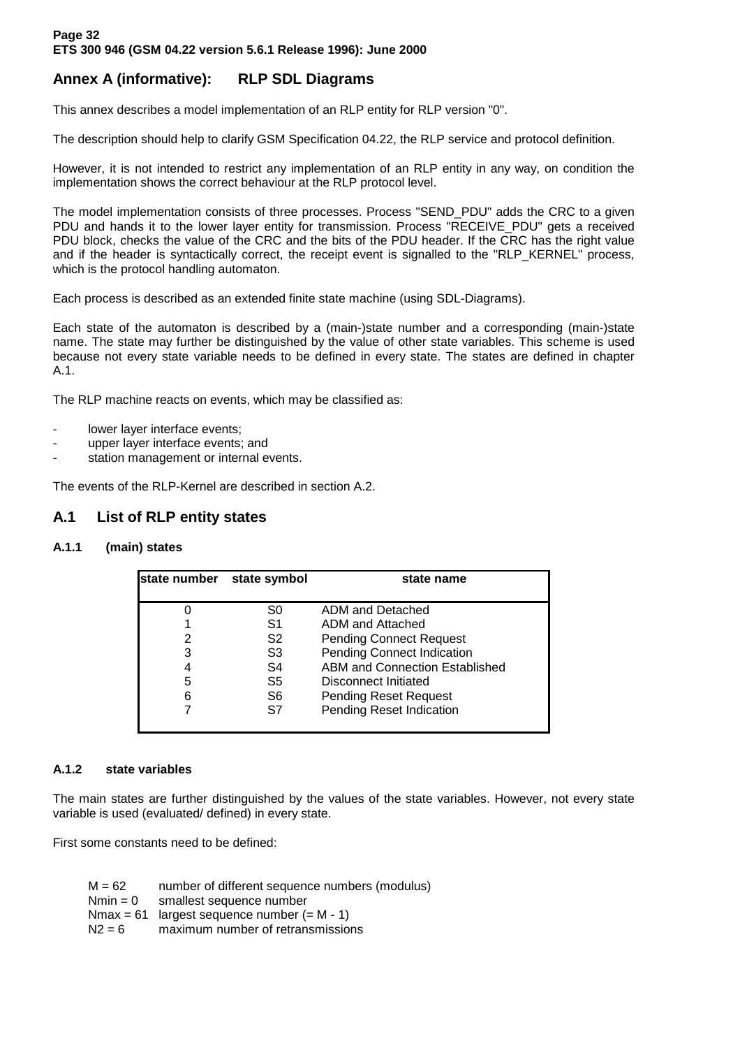# Annex A (informative): RLP SDL Diagrams

This annex describes a model implementation of an RLP entity for RLP version "0".

The description should help to clarify GSM Specification 04.22, the RLP service and protocol definition.

However, it is not intended to restrict any implementation of an RLP entity in any way, on condition the implementation shows the correct behaviour at the RLP protocol level.

The model implementation consists of three processes. Process "SEND_PDU" adds the CRC to a given PDU and hands it to the lower layer entity for transmission. Process "RECEIVE_PDU" gets a received PDU block, checks the value of the CRC and the bits of the PDU header. If the CRC has the right value and if the header is syntactically correct, the receipt event is signalled to the "RLP_KERNEL" process, which is the protocol handling automaton.

Each process is described as an extended finite state machine (using SDL-Diagrams).

Each state of the automaton is described by a (main-)state number and a corresponding (main-)state name. The state may further be distinguished by the value of other state variables. This scheme is used because not every state variable needs to be defined in every state. The states are defined in chapter A.1.

The RLP machine reacts on events, which may be classified as:

- lower layer interface events;
- upper layer interface events; and
- station management or internal events.

The events of the RLP-Kernel are described in section A.2.

## A.1 List of RLP entity states

### A.1.1 (main) states

| state number | state symbol | state name |
|---|---|---|
| 0 | S0 | ADM and Detached |
| 1 | S1 | ADM and Attached |
| 2 | S2 | Pending Connect Request |
| 3 | S3 | Pending Connect Indication |
| 4 | S4 | ABM and Connection Established |
| 5 | S5 | Disconnect Initiated |
| 6 | S6 | Pending Reset Request |
| 7 | S7 | Pending Reset Indication |

### A.1.2 state variables

The main states are further distinguished by the values of the state variables. However, not every state variable is used (evaluated/ defined) in every state.

First some constants need to be defined:

M = 62 number of different sequence numbers (modulus)
Nmin = 0 smallest sequence number
Nmax = 61 largest sequence number (= M - 1)
N2 = 6 maximum number of retransmissions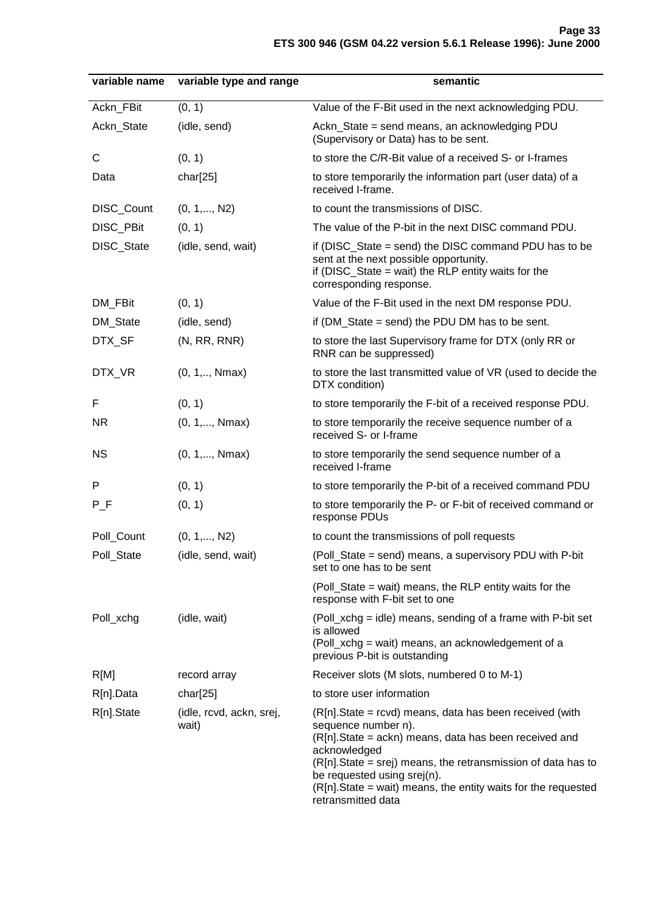| variable name | variable type and range | semantic |
|---|---|---|
| Ackn_FBit | (0, 1) | Value of the F-Bit used in the next acknowledging PDU. |
| Ackn_State | (idle, send) | Ackn_State = send means, an acknowledging PDU (Supervisory or Data) has to be sent. |
| C | (0, 1) | to store the C/R-Bit value of a received S- or I-frames |
| Data | char[25] | to store temporarily the information part (user data) of a received I-frame. |
| DISC_Count | (0, 1,..., N2) | to count the transmissions of DISC. |
| DISC_PBit | (0, 1) | The value of the P-bit in the next DISC command PDU. |
| DISC_State | (idle, send, wait) | if (DISC_State = send) the DISC command PDU has to be sent at the next possible opportunity.<br>if (DISC_State = wait) the RLP entity waits for the corresponding response. |
| DM_FBit | (0, 1) | Value of the F-Bit used in the next DM response PDU. |
| DM_State | (idle, send) | if (DM_State = send) the PDU DM has to be sent. |
| DTX_SF | (N, RR, RNR) | to store the last Supervisory frame for DTX (only RR or RNR can be suppressed) |
| DTX_VR | (0, 1,.., Nmax) | to store the last transmitted value of VR (used to decide the DTX condition) |
| F | (0, 1) | to store temporarily the F-bit of a received response PDU. |
| NR | (0, 1,..., Nmax) | to store temporarily the receive sequence number of a received S- or I-frame |
| NS | (0, 1,..., Nmax) | to store temporarily the send sequence number of a received I-frame |
| P | (0, 1) | to store temporarily the P-bit of a received command PDU |
| P_F | (0, 1) | to store temporarily the P- or F-bit of received command or response PDUs |
| Poll_Count | (0, 1,..., N2) | to count the transmissions of poll requests |
| Poll_State | (idle, send, wait) | (Poll_State = send) means, a supervisory PDU with P-bit set to one has to be sent<br><br>(Poll_State = wait) means, the RLP entity waits for the response with F-bit set to one |
| Poll_xchg | (idle, wait) | (Poll_xchg = idle) means, sending of a frame with P-bit set is allowed<br>(Poll_xchg = wait) means, an acknowledgement of a previous P-bit is outstanding |
| R[M] | record array | Receiver slots (M slots, numbered 0 to M-1) |
| R[n].Data | char[25] | to store user information |
| R[n].State | (idle, rcvd, ackn, srej, wait) | (R[n].State = rcvd) means, data has been received (with sequence number n).<br>(R[n].State = ackn) means, data has been received and acknowledged<br>(R[n].State = srej) means, the retransmission of data has to be requested using srej(n).<br>(R[n].State = wait) means, the entity waits for the requested retransmitted data |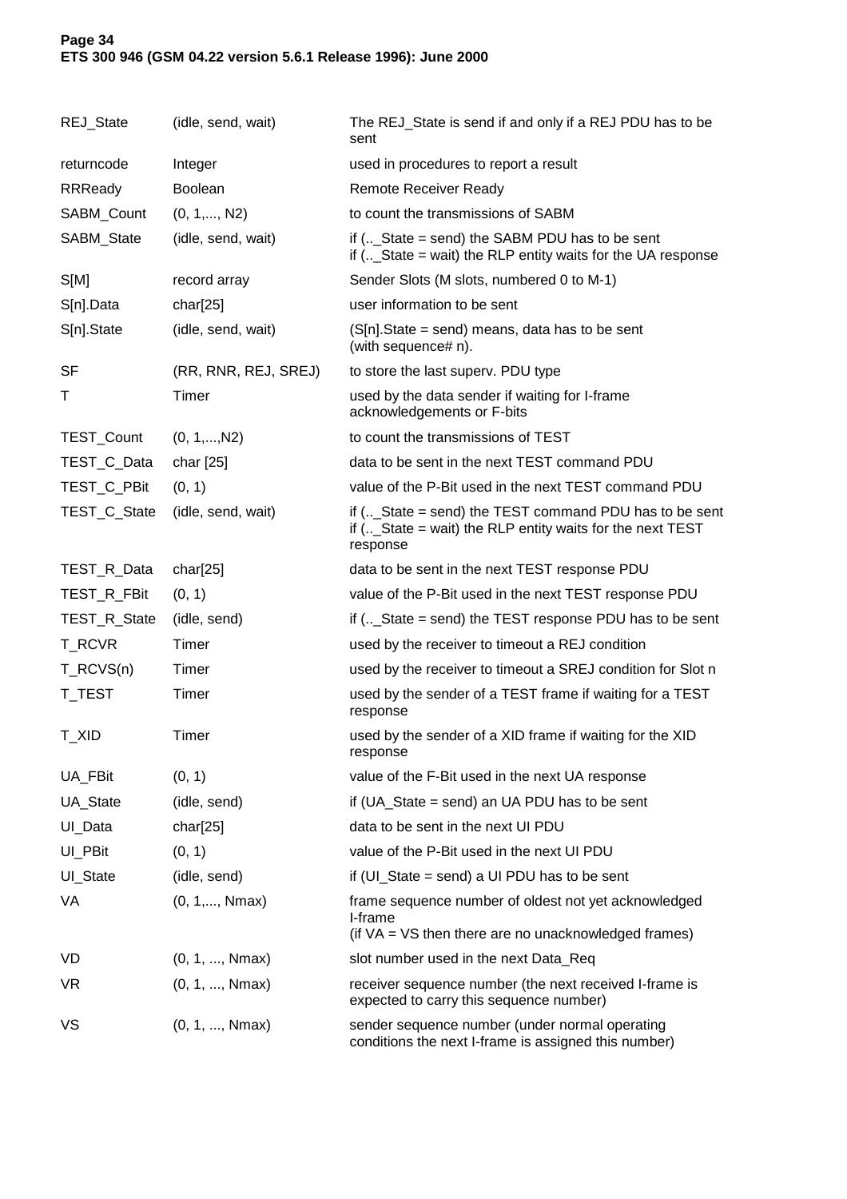| | | |
|---|---|---|
| REJ_State | (idle, send, wait) | The REJ_State is send if and only if a REJ PDU has to be sent |
| returncode | Integer | used in procedures to report a result |
| RRReady | Boolean | Remote Receiver Ready |
| SABM_Count | (0, 1,..., N2) | to count the transmissions of SABM |
| SABM_State | (idle, send, wait) | if (.._State = send) the SABM PDU has to be sent<br>if (.._State = wait) the RLP entity waits for the UA response |
| S[M] | record array | Sender Slots (M slots, numbered 0 to M-1) |
| S[n].Data | char[25] | user information to be sent |
| S[n].State | (idle, send, wait) | (S[n].State = send) means, data has to be sent (with sequence# n). |
| SF | (RR, RNR, REJ, SREJ) | to store the last superv. PDU type |
| T | Timer | used by the data sender if waiting for I-frame acknowledgements or F-bits |
| TEST_Count | (0, 1,...,N2) | to count the transmissions of TEST |
| TEST_C_Data | char [25] | data to be sent in the next TEST command PDU |
| TEST_C_PBit | (0, 1) | value of the P-Bit used in the next TEST command PDU |
| TEST_C_State | (idle, send, wait) | if (.._State = send) the TEST command PDU has to be sent<br>if (.._State = wait) the RLP entity waits for the next TEST response |
| TEST_R_Data | char[25] | data to be sent in the next TEST response PDU |
| TEST_R_FBit | (0, 1) | value of the P-Bit used in the next TEST response PDU |
| TEST_R_State | (idle, send) | if (.._State = send) the TEST response PDU has to be sent |
| T_RCVR | Timer | used by the receiver to timeout a REJ condition |
| T_RCVS(n) | Timer | used by the receiver to timeout a SREJ condition for Slot n |
| T_TEST | Timer | used by the sender of a TEST frame if waiting for a TEST response |
| T_XID | Timer | used by the sender of a XID frame if waiting for the XID response |
| UA_FBit | (0, 1) | value of the F-Bit used in the next UA response |
| UA_State | (idle, send) | if (UA_State = send) an UA PDU has to be sent |
| UI_Data | char[25] | data to be sent in the next UI PDU |
| UI_PBit | (0, 1) | value of the P-Bit used in the next UI PDU |
| UI_State | (idle, send) | if (UI_State = send) a UI PDU has to be sent |
| VA | (0, 1,..., Nmax) | frame sequence number of oldest not yet acknowledged I-frame<br>(if VA = VS then there are no unacknowledged frames) |
| VD | (0, 1, ..., Nmax) | slot number used in the next Data_Req |
| VR | (0, 1, ..., Nmax) | receiver sequence number (the next received I-frame is expected to carry this sequence number) |
| VS | (0, 1, ..., Nmax) | sender sequence number (under normal operating conditions the next I-frame is assigned this number) |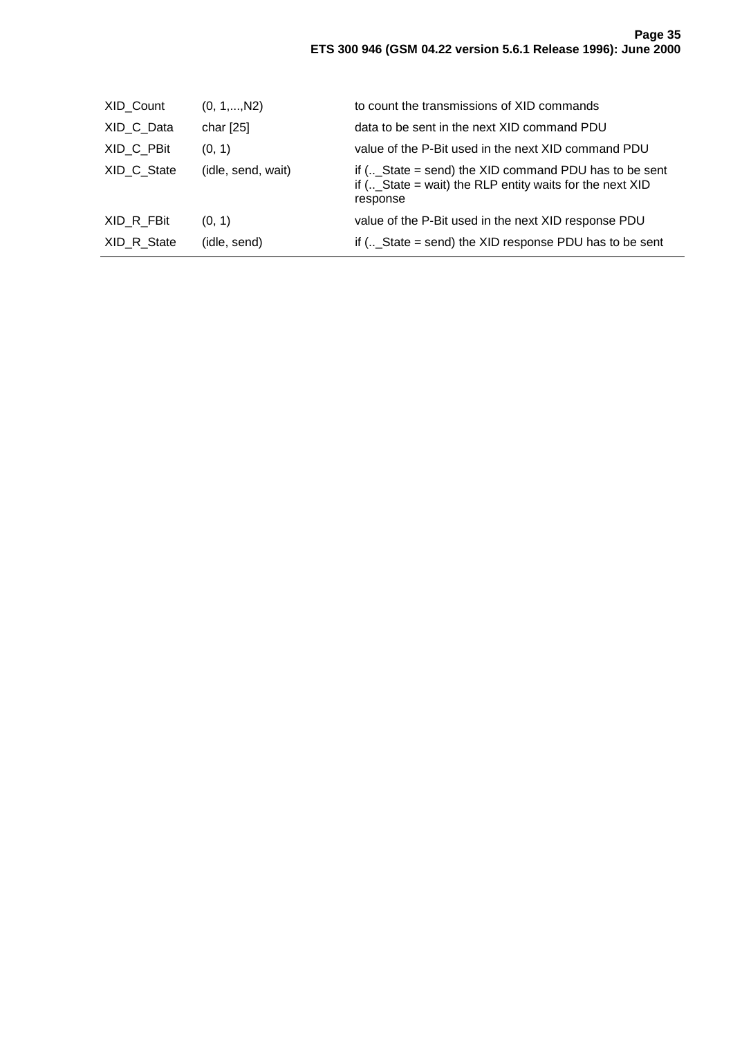| | | |
|---|---|---|
| XID_Count | (0, 1,...,N2) | to count the transmissions of XID commands |
| XID_C_Data | char [25] | data to be sent in the next XID command PDU |
| XID_C_PBit | (0, 1) | value of the P-Bit used in the next XID command PDU |
| XID_C_State | (idle, send, wait) | if (.._State = send) the XID command PDU has to be sent<br>if (.._State = wait) the RLP entity waits for the next XID response |
| XID_R_FBit | (0, 1) | value of the P-Bit used in the next XID response PDU |
| XID_R_State | (idle, send) | if (.._State = send) the XID response PDU has to be sent |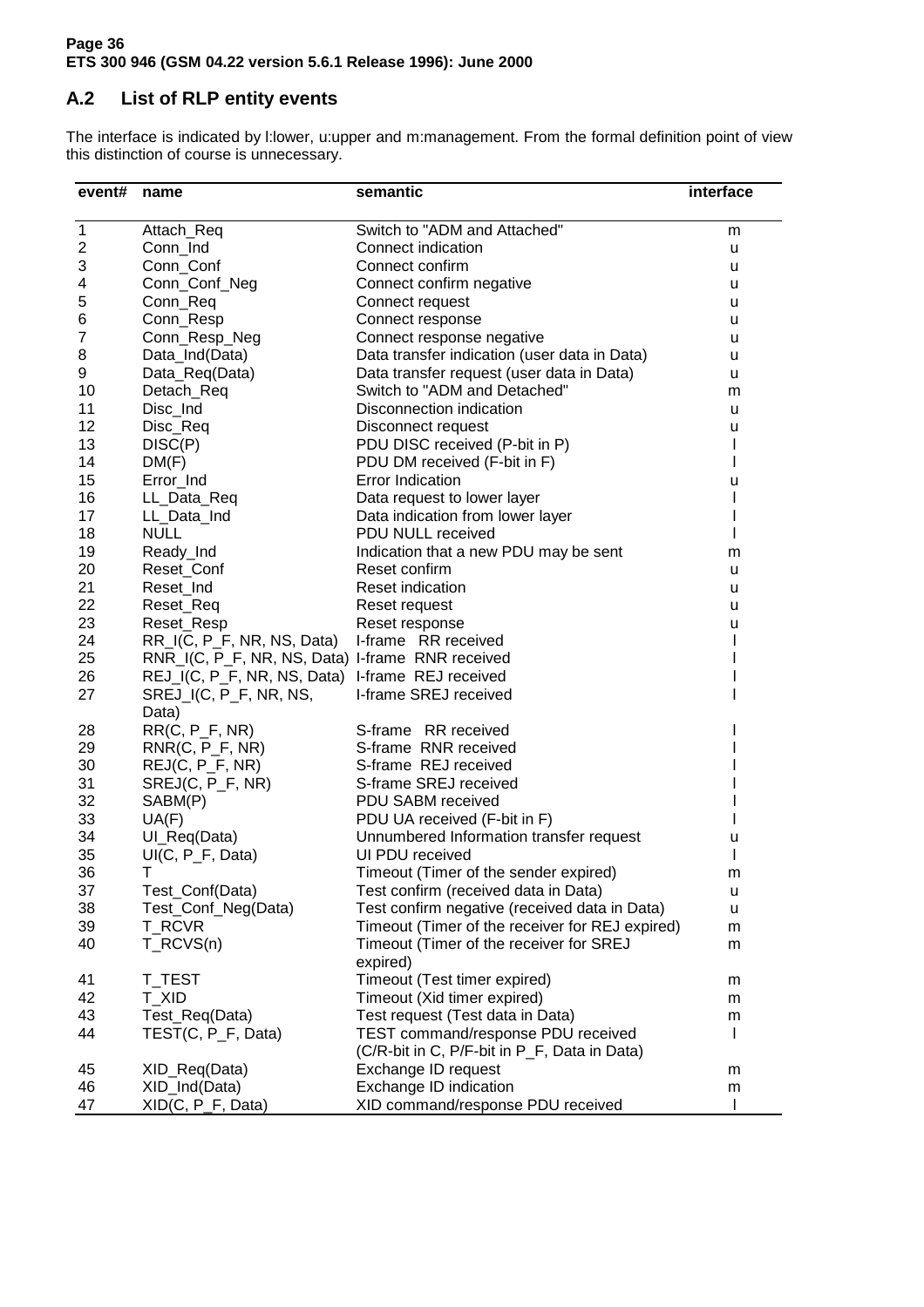## A.2 List of RLP entity events

The interface is indicated by l:lower, u:upper and m:management. From the formal definition point of view this distinction of course is unnecessary.

| event# | name | semantic | interface |
|---|---|---|---|
| 1 | Attach_Req | Switch to "ADM and Attached" | m |
| 2 | Conn_Ind | Connect indication | u |
| 3 | Conn_Conf | Connect confirm | u |
| 4 | Conn_Conf_Neg | Connect confirm negative | u |
| 5 | Conn_Req | Connect request | u |
| 6 | Conn_Resp | Connect response | u |
| 7 | Conn_Resp_Neg | Connect response negative | u |
| 8 | Data_Ind(Data) | Data transfer indication (user data in Data) | u |
| 9 | Data_Req(Data) | Data transfer request (user data in Data) | u |
| 10 | Detach_Req | Switch to "ADM and Detached" | m |
| 11 | Disc_Ind | Disconnection indication | u |
| 12 | Disc_Req | Disconnect request | u |
| 13 | DISC(P) | PDU DISC received (P-bit in P) | l |
| 14 | DM(F) | PDU DM received (F-bit in F) | l |
| 15 | Error_Ind | Error Indication | u |
| 16 | LL_Data_Req | Data request to lower layer | l |
| 17 | LL_Data_Ind | Data indication from lower layer | l |
| 18 | NULL | PDU NULL received | l |
| 19 | Ready_Ind | Indication that a new PDU may be sent | m |
| 20 | Reset_Conf | Reset confirm | u |
| 21 | Reset_Ind | Reset indication | u |
| 22 | Reset_Req | Reset request | u |
| 23 | Reset_Resp | Reset response | u |
| 24 | RR_I(C, P_F, NR, NS, Data) | I-frame RR received | l |
| 25 | RNR_I(C, P_F, NR, NS, Data) | I-frame RNR received | l |
| 26 | REJ_I(C, P_F, NR, NS, Data) | I-frame REJ received | l |
| 27 | SREJ_I(C, P_F, NR, NS, Data) | I-frame SREJ received | l |
| 28 | RR(C, P_F, NR) | S-frame RR received | l |
| 29 | RNR(C, P_F, NR) | S-frame RNR received | l |
| 30 | REJ(C, P_F, NR) | S-frame REJ received | l |
| 31 | SREJ(C, P_F, NR) | S-frame SREJ received | l |
| 32 | SABM(P) | PDU SABM received | l |
| 33 | UA(F) | PDU UA received (F-bit in F) | l |
| 34 | UI_Req(Data) | Unnumbered Information transfer request | u |
| 35 | UI(C, P_F, Data) | UI PDU received | l |
| 36 | T | Timeout (Timer of the sender expired) | m |
| 37 | Test_Conf(Data) | Test confirm (received data in Data) | u |
| 38 | Test_Conf_Neg(Data) | Test confirm negative (received data in Data) | u |
| 39 | T_RCVR | Timeout (Timer of the receiver for REJ expired) | m |
| 40 | T_RCVS(n) | Timeout (Timer of the receiver for SREJ expired) | m |
| 41 | T_TEST | Timeout (Test timer expired) | m |
| 42 | T_XID | Timeout (Xid timer expired) | m |
| 43 | Test_Req(Data) | Test request (Test data in Data) | m |
| 44 | TEST(C, P_F, Data) | TEST command/response PDU received (C/R-bit in C, P/F-bit in P_F, Data in Data) | l |
| 45 | XID_Req(Data) | Exchange ID request | m |
| 46 | XID_Ind(Data) | Exchange ID indication | m |
| 47 | XID(C, P_F, Data) | XID command/response PDU received | l |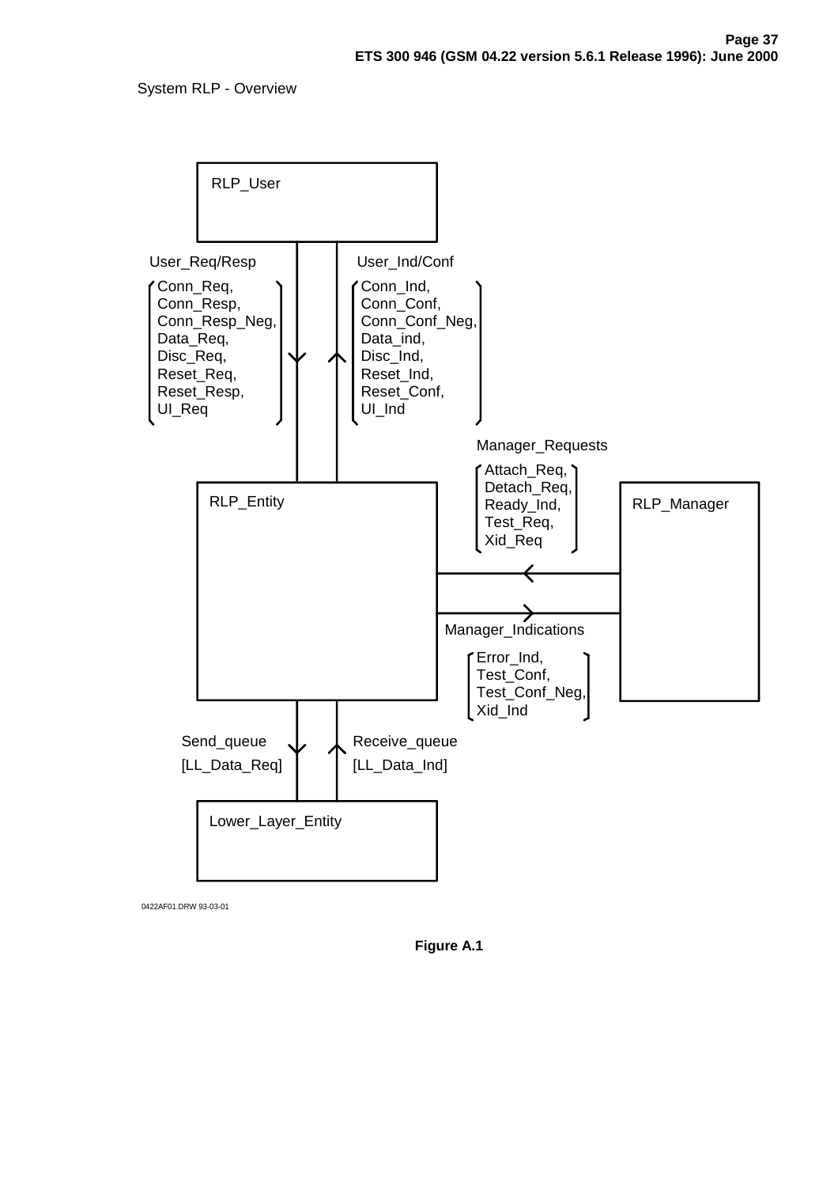System RLP - Overview

RLP_User

User_Req/Resp

Conn_Req,
Conn_Resp,
Conn_Resp_Neg,
Data_Req,
Disc_Req,
Reset_Req,
Reset_Resp,
UI_Req

User_Ind/Conf

Conn_Ind,
Conn_Conf,
Conn_Conf_Neg,
Data_ind,
Disc_Ind,
Reset_Ind,
Reset_Conf,
UI_Ind

Manager_Requests

Attach_Req,
Detach_Req,
Ready_Ind,
Test_Req,
Xid_Req

RLP_Entity

RLP_Manager

Manager_Indications

Error_Ind,
Test_Conf,
Test_Conf_Neg,
Xid_Ind

Send_queue
[LL_Data_Req]

Receive_queue
[LL_Data_Ind]

Lower_Layer_Entity

0422AF01.DRW 93-03-01

**Figure A.1**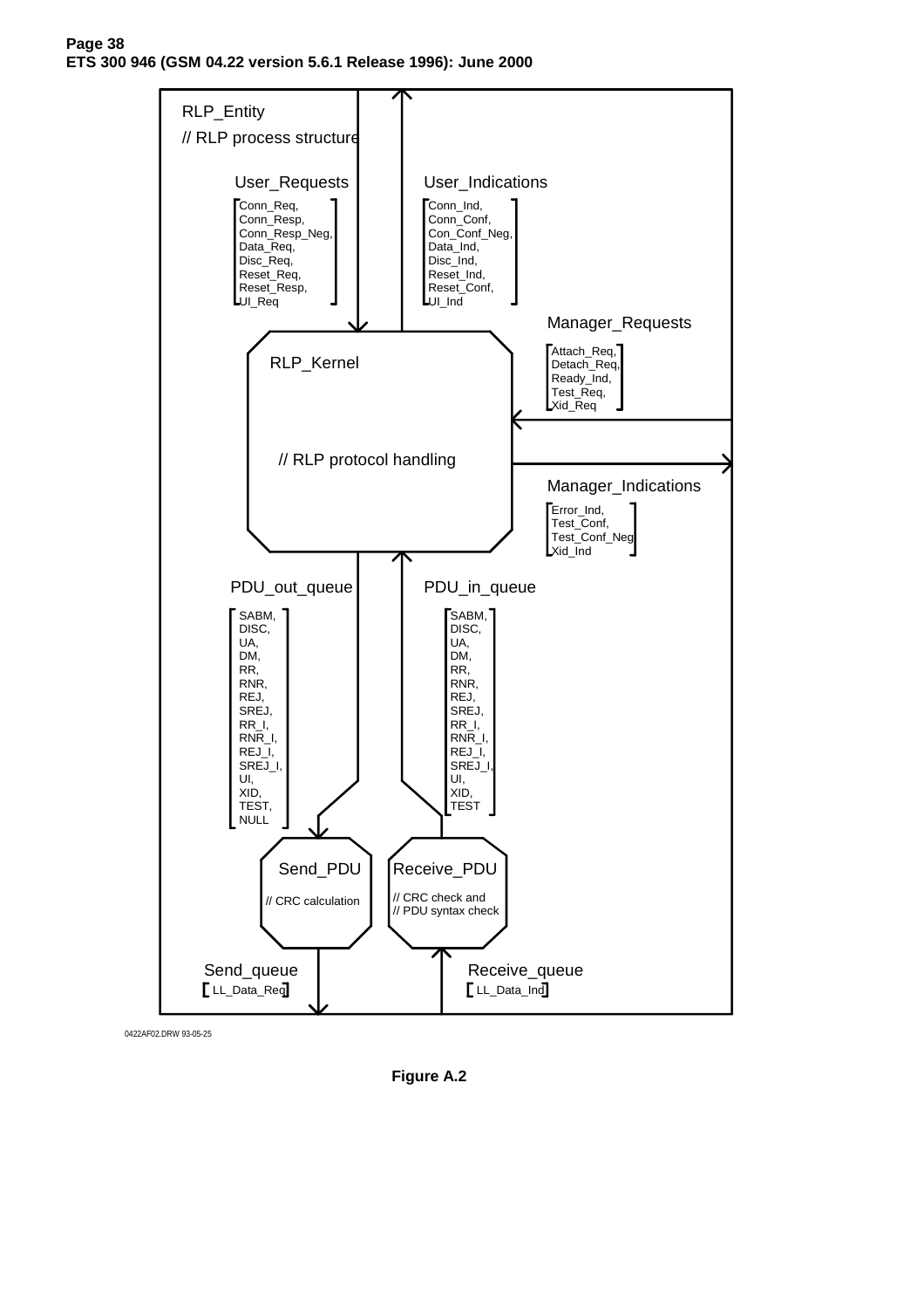RLP_Entity

// RLP process structure

User_Requests

[Conn_Req, Conn_Resp, Conn_Resp_Neg, Data_Req, Disc_Req, Reset_Req, Reset_Resp, UI_Req]

User_Indications

[Conn_Ind, Conn_Conf, Con_Conf_Neg, Data_Ind, Disc_Ind, Reset_Ind, Reset_Conf, UI_Ind]

Manager_Requests

[Attach_Req, Detach_Req, Ready_Ind, Test_Req, Xid_Req]

RLP_Kernel

// RLP protocol handling

Manager_Indications

[Error_Ind, Test_Conf, Test_Conf_Neg, Xid_Ind]

PDU_out_queue

[SABM, DISC, UA, DM, RR, RNR, REJ, SREJ, RR_I, RNR_I, REJ_I, SREJ_I, UI, XID, TEST, NULL]

PDU_in_queue

[SABM, DISC, UA, DM, RR, RNR, REJ, SREJ, RR_I, RNR_I, REJ_I, SREJ_I, UI, XID, TEST]

Send_PDU

// CRC calculation

Receive_PDU

// CRC check and
// PDU syntax check

Send_queue

[LL_Data_Req]

Receive_queue

[LL_Data_Ind]

0422AF02.DRW 93-05-25

**Figure A.2**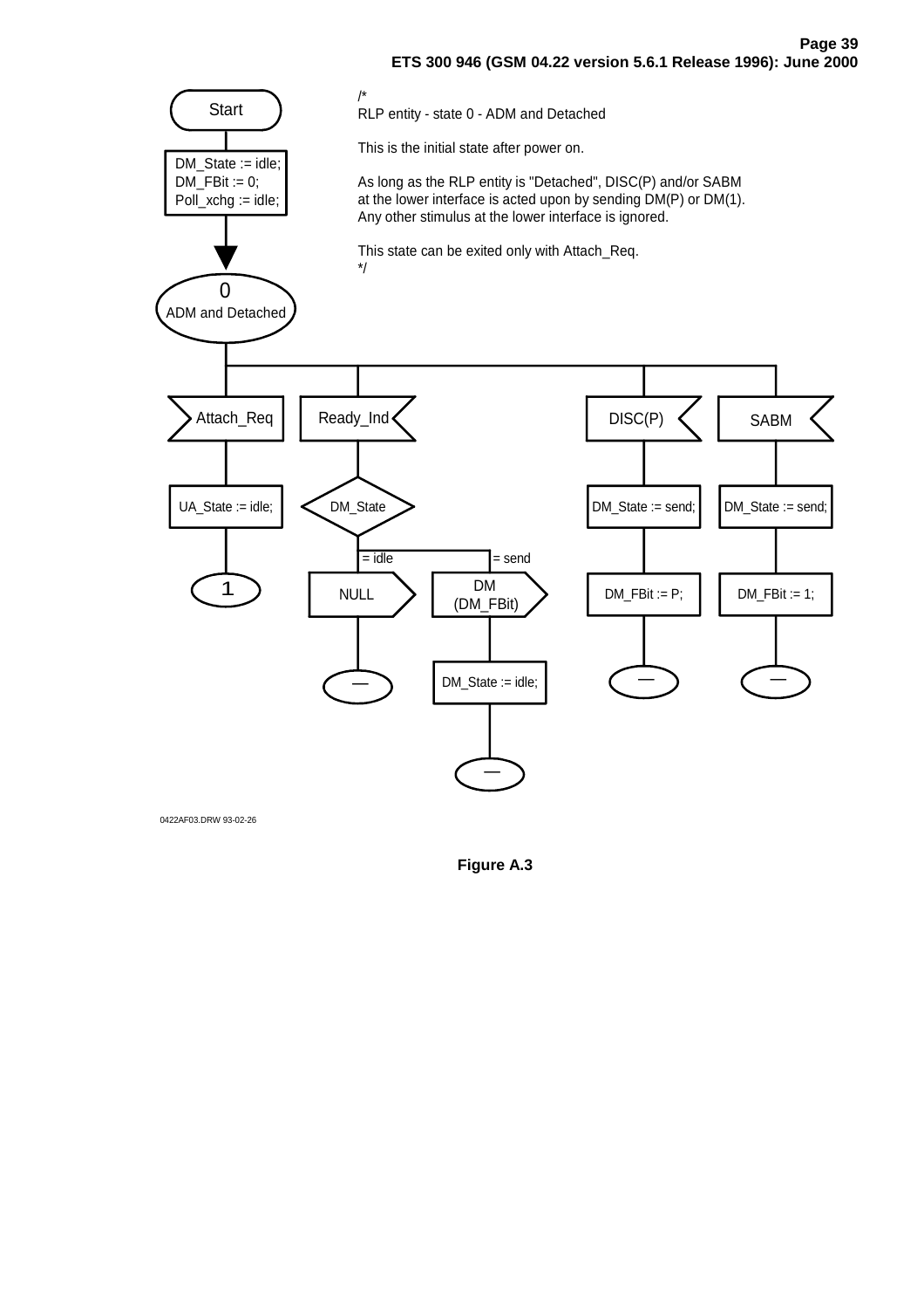/*
RLP entity - state 0 - ADM and Detached

This is the initial state after power on.

As long as the RLP entity is "Detached", DISC(P) and/or SABM at the lower interface is acted upon by sending DM(P) or DM(1). Any other stimulus at the lower interface is ignored.

This state can be exited only with Attach_Req.
*/

Start

DM_State := idle;
DM_FBit := 0;
Poll_xchg := idle;

0
ADM and Detached

Attach_Req

UA_State := idle;

1

Ready_Ind

DM_State

= idle

NULL

—

= send

DM
(DM_FBit)

DM_State := idle;

—

DISC(P)

DM_State := send;

DM_FBit := P;

—

SABM

DM_State := send;

DM_FBit := 1;

—

0422AF03.DRW 93-02-26

**Figure A.3**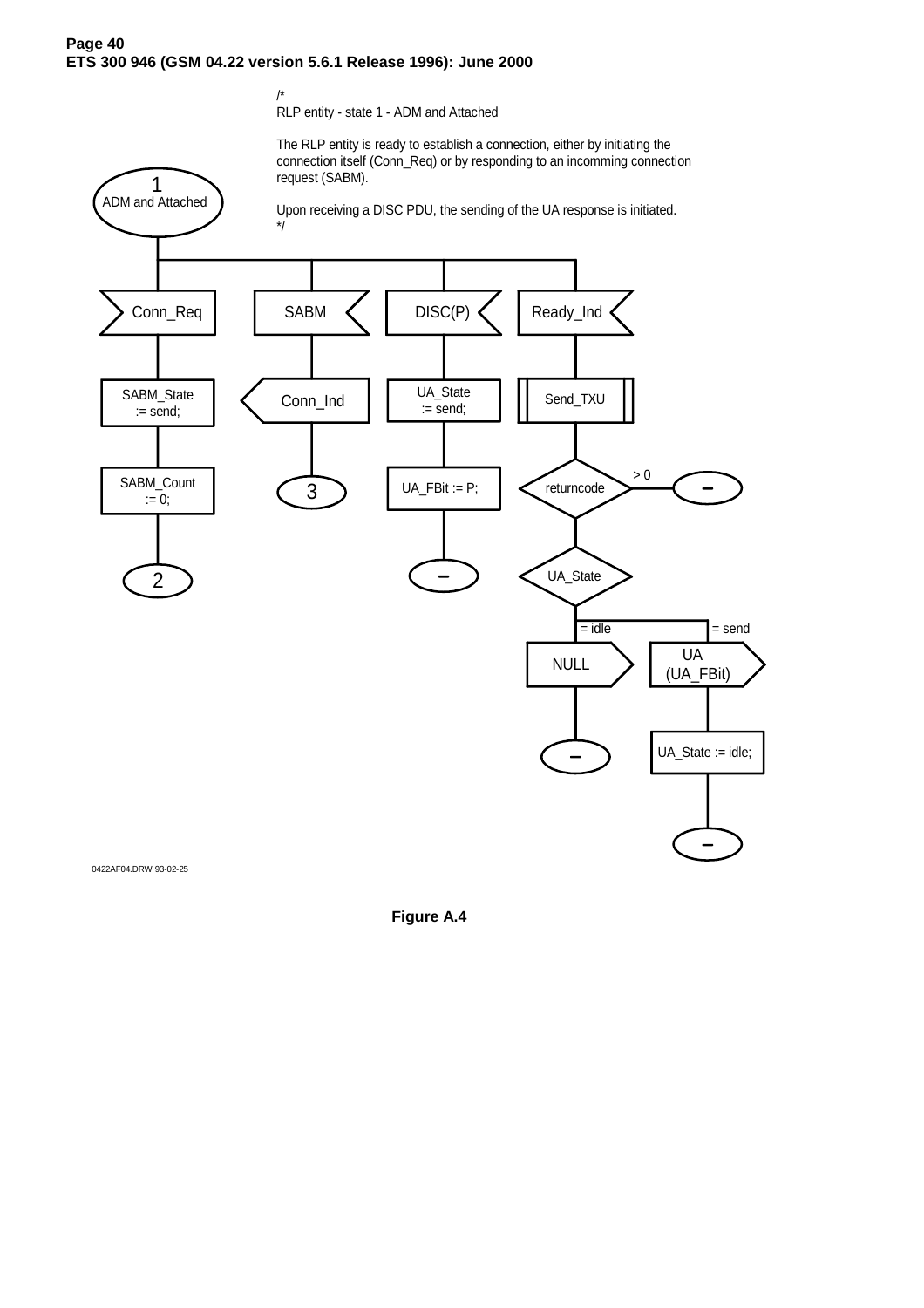/*
RLP entity - state 1 - ADM and Attached

The RLP entity is ready to establish a connection, either by initiating the connection itself (Conn_Req) or by responding to an incomming connection request (SABM).

Upon receiving a DISC PDU, the sending of the UA response is initiated.
*/

1
ADM and Attached

Conn_Req

SABM_State := send;

SABM_Count := 0;

2

SABM

Conn_Ind

3

DISC(P)

UA_State := send;

UA_FBit := P;

–

Ready_Ind

Send_TXU

returncode

> 0

–

UA_State

= idle

NULL

–

= send

UA (UA_FBit)

UA_State := idle;

–

0422AF04.DRW 93-02-25

**Figure A.4**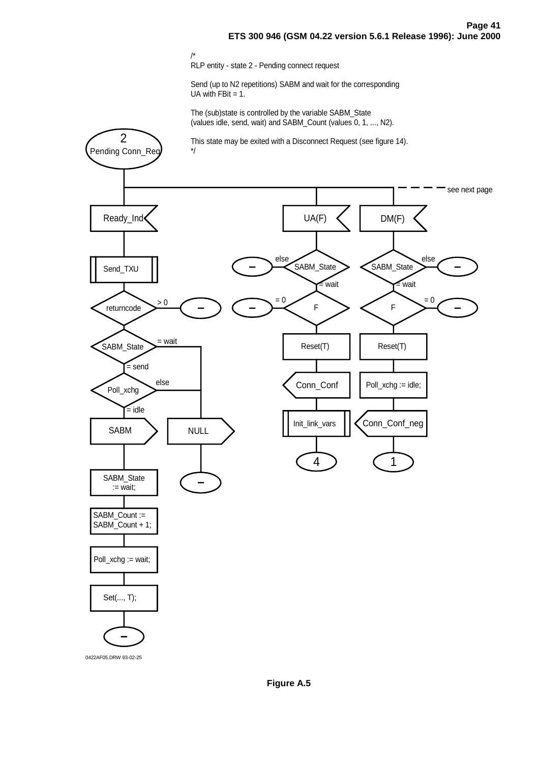/*
RLP entity - state 2 - Pending connect request

Send (up to N2 repetitions) SABM and wait for the corresponding UA with FBit = 1.

The (sub)state is controlled by the variable SABM_State (values idle, send, wait) and SABM_Count (values 0, 1, ..., N2).

This state may be exited with a Disconnect Request (see figure 14).
*/

2
Pending Conn_Req

see next page

Ready_Ind

Send_TXU

returncode

> 0

SABM_State

= wait

= send

Poll_xchg

else

= idle

SABM

NULL

SABM_State := wait;

SABM_Count := SABM_Count + 1;

Poll_xchg := wait;

Set(..., T);

UA(F)

SABM_State

else

= wait

F

= 0

Reset(T)

Conn_Conf

Init_link_vars

4

DM(F)

SABM_State

else

= wait

F

= 0

Reset(T)

Poll_xchg := idle;

Conn_Conf_neg

1

0422AF05.DRW 93-02-25

**Figure A.5**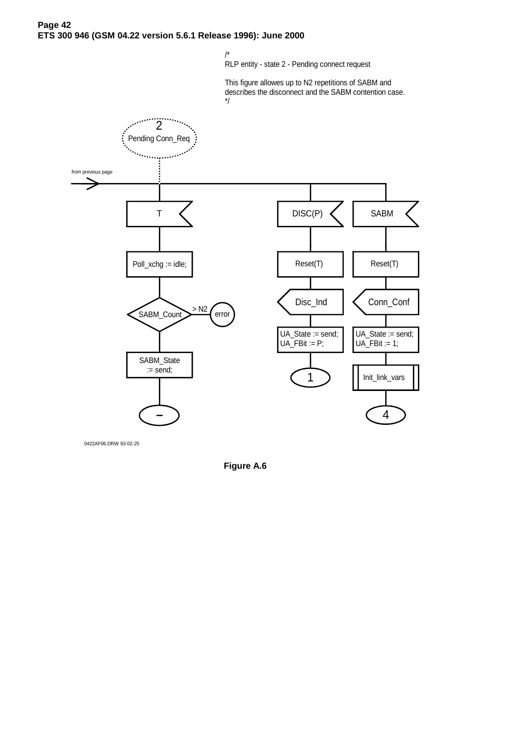/*
RLP entity - state 2 - Pending connect request

This figure allowes up to N2 repetitions of SABM and describes the disconnect and the SABM contention case.
*/

2
Pending Conn_Req

from previous page

T

Poll_xchg := idle;

SABM_Count

> N2

error

SABM_State := send;

–

DISC(P)

Reset(T)

Disc_Ind

UA_State := send;
UA_FBit := P;

1

SABM

Reset(T)

Conn_Conf

UA_State := send;
UA_FBit := 1;

Init_link_vars

4

0422AF06.DRW 93-02-25

**Figure A.6**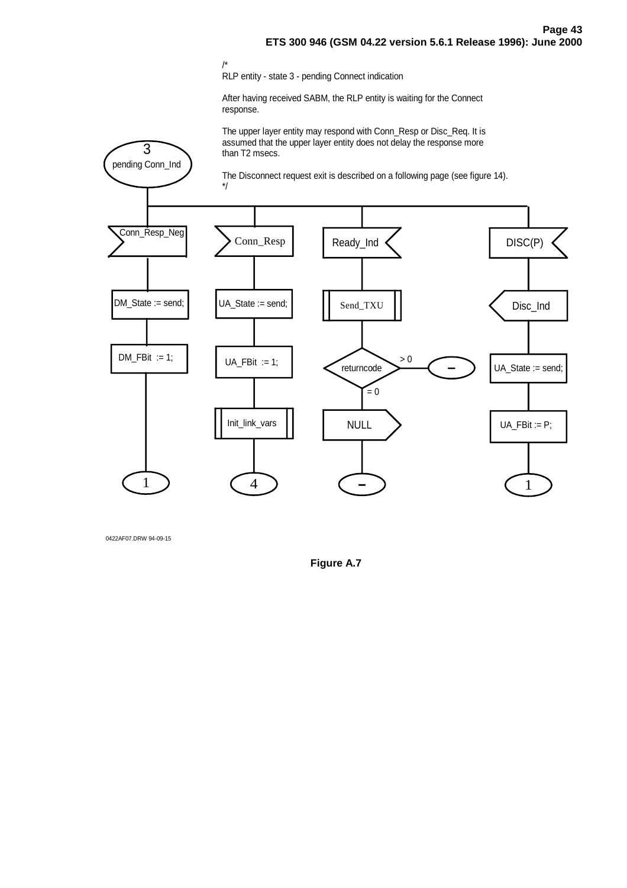/*
RLP entity - state 3 - pending Connect indication

After having received SABM, the RLP entity is waiting for the Connect response.

The upper layer entity may respond with Conn_Resp or Disc_Req. It is assumed that the upper layer entity does not delay the response more than T2 msecs.

The Disconnect request exit is described on a following page (see figure 14).
*/

3
pending Conn_Ind

Conn_Resp_Neg

DM_State := send;

DM_FBit := 1;

1

Conn_Resp

UA_State := send;

UA_FBit := 1;

Init_link_vars

4

Ready_Ind

Send_TXU

returncode

> 0

–

= 0

NULL

–

DISC(P)

Disc_Ind

UA_State := send;

UA_FBit := P;

1

0422AF07.DRW 94-09-15

**Figure A.7**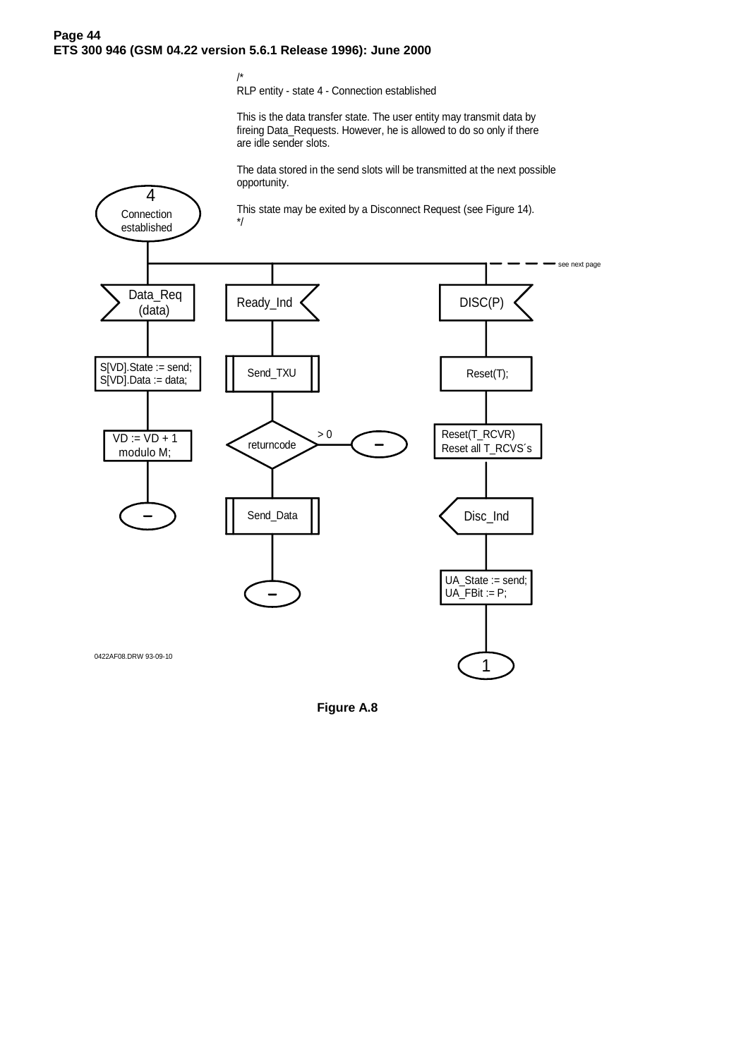/*
RLP entity - state 4 - Connection established

This is the data transfer state. The user entity may transmit data by fireing Data_Requests. However, he is allowed to do so only if there are idle sender slots.

The data stored in the send slots will be transmitted at the next possible opportunity.

This state may be exited by a Disconnect Request (see Figure 14).
*/

4
Connection established

see next page

Data_Req (data)

S[VD].State := send;
S[VD].Data := data;

VD := VD + 1 modulo M;

–

Ready_Ind

Send_TXU

returncode

> 0

–

Send_Data

–

DISC(P)

Reset(T);

Reset(T_RCVR)
Reset all T_RCVS´s

Disc_Ind

UA_State := send;
UA_FBit := P;

1

0422AF08.DRW 93-09-10

**Figure A.8**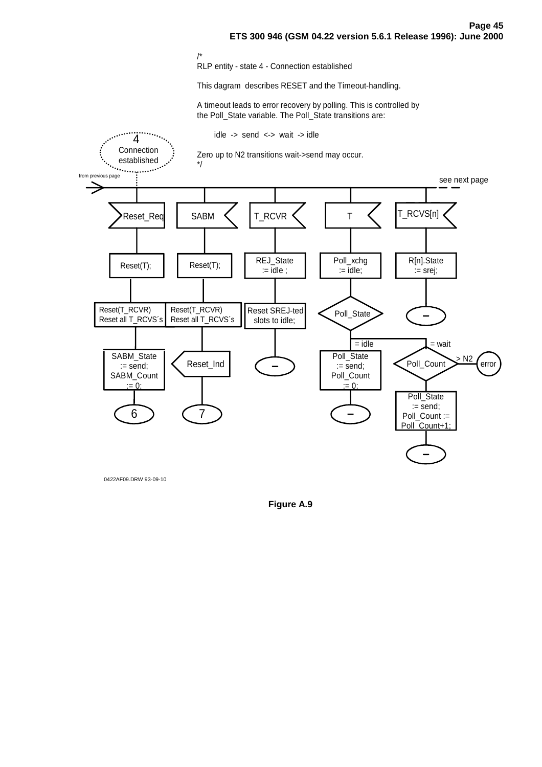/*
RLP entity - state 4 - Connection established

This dagram describes RESET and the Timeout-handling.

A timeout leads to error recovery by polling. This is controlled by the Poll_State variable. The Poll_State transitions are:

idle -> send <-> wait -> idle

Zero up to N2 transitions wait->send may occur.
*/

4 Connection established

from previous page

see next page

Reset_Req

Reset(T);

Reset(T_RCVR)
Reset all T_RCVS´s

SABM_State := send;
SABM_Count := 0;

6

SABM

Reset(T);

Reset(T_RCVR)
Reset all T_RCVS´s

Reset_Ind

7

T_RCVR

REJ_State := idle ;

Reset SREJ-ted slots to idle;

–

T

Poll_xchg := idle;

Poll_State

= idle

Poll_State := send;
Poll_Count := 0;

–

= wait

Poll_Count

> N2

error

Poll_State := send;
Poll_Count := Poll_Count+1;

–

T_RCVS[n]

R[n].State := srej;

–

0422AF09.DRW 93-09-10

**Figure A.9**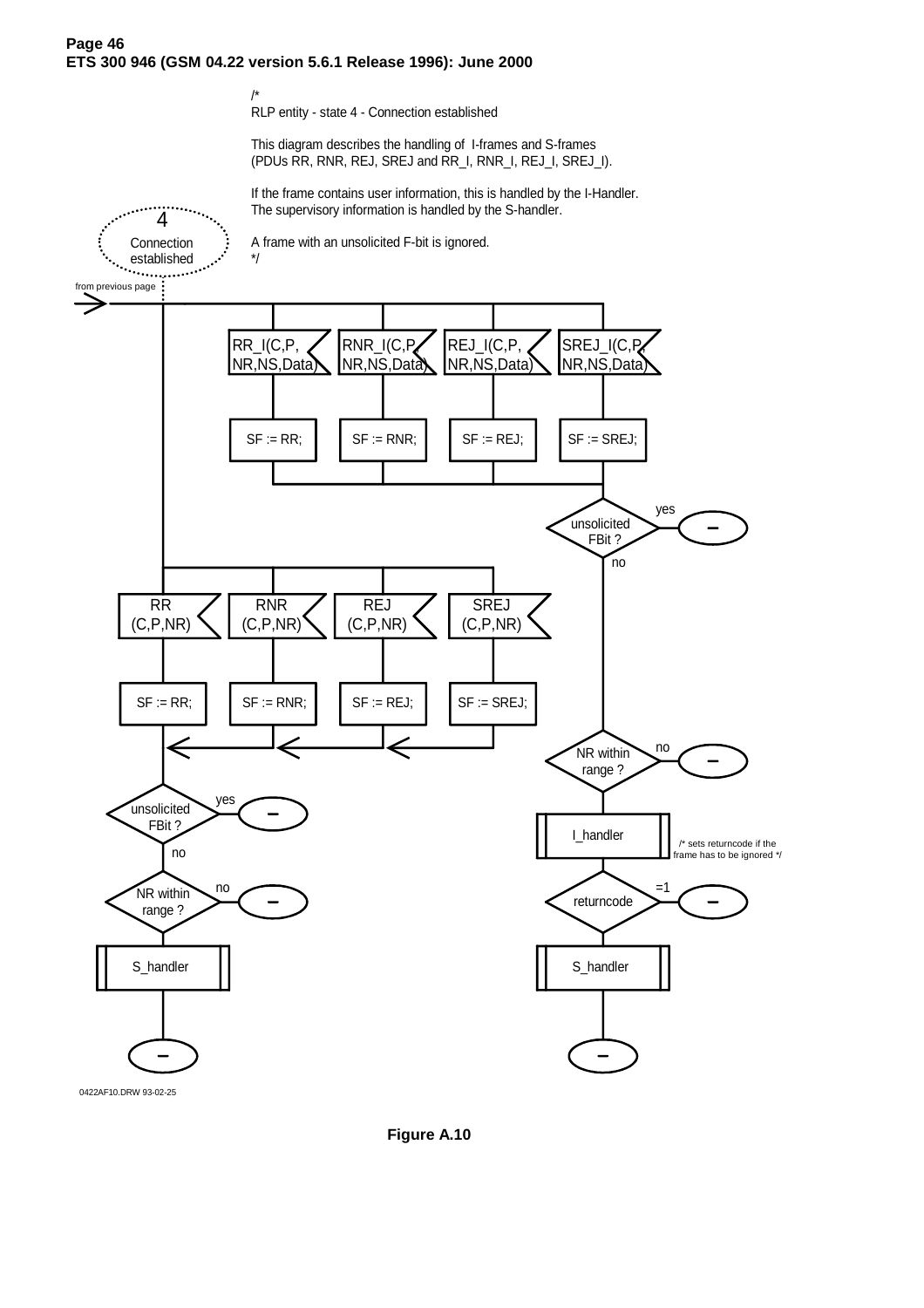/*
RLP entity - state 4 - Connection established

This diagram describes the handling of I-frames and S-frames
(PDUs RR, RNR, REJ, SREJ and RR_I, RNR_I, REJ_I, SREJ_I).

If the frame contains user information, this is handled by the I-Handler.
The supervisory information is handled by the S-handler.

A frame with an unsolicited F-bit is ignored.
*/

4
Connection established

from previous page

RR_I(C,P, NR,NS,Data) | RNR_I(C,P, NR,NS,Data) | REJ_I(C,P, NR,NS,Data) | SREJ_I(C,P, NR,NS,Data)

SF := RR; | SF := RNR; | SF := REJ; | SF := SREJ;

unsolicited FBit ? — yes: – ; no:

RR (C,P,NR) | RNR (C,P,NR) | REJ (C,P,NR) | SREJ (C,P,NR)

SF := RR; | SF := RNR; | SF := REJ; | SF := SREJ;

unsolicited FBit ? — yes: – ; no:

NR within range ? — no: – ;

S_handler

–

NR within range ? — no: – ;

I_handler /* sets returncode if the frame has to be ignored */

returncode — =1: – ;

S_handler

–

0422AF10.DRW 93-02-25

**Figure A.10**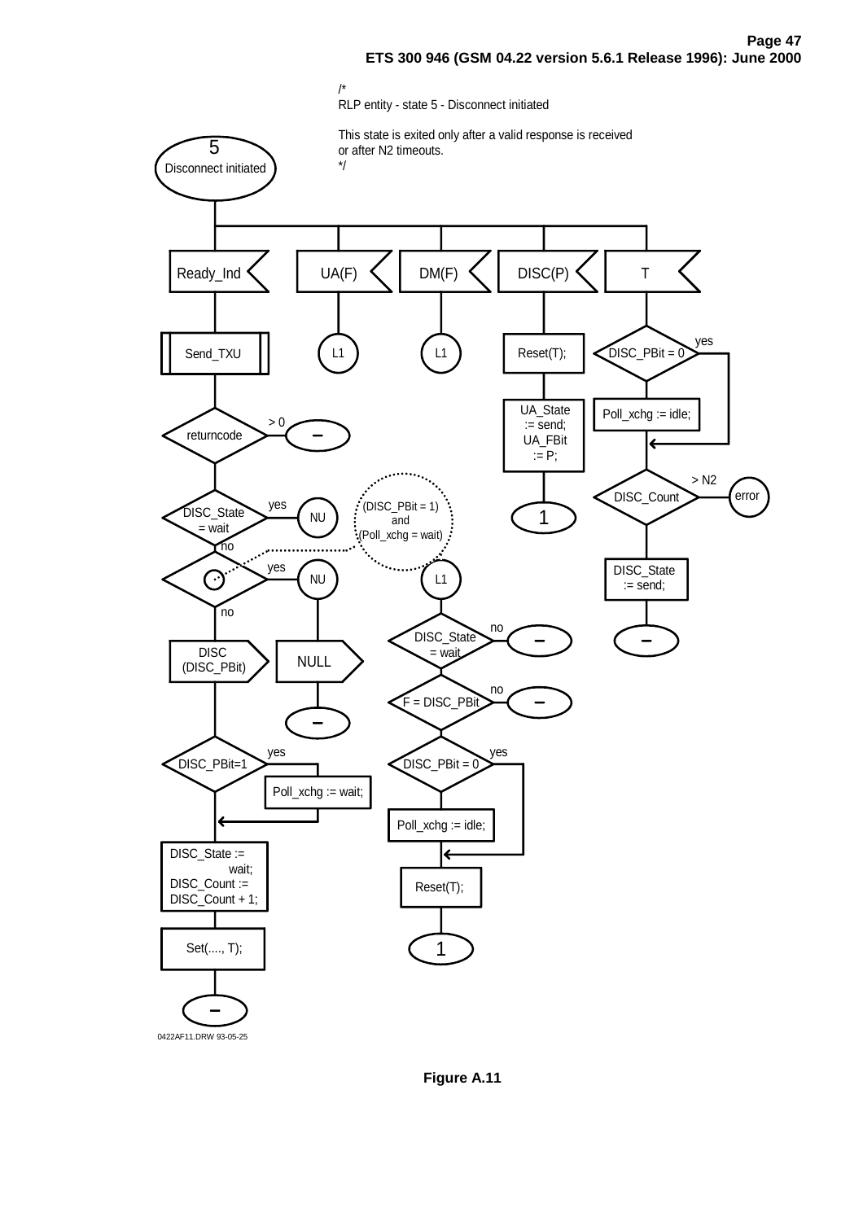/*
RLP entity - state 5 - Disconnect initiated

This state is exited only after a valid response is received
or after N2 timeouts.
*/

5
Disconnect initiated

Ready_Ind

UA(F)

DM(F)

DISC(P)

T

Send_TXU

L1

L1

Reset(T);

yes

DISC_PBit = 0

returncode

> 0

UA_State
:= send;
UA_FBit
:= P;

Poll_xchg := idle;

> N2

DISC_Count

error

yes

DISC_State
= wait

NU

(DISC_PBit = 1)
and
(Poll_xchg = wait)

1

no

yes

NU

L1

DISC_State
:= send;

no

no

DISC_State
= wait

DISC
(DISC_PBit)

NULL

no

F = DISC_PBit

yes

DISC_PBit=1

yes

DISC_PBit = 0

Poll_xchg := wait;

Poll_xchg := idle;

DISC_State :=
wait;
DISC_Count :=
DISC_Count + 1;

Reset(T);

Set(...., T);

1

0422AF11.DRW 93-05-25

Figure A.11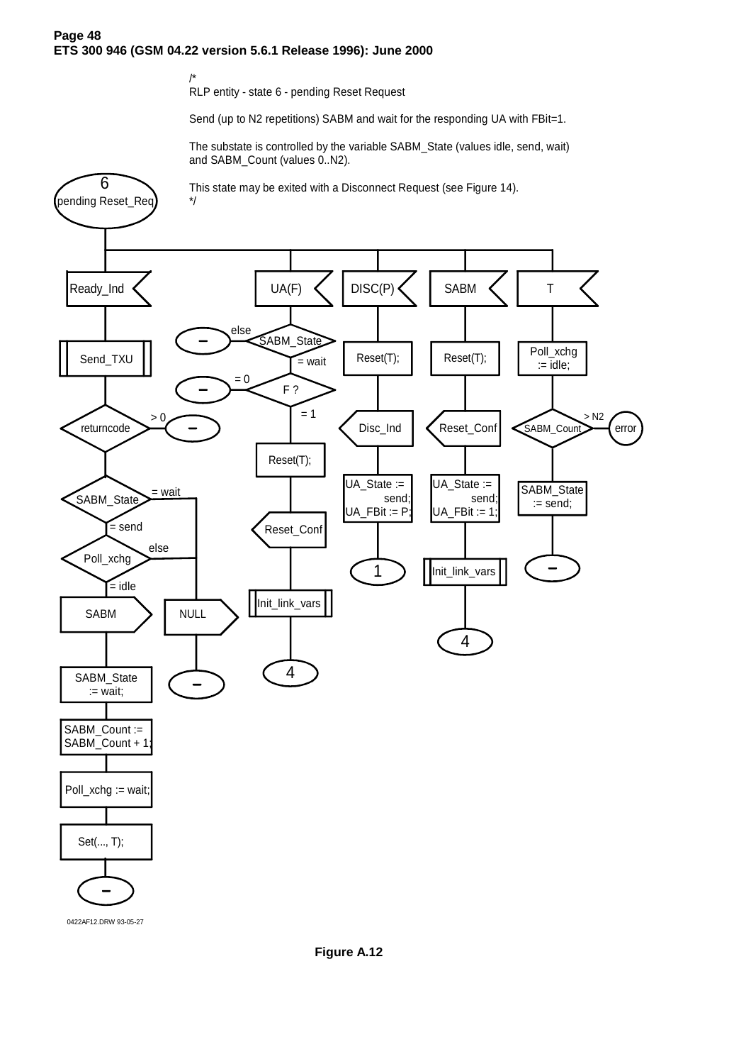/*
RLP entity - state 6 - pending Reset Request

Send (up to N2 repetitions) SABM and wait for the responding UA with FBit=1.

The substate is controlled by the variable SABM_State (values idle, send, wait) and SABM_Count (values 0..N2).

This state may be exited with a Disconnect Request (see Figure 14).
*/

6
pending Reset_Req

Ready_Ind

Send_TXU

returncode

> 0

–

SABM_State

= wait

= send

Poll_xchg

else

= idle

SABM

NULL

–

SABM_State := wait;

SABM_Count := SABM_Count + 1;

Poll_xchg := wait;

Set(..., T);

–

UA(F)

else

–

SABM_State

= wait

= 0

–

F ?

= 1

Reset(T);

Reset_Conf

Init_link_vars

4

DISC(P)

Reset(T);

Disc_Ind

UA_State := send;
UA_FBit := P;

1

SABM

Reset(T);

Reset_Conf

UA_State := send;
UA_FBit := 1;

Init_link_vars

4

T

Poll_xchg := idle;

SABM_Count

> N2

error

SABM_State := send;

–

0422AF12.DRW 93-05-27

**Figure A.12**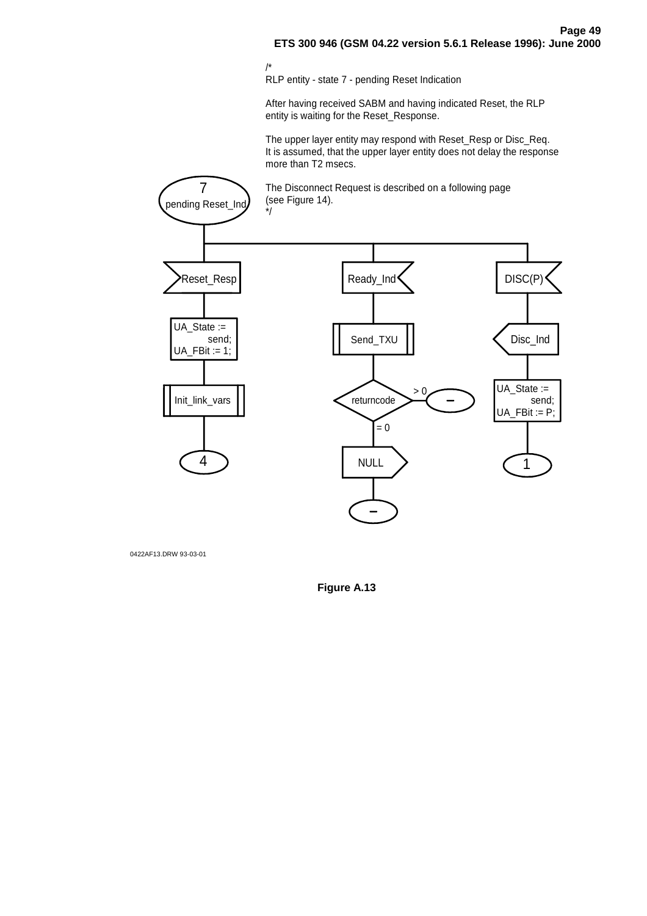/*
RLP entity - state 7 - pending Reset Indication

After having received SABM and having indicated Reset, the RLP entity is waiting for the Reset_Response.

The upper layer entity may respond with Reset_Resp or Disc_Req.
It is assumed, that the upper layer entity does not delay the response more than T2 msecs.

The Disconnect Request is described on a following page (see Figure 14).
*/

7
pending Reset_Ind

Reset_Resp

UA_State := send;
UA_FBit := 1;

Init_link_vars

4

Ready_Ind

Send_TXU

returncode

> 0

–

= 0

NULL

–

DISC(P)

Disc_Ind

UA_State := send;
UA_FBit := P;

1

0422AF13.DRW 93-03-01

**Figure A.13**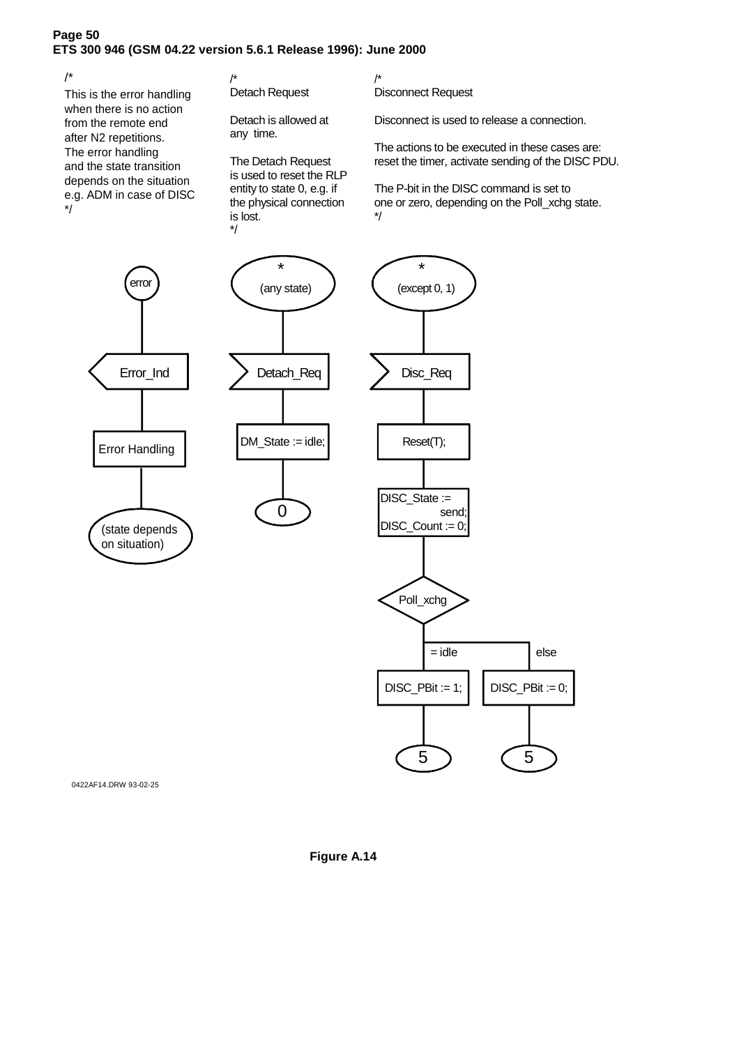/*
This is the error handling when there is no action from the remote end after N2 repetitions. The error handling and the state transition depends on the situation e.g. ADM in case of DISC
*/

/*
Detach Request

Detach is allowed at any time.

The Detach Request is used to reset the RLP entity to state 0, e.g. if the physical connection is lost.
*/

/*
Disconnect Request

Disconnect is used to release a connection.

The actions to be executed in these cases are: reset the timer, activate sending of the DISC PDU.

The P-bit in the DISC command is set to one or zero, depending on the Poll_xchg state.
*/

error

Error_Ind

Error Handling

(state depends on situation)

*
(any state)

Detach_Req

DM_State := idle;

0

*
(except 0, 1)

Disc_Req

Reset(T);

DISC_State := send;
DISC_Count := 0;

Poll_xchg

= idle

else

DISC_PBit := 1;

DISC_PBit := 0;

5

5

0422AF14.DRW 93-02-25

**Figure A.14**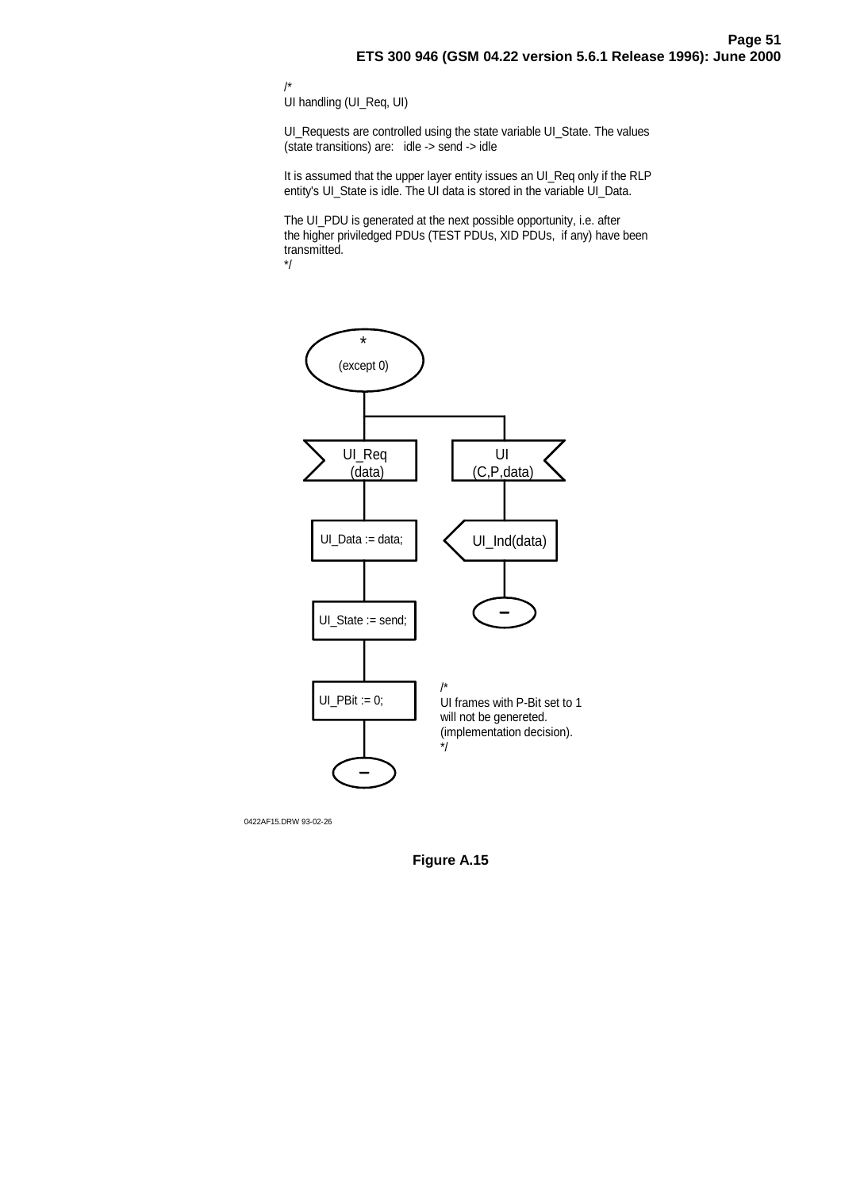/*
UI handling (UI_Req, UI)

UI_Requests are controlled using the state variable UI_State. The values (state transitions) are: idle -> send -> idle

It is assumed that the upper layer entity issues an UI_Req only if the RLP entity's UI_State is idle. The UI data is stored in the variable UI_Data.

The UI_PDU is generated at the next possible opportunity, i.e. after the higher priviledged PDUs (TEST PDUs, XID PDUs, if any) have been transmitted.
*/

*
(except 0)

UI_Req (data)

UI_Data := data;

UI_State := send;

UI_PBit := 0;

–

UI (C,P,data)

UI_Ind(data)

–

/*
UI frames with P-Bit set to 1 will not be genereted. (implementation decision).
*/

0422AF15.DRW 93-02-26

**Figure A.15**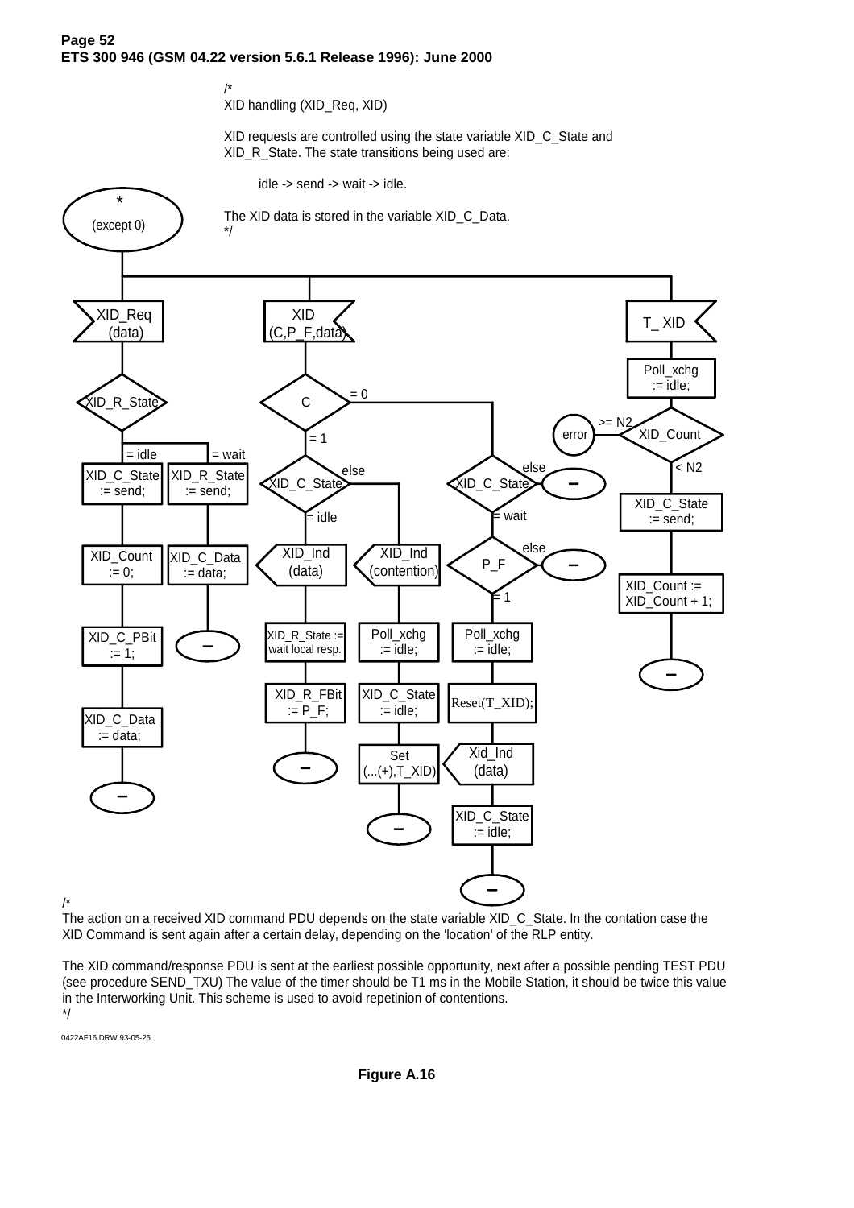/*
XID handling (XID_Req, XID)

XID requests are controlled using the state variable XID_C_State and XID_R_State. The state transitions being used are:

idle -> send -> wait -> idle.

The XID data is stored in the variable XID_C_Data.
*/

* (except 0)

XID_Req (data)

XID_R_State

= idle

XID_C_State := send;

XID_Count := 0;

XID_C_PBit := 1;

XID_C_Data := data;

= wait

XID_R_State := send;

XID_C_Data := data;

XID (C,P_F,data)

C

= 1

XID_C_State

= idle

XID_Ind (data)

XID_R_State := wait local resp.

XID_R_FBit := P_F;

else

XID_Ind (contention)

Poll_xchg := idle;

XID_C_State := idle;

Set (...(+),T_XID)

= 0

XID_C_State

else

= wait

P_F

else

= 1

Poll_xchg := idle;

Reset(T_XID);

Xid_Ind (data)

XID_C_State := idle;

T_ XID

Poll_xchg := idle;

XID_Count

>= N2

error

< N2

XID_C_State := send;

XID_Count := XID_Count + 1;

/*
The action on a received XID command PDU depends on the state variable XID_C_State. In the contation case the XID Command is sent again after a certain delay, depending on the 'location' of the RLP entity.

The XID command/response PDU is sent at the earliest possible opportunity, next after a possible pending TEST PDU (see procedure SEND_TXU) The value of the timer should be T1 ms in the Mobile Station, it should be twice this value in the Interworking Unit. This scheme is used to avoid repetinion of contentions.
*/

0422AF16.DRW 93-05-25

**Figure A.16**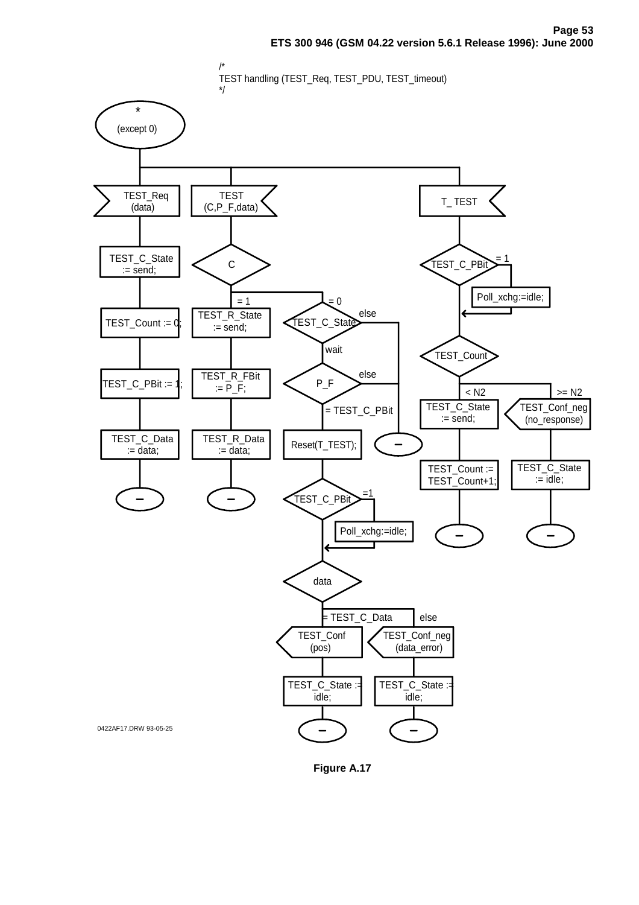/*
TEST handling (TEST_Req, TEST_PDU, TEST_timeout)
*/

```
* (except 0)
 |
 +-- TEST_Req (data)
 |     TEST_C_State := send;
 |     TEST_Count := 0;
 |     TEST_C_PBit := 1;
 |     TEST_C_Data := data;
 |     -
 |
 +-- TEST (C,P_F,data)
 |     C
 |     = 1:
 |       TEST_R_State := send;
 |       TEST_R_FBit := P_F;
 |       TEST_R_Data := data;
 |       -
 |     = 0:
 |       TEST_C_State
 |       else: -
 |       wait:
 |         P_F
 |         else: -
 |         = TEST_C_PBit:
 |           Reset(T_TEST);
 |           TEST_C_PBit
 |             =1: Poll_xchg:=idle;
 |           data
 |           = TEST_C_Data:
 |             TEST_Conf (pos)
 |             TEST_C_State := idle;
 |             -
 |           else:
 |             TEST_Conf_neg (data_error)
 |             TEST_C_State := idle;
 |             -
 |
 +-- T_ TEST
       TEST_C_PBit
         = 1: Poll_xchg:=idle;
       TEST_Count
       < N2:
         TEST_C_State := send;
         TEST_Count := TEST_Count+1;
         -
       >= N2:
         TEST_Conf_neg (no_response)
         TEST_C_State := idle;
         -
```

0422AF17.DRW 93-05-25

**Figure A.17**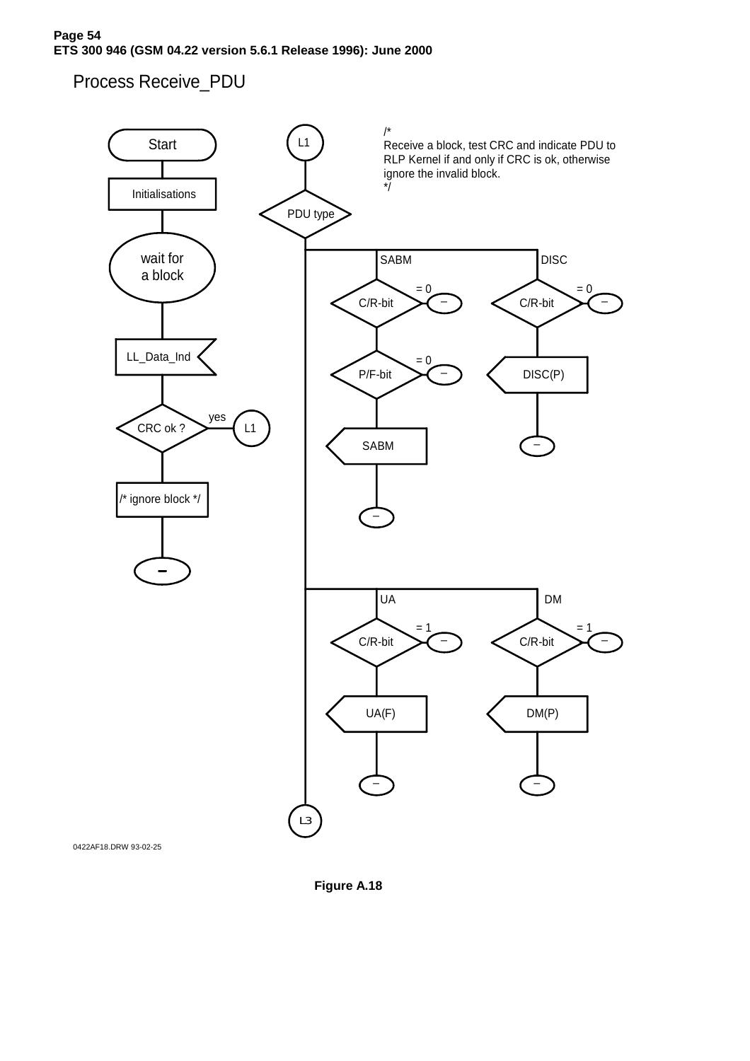# Process Receive_PDU

/*
Receive a block, test CRC and indicate PDU to RLP Kernel if and only if CRC is ok, otherwise ignore the invalid block.
*/

Start

Initialisations

wait for a block

LL_Data_Ind

CRC ok ?

yes

L1

/* ignore block */

–

L1

PDU type

SABM

C/R-bit

= 0

–

P/F-bit

= 0

–

SABM

–

DISC

C/R-bit

= 0

–

DISC(P)

–

UA

C/R-bit

= 1

–

UA(F)

–

DM

C/R-bit

= 1

–

DM(P)

–

L3

0422AF18.DRW 93-02-25

**Figure A.18**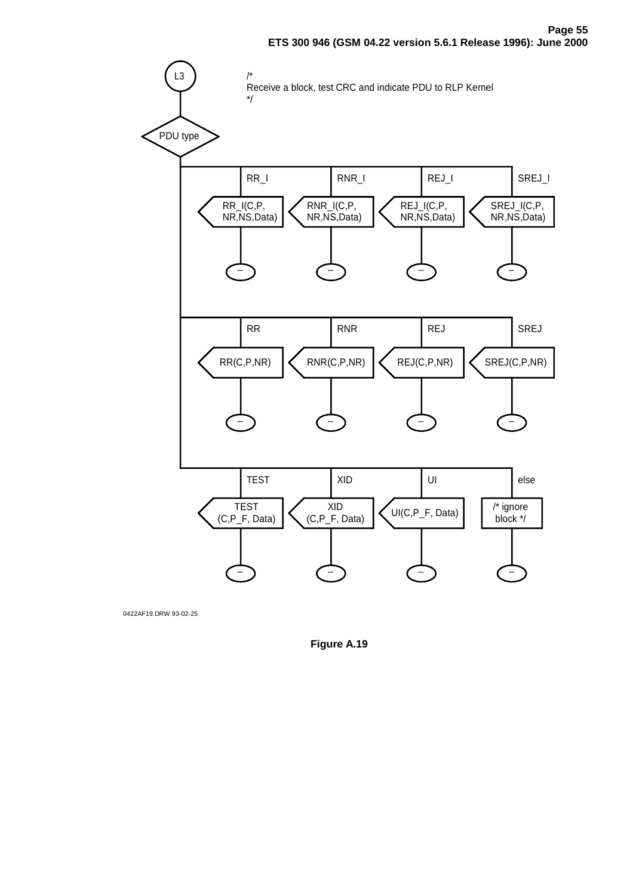L3

/*
Receive a block, test CRC and indicate PDU to RLP Kernel
*/

PDU type

| PDU type | Output |
| --- | --- |
| RR_I | RR_I(C,P, NR,NS,Data) |
| RNR_I | RNR_I(C,P, NR,NS,Data) |
| REJ_I | REJ_I(C,P, NR,NS,Data) |
| SREJ_I | SREJ_I(C,P, NR,NS,Data) |
| RR | RR(C,P,NR) |
| RNR | RNR(C,P,NR) |
| REJ | REJ(C,P,NR) |
| SREJ | SREJ(C,P,NR) |
| TEST | TEST (C,P_F, Data) |
| XID | XID (C,P_F, Data) |
| UI | UI(C,P_F, Data) |
| else | /* ignore block */ |

0422AF19.DRW 93-02-25

**Figure A.19**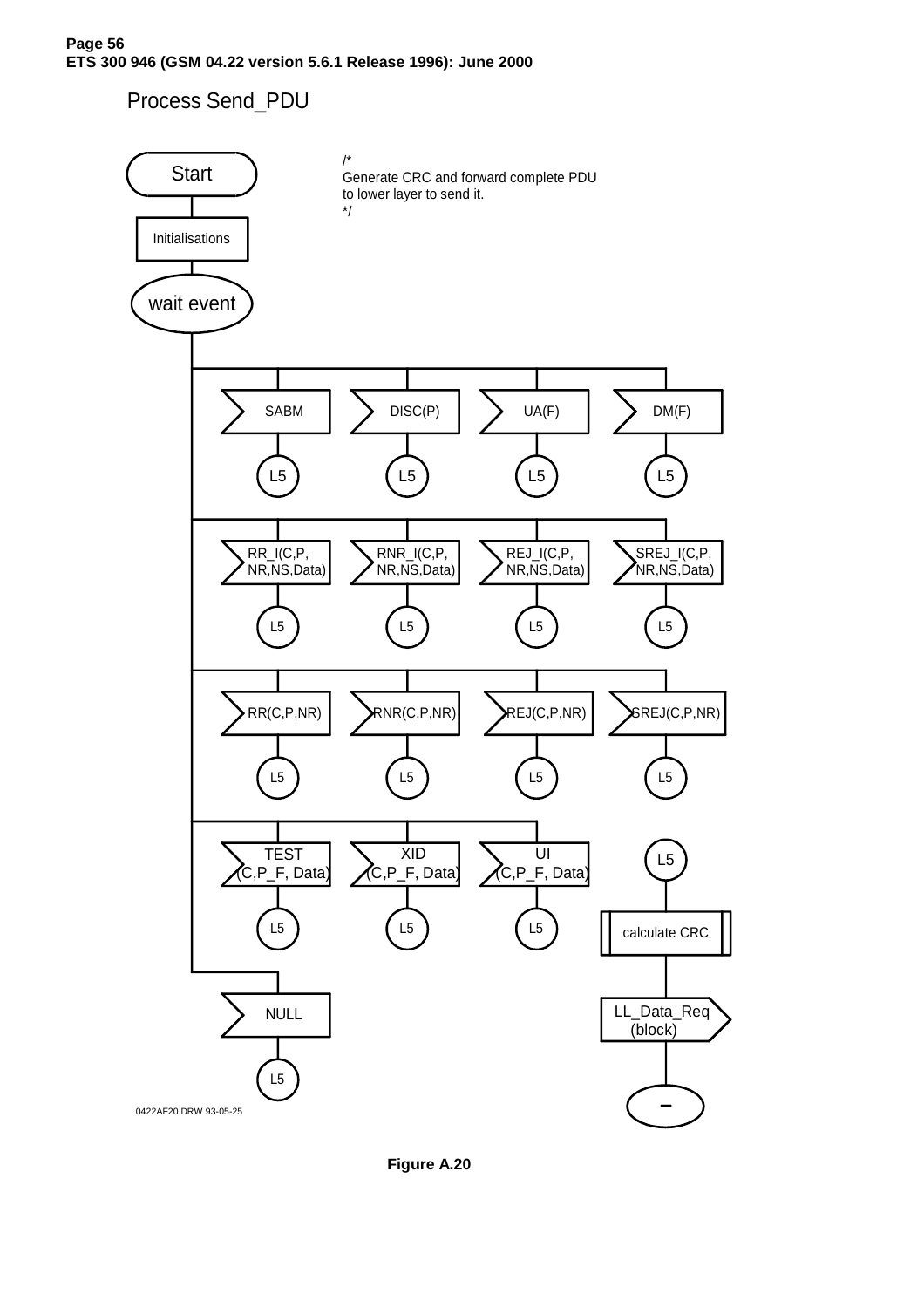Process Send_PDU

/*
Generate CRC and forward complete PDU
to lower layer to send it.
*/

Start

Initialisations

wait event

SABM — L5
DISC(P) — L5
UA(F) — L5
DM(F) — L5

RR_I(C,P, NR,NS,Data) — L5
RNR_I(C,P, NR,NS,Data) — L5
REJ_I(C,P, NR,NS,Data) — L5
SREJ_I(C,P, NR,NS,Data) — L5

RR(C,P,NR) — L5
RNR(C,P,NR) — L5
REJ(C,P,NR) — L5
SREJ(C,P,NR) — L5

TEST (C,P_F, Data) — L5
XID (C,P_F, Data) — L5
UI (C,P_F, Data) — L5

NULL — L5

L5 → calculate CRC → LL_Data_Req (block) → –

0422AF20.DRW 93-05-25

**Figure A.20**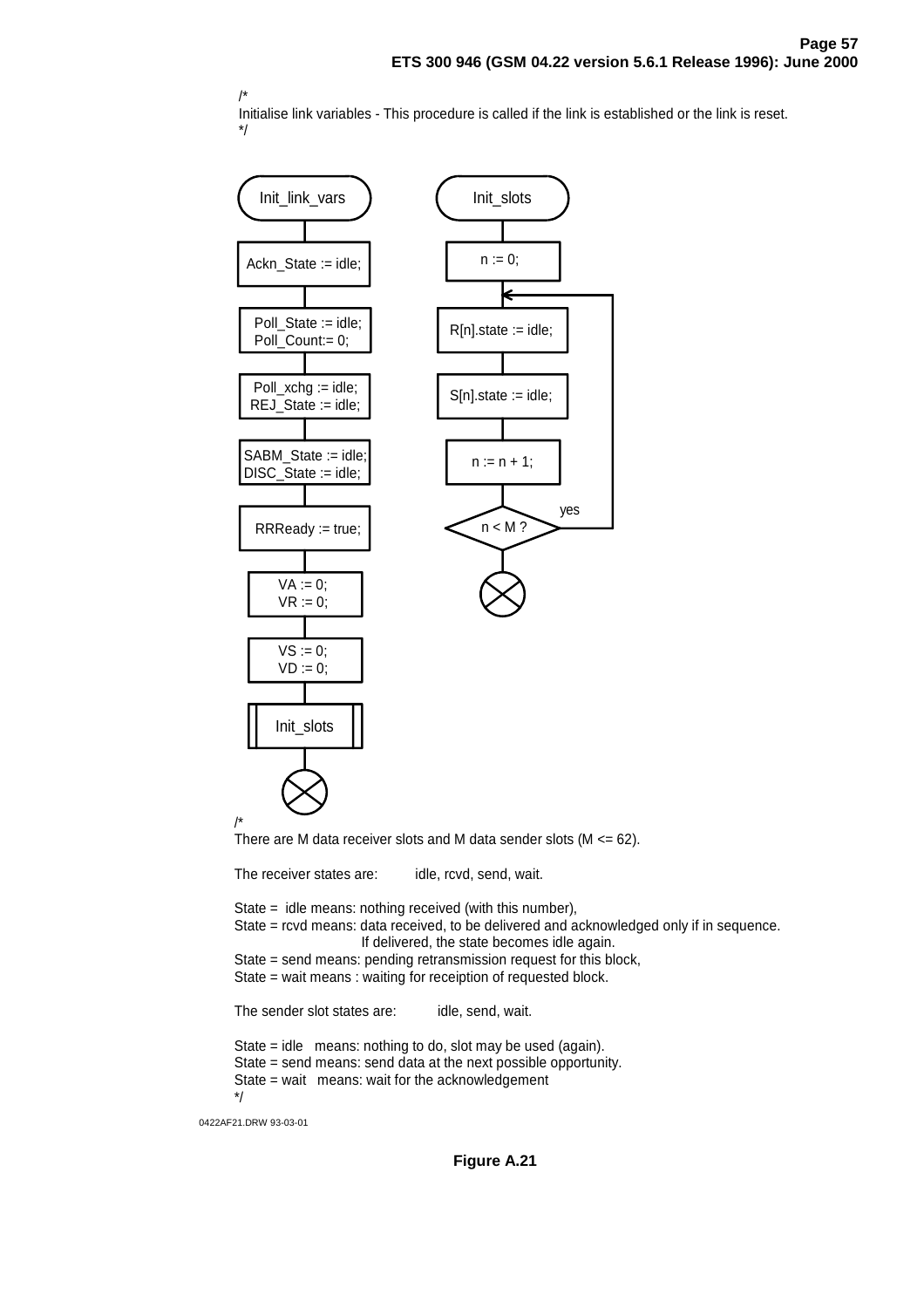/*
Initialise link variables - This procedure is called if the link is established or the link is reset.
*/

```
Init_link_vars
    |
Ackn_State := idle;
    |
Poll_State := idle;
Poll_Count:= 0;
    |
Poll_xchg := idle;
REJ_State := idle;
    |
SABM_State := idle;
DISC_State := idle;
    |
RRReady := true;
    |
VA := 0;
VR := 0;
    |
VS := 0;
VD := 0;
    |
[Init_slots]
    |
   (X)
```

```
Init_slots
    |
n := 0;
    |<-----------------+
R[n].state := idle;    |
    |                  |
S[n].state := idle;    |
    |                  |
n := n + 1;            |
    |                  |
< n < M ? > --yes------+
    |
   (X)
```

/*
There are M data receiver slots and M data sender slots (M <= 62).

The receiver states are: idle, rcvd, send, wait.

State = idle means: nothing received (with this number),
State = rcvd means: data received, to be delivered and acknowledged only if in sequence.
If delivered, the state becomes idle again.
State = send means: pending retransmission request for this block,
State = wait means : waiting for receiption of requested block.

The sender slot states are: idle, send, wait.

State = idle means: nothing to do, slot may be used (again).
State = send means: send data at the next possible opportunity.
State = wait means: wait for the acknowledgement
*/

0422AF21.DRW 93-03-01

**Figure A.21**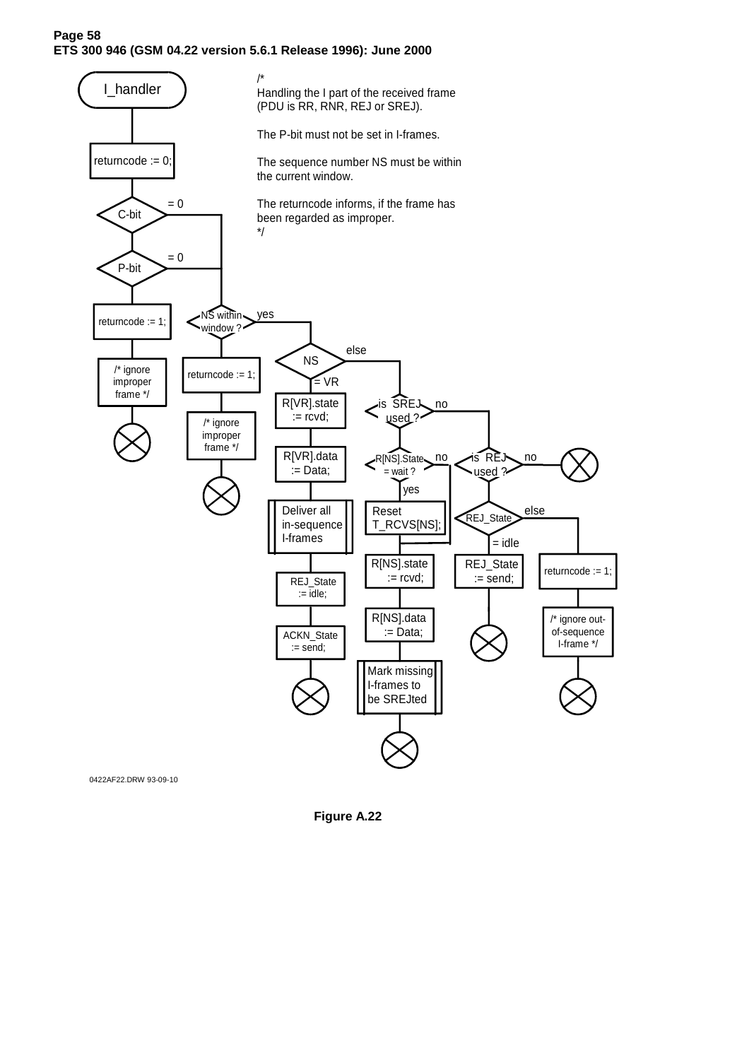/*
Handling the I part of the received frame
(PDU is RR, RNR, REJ or SREJ).

The P-bit must not be set in I-frames.

The sequence number NS must be within
the current window.

The returncode informs, if the frame has
been regarded as improper.
*/

```
I_handler
returncode := 0;
C-bit  (= 0 -> NS within window ?)
P-bit  (= 0 -> NS within window ?)
returncode := 1;
/* ignore improper frame */

NS within window ?
  (not yes) returncode := 1; /* ignore improper frame */
  yes -> NS
    = VR:
      R[VR].state := rcvd;
      R[VR].data := Data;
      Deliver all in-sequence I-frames
      REJ_State := idle;
      ACKN_State := send;
    else:
      is SREJ used ?
        yes:
          R[NS].State = wait ?
            yes: Reset T_RCVS[NS];
            no / continue:
          R[NS].state := rcvd;
          R[NS].data := Data;
          Mark missing I-frames to be SREJted
        no:
          is REJ used ?
            no: (stop)
            yes: REJ_State
              = idle: REJ_State := send;
              else: returncode := 1; /* ignore out-of-sequence I-frame */
```

0422AF22.DRW 93-09-10

Figure A.22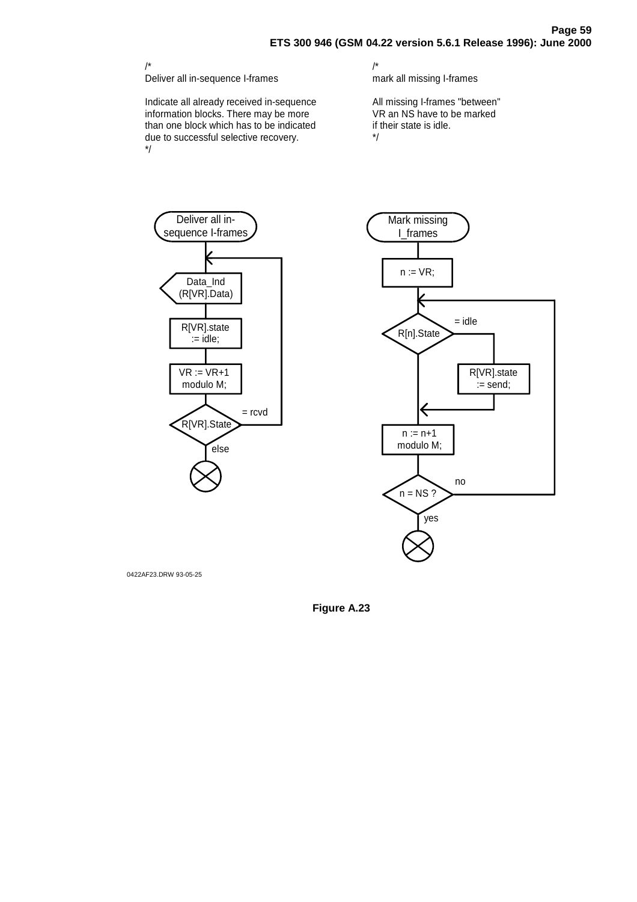/*
Deliver all in-sequence I-frames

Indicate all already received in-sequence information blocks. There may be more than one block which has to be indicated due to successful selective recovery.
*/

/*
mark all missing I-frames

All missing I-frames "between" VR an NS have to be marked if their state is idle.
*/

Deliver all in-sequence I-frames

Data_Ind (R[VR].Data)

R[VR].state := idle;

VR := VR+1 modulo M;

R[VR].State

= rcvd

else

Mark missing I_frames

n := VR;

R[n].State

= idle

R[VR].state := send;

n := n+1 modulo M;

n = NS ?

no

yes

0422AF23.DRW 93-05-25

**Figure A.23**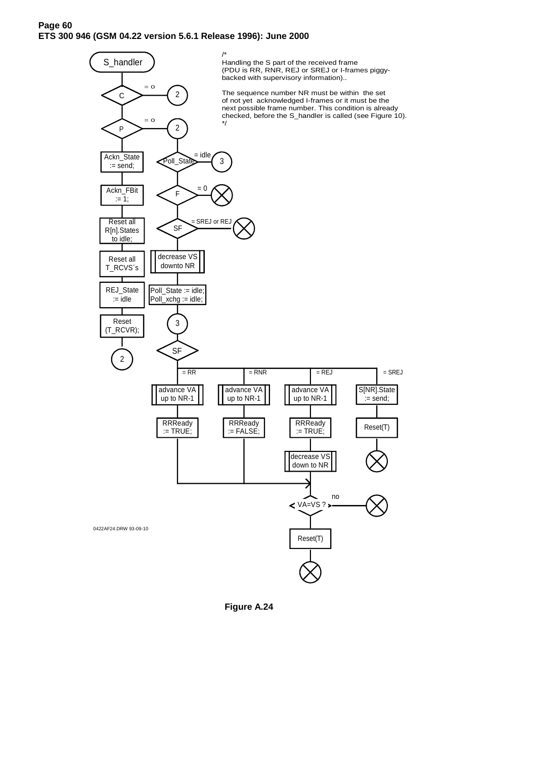/*
Handling the S part of the received frame
(PDU is RR, RNR, REJ or SREJ or I-frames piggy-backed with supervisory information)..

The sequence number NR must be within the set of not yet acknowledged I-frames or it must be the next possible frame number. This condition is already checked, before the S_handler is called (see Figure 10).
*/

S_handler

C = 0 → 2

P = 0 → 2

Ackn_State := send;

Ackn_FBit := 1;

Reset all R[n].States to idle;

Reset all T_RCVS´s

REJ_State := idle

Reset (T_RCVR);

2

Poll_State = idle → 3

F = 0

SF = SREJ or REJ

decrease VS downto NR

Poll_State := idle;
Poll_xchg := idle;

3

SF

= RR: advance VA up to NR-1; RRReady := TRUE;

= RNR: advance VA up to NR-1; RRReady := FALSE;

= REJ: advance VA up to NR-1; RRReady := TRUE; decrease VS down to NR

= SREJ: S[NR].State := send; Reset(T)

VA=VS ? no

Reset(T)

0422AF24.DRW 93-09-10

**Figure A.24**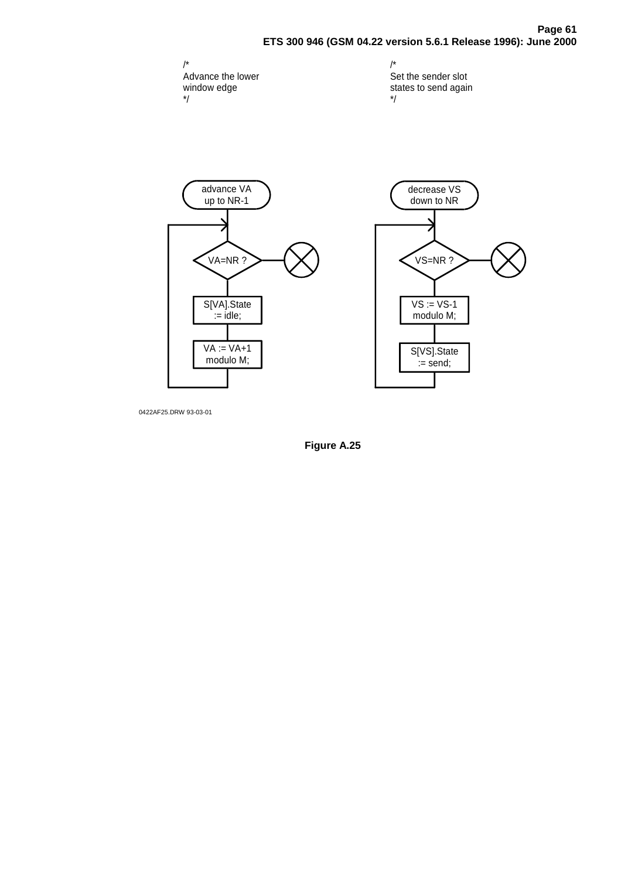/*
Advance the lower
window edge
*/

/*
Set the sender slot
states to send again
*/

advance VA up to NR-1

VA=NR ?

S[VA].State := idle;

VA := VA+1 modulo M;

decrease VS down to NR

VS=NR ?

VS := VS-1 modulo M;

S[VS].State := send;

0422AF25.DRW 93-03-01

**Figure A.25**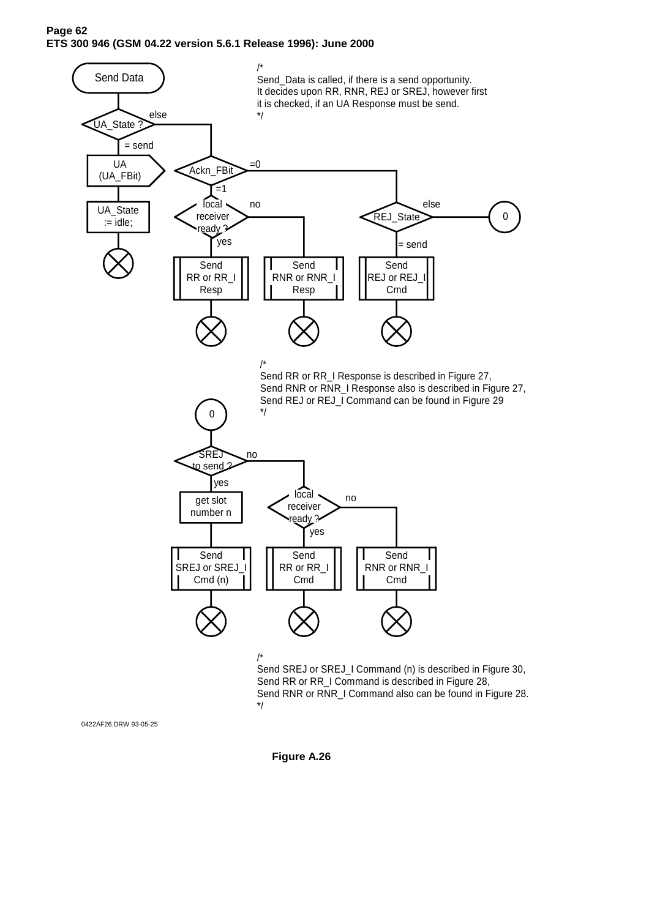Send Data

/*
Send_Data is called, if there is a send opportunity.
It decides upon RR, RNR, REJ or SREJ, however first
it is checked, if an UA Response must be send.
*/

UA_State ?
else
= send

UA
(UA_FBit)

UA_State
:= idle;

Ackn_FBit
=0
=1

local
receiver
ready ?
no
yes

REJ_State
else
= send

0

Send
RR or RR_I
Resp

Send
RNR or RNR_I
Resp

Send
REJ or REJ_I
Cmd

/*
Send RR or RR_I Response is described in Figure 27,
Send RNR or RNR_I Response also is described in Figure 27,
Send REJ or REJ_I Command can be found in Figure 29
*/

0

SREJ
to send ?
no
yes

get slot
number n

local
receiver
ready ?
no
yes

Send
SREJ or SREJ_I
Cmd (n)

Send
RR or RR_I
Cmd

Send
RNR or RNR_I
Cmd

/*
Send SREJ or SREJ_I Command (n) is described in Figure 30,
Send RR or RR_I Command is described in Figure 28,
Send RNR or RNR_I Command also can be found in Figure 28.
*/

0422AF26.DRW 93-05-25

**Figure A.26**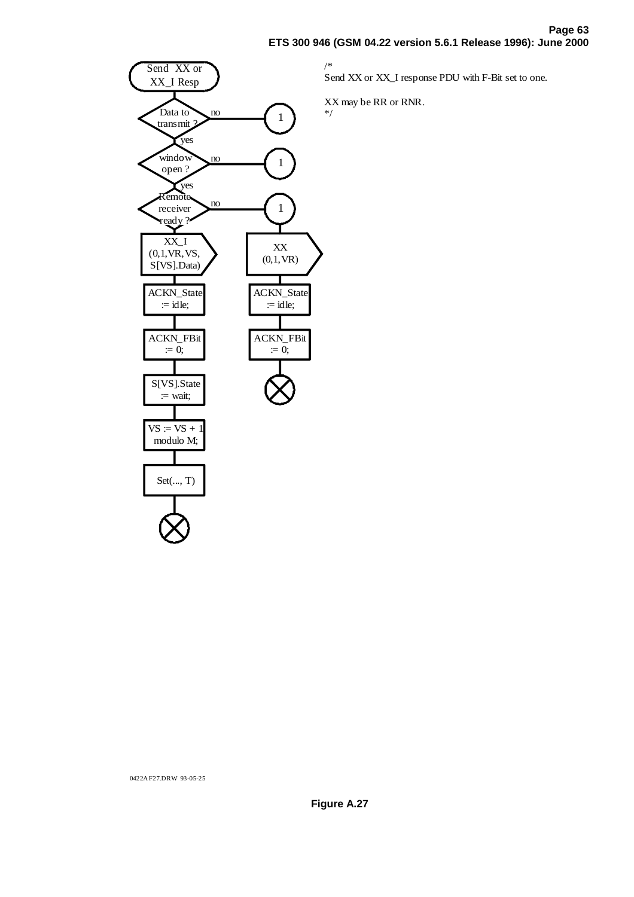Send XX or XX_I Resp

Data to transmit ? — no → 1

yes

window open ? — no → 1

yes

Remote receiver ready ? — no → 1

XX_I (0,1,VR,VS, S[VS].Data)

ACKN_State := idle;

ACKN_FBit := 0;

S[VS].State := wait;

VS := VS + 1 modulo M;

Set(..., T)

XX (0,1,VR)

ACKN_State := idle;

ACKN_FBit := 0;

```
/*
Send XX or XX_I response PDU with F-Bit set to one.

XX may be RR or RNR.
*/
```

0422AF27.DRW 93-05-25

**Figure A.27**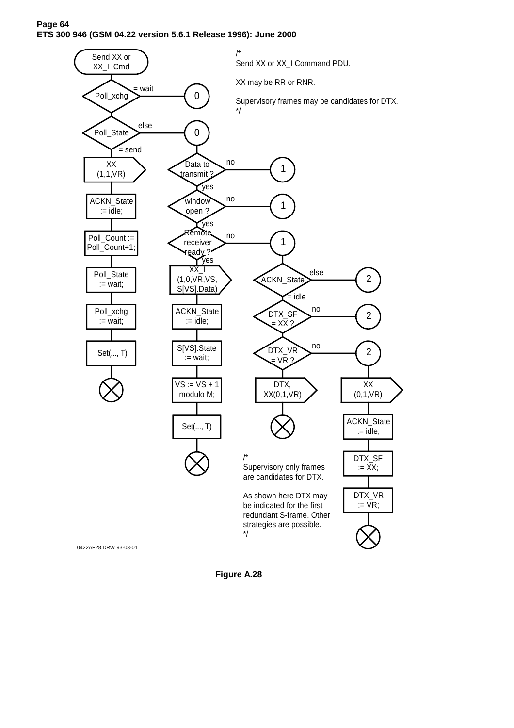/*
Send XX or XX_I Command PDU.

XX may be RR or RNR.

Supervisory frames may be candidates for DTX.
*/

Send XX or XX_I Cmd

Poll_xchg: = wait → 0

Poll_State: else → 0; = send

XX (1,1,VR)

ACKN_State := idle;

Poll_Count := Poll_Count+1;

Poll_State := wait;

Poll_xchg := wait;

Set(..., T)

Data to transmit ? — no → 1; yes

window open ? — no → 1; yes

Remote receiver ready ? — no → 1; yes

XX_I (1,0,VR,VS, S[VS].Data)

ACKN_State := idle;

S[VS].State := wait;

VS := VS + 1 modulo M;

Set(..., T)

ACKN_State — else → 2; = idle

DTX_SF = XX ? — no → 2

DTX_VR = VR ? — no → 2

DTX, XX(0,1,VR)

XX (0,1,VR)

ACKN_State := idle;

DTX_SF := XX;

DTX_VR := VR;

/*
Supervisory only frames are candidates for DTX.

As shown here DTX may be indicated for the first redundant S-frame. Other strategies are possible.
*/

0422AF28.DRW 93-03-01

**Figure A.28**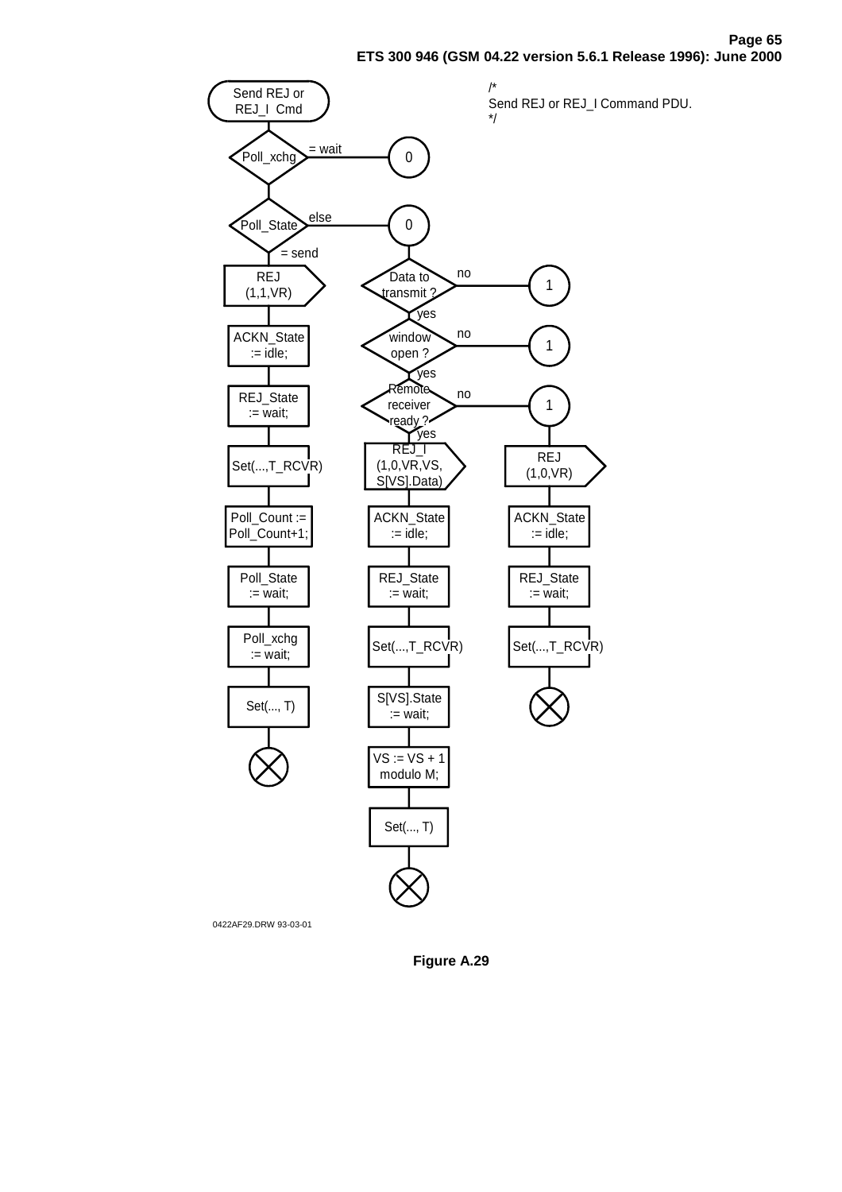/*
Send REJ or REJ_I Command PDU.
*/

Send REJ or REJ_I Cmd

Poll_xchg = wait → 0

Poll_State else → 0

= send

REJ (1,1,VR)

ACKN_State := idle;

REJ_State := wait;

Set(...,T_RCVR)

Poll_Count := Poll_Count+1;

Poll_State := wait;

Poll_xchg := wait;

Set(..., T)

Data to transmit ? no → 1

yes

window open ? no → 1

yes

Remote receiver ready ? no → 1

yes

REJ_I (1,0,VR,VS, S[VS].Data)

ACKN_State := idle;

REJ_State := wait;

Set(...,T_RCVR)

S[VS].State := wait;

VS := VS + 1 modulo M;

Set(..., T)

REJ (1,0,VR)

ACKN_State := idle;

REJ_State := wait;

Set(...,T_RCVR)

0422AF29.DRW 93-03-01

**Figure A.29**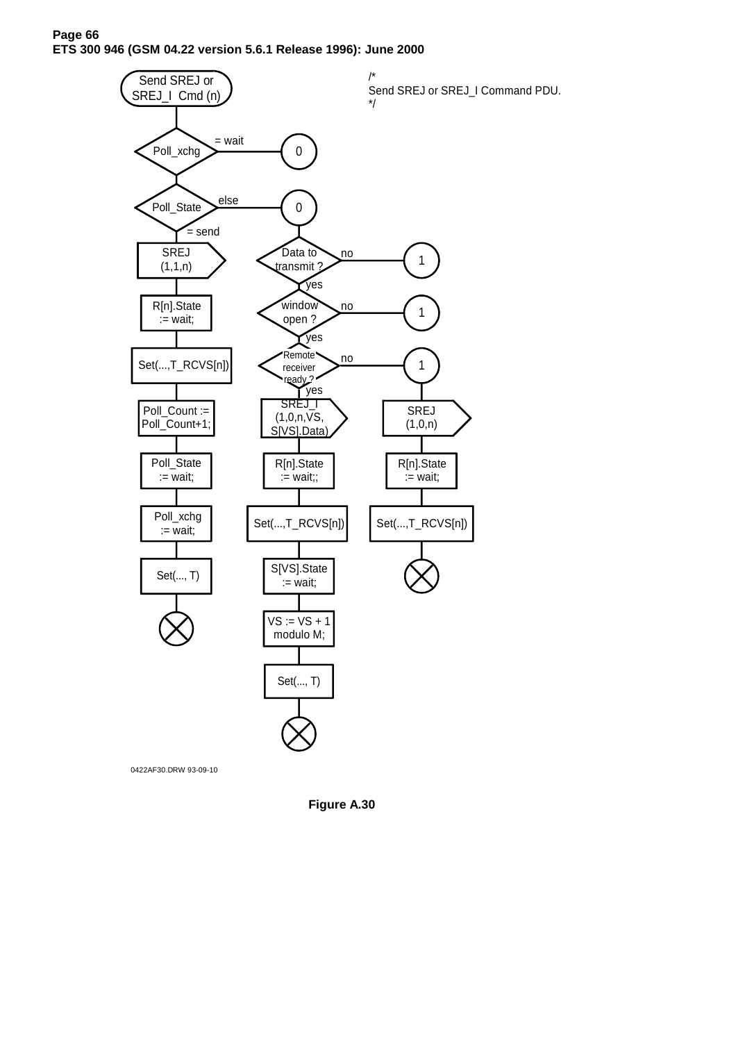Send SREJ or SREJ_I Cmd (n)

/*
Send SREJ or SREJ_I Command PDU.
*/

Poll_xchg — = wait → 0

Poll_State — else → 0

= send

SREJ (1,1,n)

R[n].State := wait;

Set(...,T_RCVS[n])

Poll_Count := Poll_Count+1;

Poll_State := wait;

Poll_xchg := wait;

Set(..., T)

0

Data to transmit ? — no → 1

yes

window open ? — no → 1

yes

Remote receiver ready ? — no → 1

yes

SREJ_I (1,0,n,VS, S[VS].Data)

R[n].State := wait;;

Set(...,T_RCVS[n])

S[VS].State := wait;

VS := VS + 1 modulo M;

Set(..., T)

SREJ (1,0,n)

R[n].State := wait;

Set(...,T_RCVS[n])

0422AF30.DRW 93-09-10

**Figure A.30**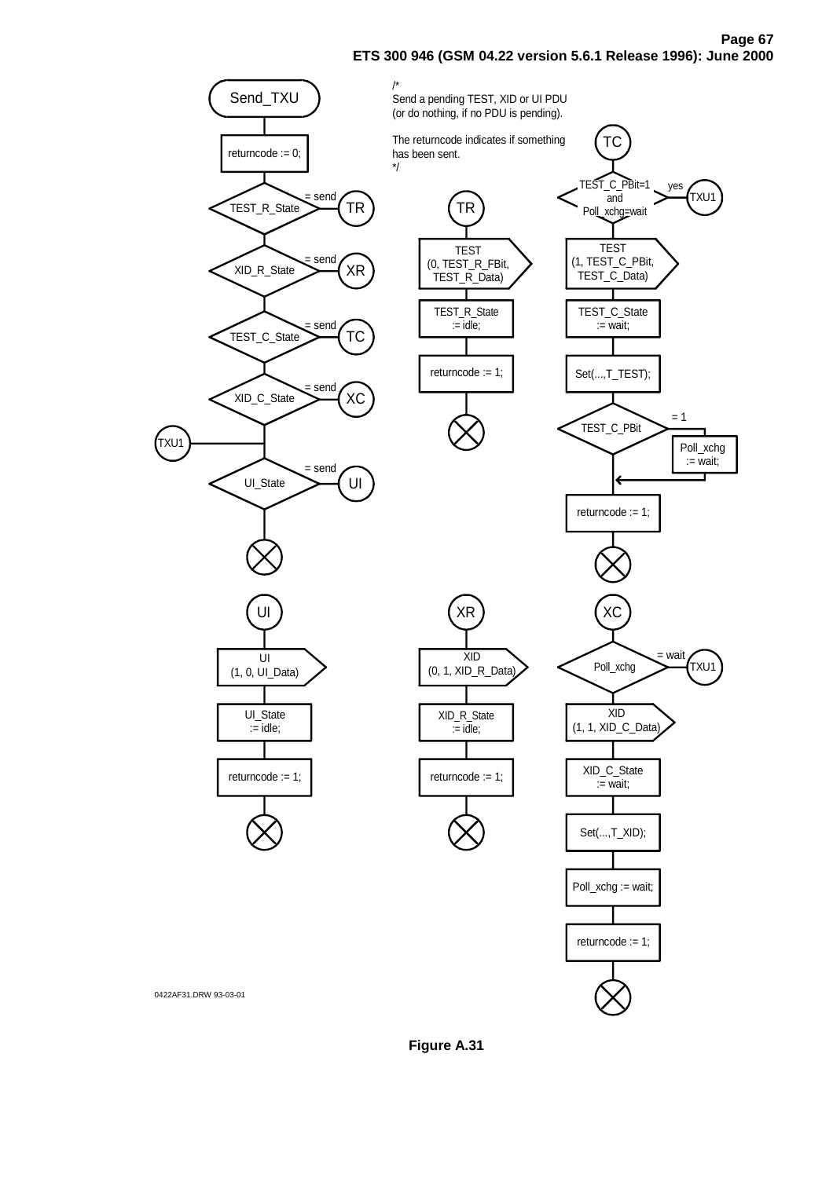Send_TXU

/*
Send a pending TEST, XID or UI PDU
(or do nothing, if no PDU is pending).

The returncode indicates if something
has been sent.
*/

returncode := 0;

TEST_R_State = send → TR

XID_R_State = send → XR

TEST_C_State = send → TC

XID_C_State = send → XC

TXU1

UI_State = send → UI

TR

TEST
(0, TEST_R_FBit,
TEST_R_Data)

TEST_R_State
:= idle;

returncode := 1;

TC

TEST_C_PBit=1
and
Poll_xchg=wait — yes → TXU1

TEST
(1, TEST_C_PBit,
TEST_C_Data)

TEST_C_State
:= wait;

Set(...,T_TEST);

TEST_C_PBit = 1 → Poll_xchg
:= wait;

returncode := 1;

UI

UI
(1, 0, UI_Data)

UI_State
:= idle;

returncode := 1;

XR

XID
(0, 1, XID_R_Data)

XID_R_State
:= idle;

returncode := 1;

XC

Poll_xchg = wait → TXU1

XID
(1, 1, XID_C_Data)

XID_C_State
:= wait;

Set(...,T_XID);

Poll_xchg := wait;

returncode := 1;

0422AF31.DRW 93-03-01

**Figure A.31**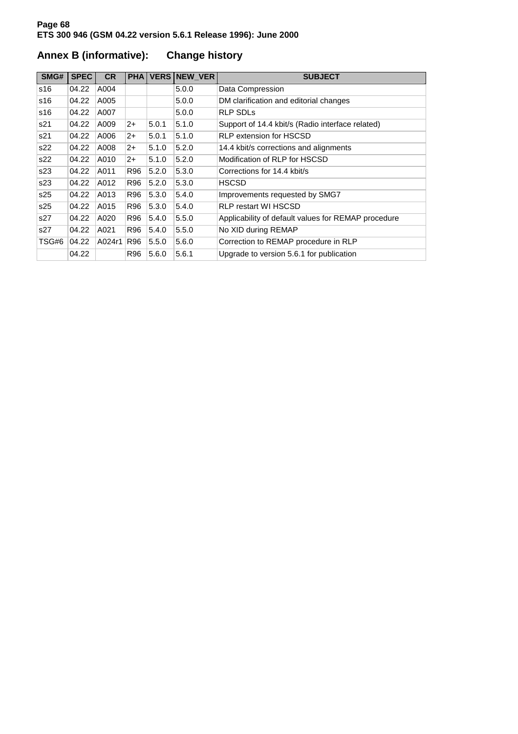# Annex B (informative): Change history

| SMG# | SPEC | CR | PHA | VERS | NEW_VER | SUBJECT |
|---|---|---|---|---|---|---|
| s16 | 04.22 | A004 | | | 5.0.0 | Data Compression |
| s16 | 04.22 | A005 | | | 5.0.0 | DM clarification and editorial changes |
| s16 | 04.22 | A007 | | | 5.0.0 | RLP SDLs |
| s21 | 04.22 | A009 | 2+ | 5.0.1 | 5.1.0 | Support of 14.4 kbit/s (Radio interface related) |
| s21 | 04.22 | A006 | 2+ | 5.0.1 | 5.1.0 | RLP extension for HSCSD |
| s22 | 04.22 | A008 | 2+ | 5.1.0 | 5.2.0 | 14.4 kbit/s corrections and alignments |
| s22 | 04.22 | A010 | 2+ | 5.1.0 | 5.2.0 | Modification of RLP for HSCSD |
| s23 | 04.22 | A011 | R96 | 5.2.0 | 5.3.0 | Corrections for 14.4 kbit/s |
| s23 | 04.22 | A012 | R96 | 5.2.0 | 5.3.0 | HSCSD |
| s25 | 04.22 | A013 | R96 | 5.3.0 | 5.4.0 | Improvements requested by SMG7 |
| s25 | 04.22 | A015 | R96 | 5.3.0 | 5.4.0 | RLP restart WI HSCSD |
| s27 | 04.22 | A020 | R96 | 5.4.0 | 5.5.0 | Applicability of default values for REMAP procedure |
| s27 | 04.22 | A021 | R96 | 5.4.0 | 5.5.0 | No XID during REMAP |
| TSG#6 | 04.22 | A024r1 | R96 | 5.5.0 | 5.6.0 | Correction to REMAP procedure in RLP |
| | 04.22 | | R96 | 5.6.0 | 5.6.1 | Upgrade to version 5.6.1 for publication |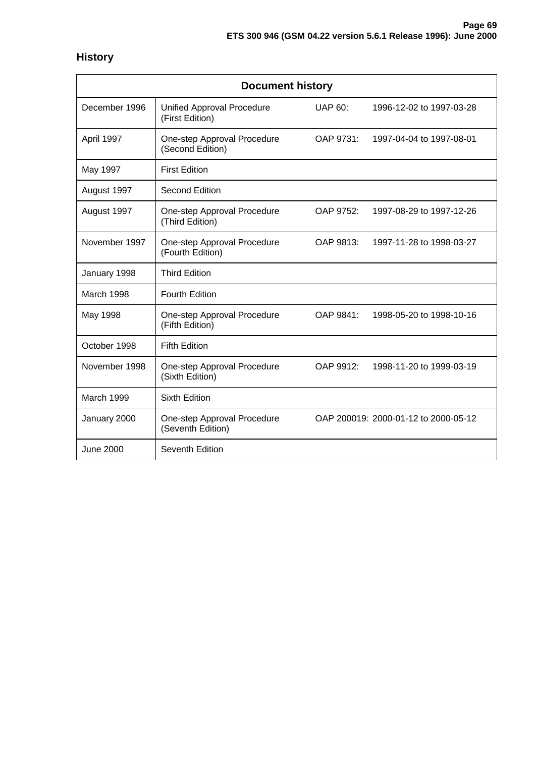## History

| Document history | | | |
|---|---|---|---|
| December 1996 | Unified Approval Procedure (First Edition) | UAP 60: | 1996-12-02 to 1997-03-28 |
| April 1997 | One-step Approval Procedure (Second Edition) | OAP 9731: | 1997-04-04 to 1997-08-01 |
| May 1997 | First Edition | | |
| August 1997 | Second Edition | | |
| August 1997 | One-step Approval Procedure (Third Edition) | OAP 9752: | 1997-08-29 to 1997-12-26 |
| November 1997 | One-step Approval Procedure (Fourth Edition) | OAP 9813: | 1997-11-28 to 1998-03-27 |
| January 1998 | Third Edition | | |
| March 1998 | Fourth Edition | | |
| May 1998 | One-step Approval Procedure (Fifth Edition) | OAP 9841: | 1998-05-20 to 1998-10-16 |
| October 1998 | Fifth Edition | | |
| November 1998 | One-step Approval Procedure (Sixth Edition) | OAP 9912: | 1998-11-20 to 1999-03-19 |
| March 1999 | Sixth Edition | | |
| January 2000 | One-step Approval Procedure (Seventh Edition) | OAP 200019: | 2000-01-12 to 2000-05-12 |
| June 2000 | Seventh Edition | | |